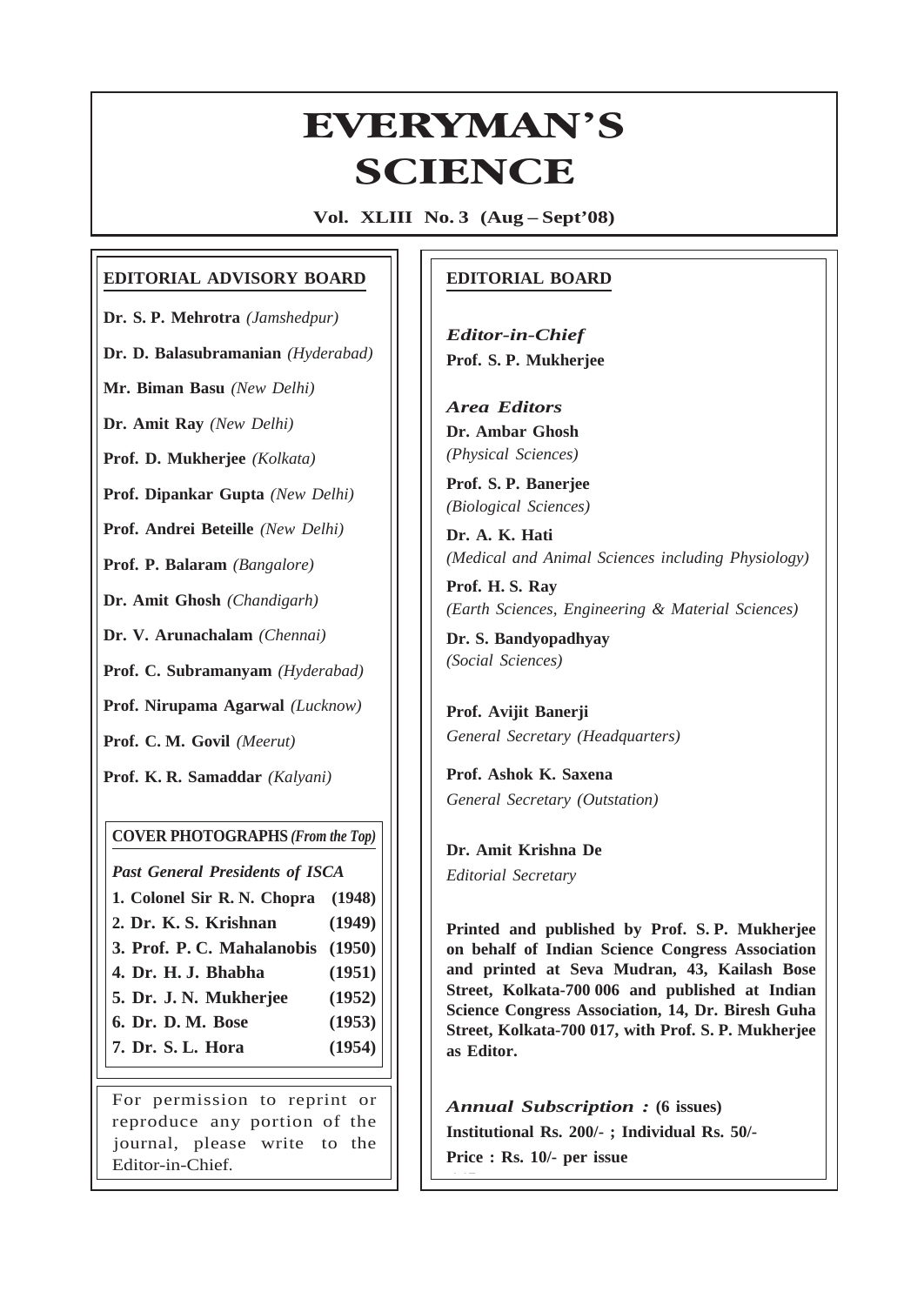# EVERYMAN'S SCIENCE

**Vol. XLIII No. 3 (Aug – Sept'08)**

## EDITORIAL ADVISORY BOARD

**Dr. S. P. Mehrotra** *(Jamshedpur)*

**Dr. D. Balasubramanian** *(Hyderabad)*

**Mr. Biman Basu** *(New Delhi)*

**Dr. Amit Ray** *(New Delhi)*

**Prof. D. Mukherjee** *(Kolkata)*

**Prof. Dipankar Gupta** *(New Delhi)*

**Prof. Andrei Beteille** *(New Delhi)*

**Prof. P. Balaram** *(Bangalore)*

**Dr. Amit Ghosh** *(Chandigarh)*

**Dr. V. Arunachalam** *(Chennai)*

**Prof. C. Subramanyam** *(Hyderabad)*

**Prof. Nirupama Agarwal** *(Lucknow)*

**Prof. C. M. Govil** *(Meerut)*

**Prof. K. R. Samaddar** *(Kalyani)*

### COVER PHOTOGRAPHS *(From the Top)*

*Past General Presidents of ISCA*

| | |
|---|---|
| **1. Colonel Sir R. N. Chopra** | **(1948)** |
| **2. Dr. K. S. Krishnan** | **(1949)** |
| **3. Prof. P. C. Mahalanobis** | **(1950)** |
| **4. Dr. H. J. Bhabha** | **(1951)** |
| **5. Dr. J. N. Mukherjee** | **(1952)** |
| **6. Dr. D. M. Bose** | **(1953)** |
| **7. Dr. S. L. Hora** | **(1954)** |

For permission to reprint or reproduce any portion of the journal, please write to the Editor-in-Chief.

## EDITORIAL BOARD

*Editor-in-Chief*
**Prof. S. P. Mukherjee**

*Area Editors*

**Dr. Ambar Ghosh**
*(Physical Sciences)*

**Prof. S. P. Banerjee**
*(Biological Sciences)*

**Dr. A. K. Hati**
*(Medical and Animal Sciences including Physiology)*

**Prof. H. S. Ray**
*(Earth Sciences, Engineering & Material Sciences)*

**Dr. S. Bandyopadhyay**
*(Social Sciences)*

**Prof. Avijit Banerji**
*General Secretary (Headquarters)*

**Prof. Ashok K. Saxena**
*General Secretary (Outstation)*

**Dr. Amit Krishna De**
*Editorial Secretary*

**Printed and published by Prof. S. P. Mukherjee on behalf of Indian Science Congress Association and printed at Seva Mudran, 43, Kailash Bose Street, Kolkata-700 006 and published at Indian Science Congress Association, 14, Dr. Biresh Guha Street, Kolkata-700 017, with Prof. S. P. Mukherjee as Editor.**

*Annual Subscription :* **(6 issues)**
**Institutional Rs. 200/- ; Individual Rs. 50/-**
**Price : Rs. 10/- per issue**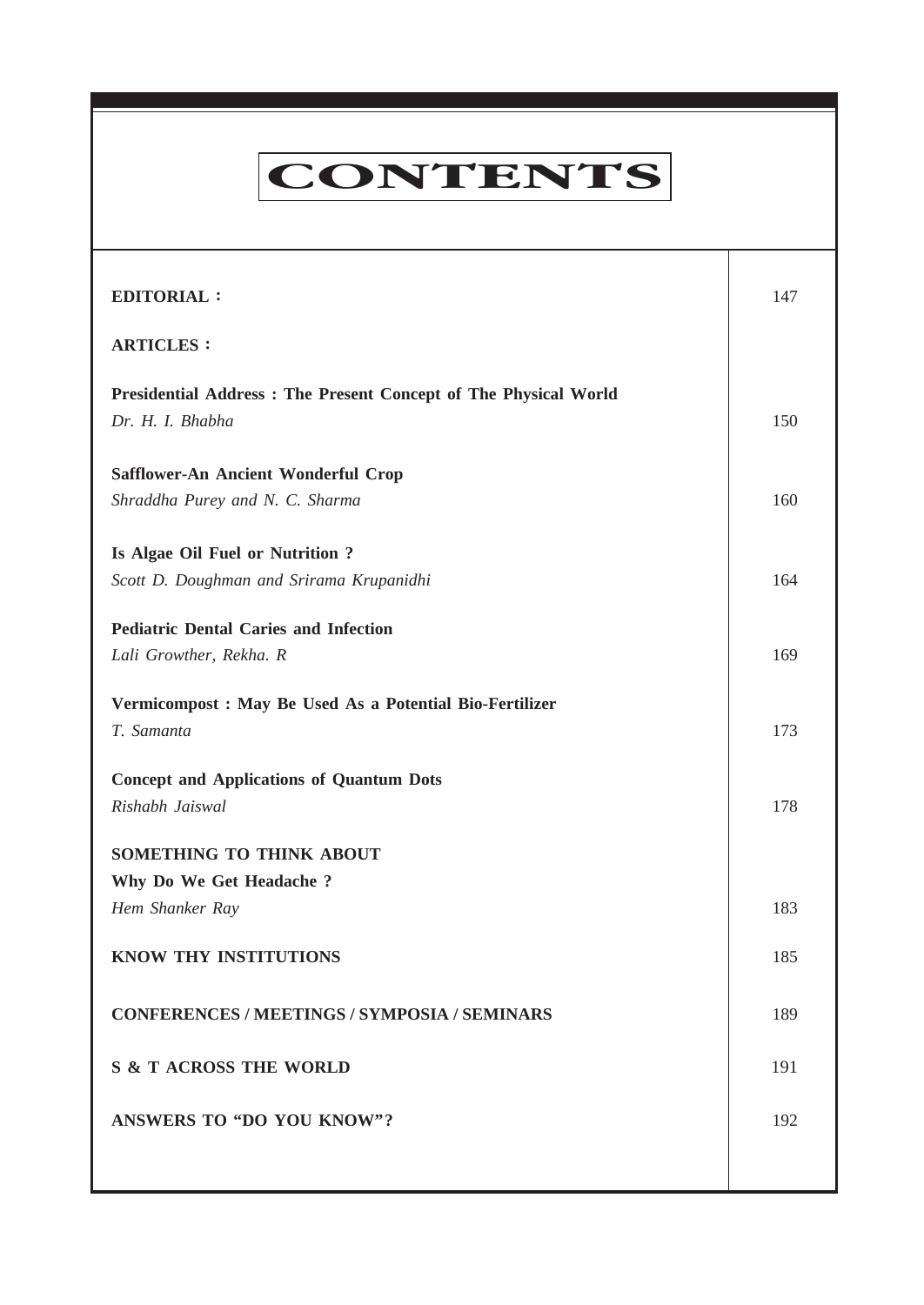# CONTENTS

| | |
|---|---|
| **EDITORIAL :** | 147 |
| **ARTICLES :** | |
| **Presidential Address : The Present Concept of The Physical World**<br>*Dr. H. I. Bhabha* | 150 |
| **Safflower-An Ancient Wonderful Crop**<br>*Shraddha Purey and N. C. Sharma* | 160 |
| **Is Algae Oil Fuel or Nutrition ?**<br>*Scott D. Doughman and Srirama Krupanidhi* | 164 |
| **Pediatric Dental Caries and Infection**<br>*Lali Growther, Rekha. R* | 169 |
| **Vermicompost : May Be Used As a Potential Bio-Fertilizer**<br>*T. Samanta* | 173 |
| **Concept and Applications of Quantum Dots**<br>*Rishabh Jaiswal* | 178 |
| **SOMETHING TO THINK ABOUT**<br>**Why Do We Get Headache ?**<br>*Hem Shanker Ray* | 183 |
| **KNOW THY INSTITUTIONS** | 185 |
| **CONFERENCES / MEETINGS / SYMPOSIA / SEMINARS** | 189 |
| **S & T ACROSS THE WORLD** | 191 |
| **ANSWERS TO "DO YOU KNOW"?** | 192 |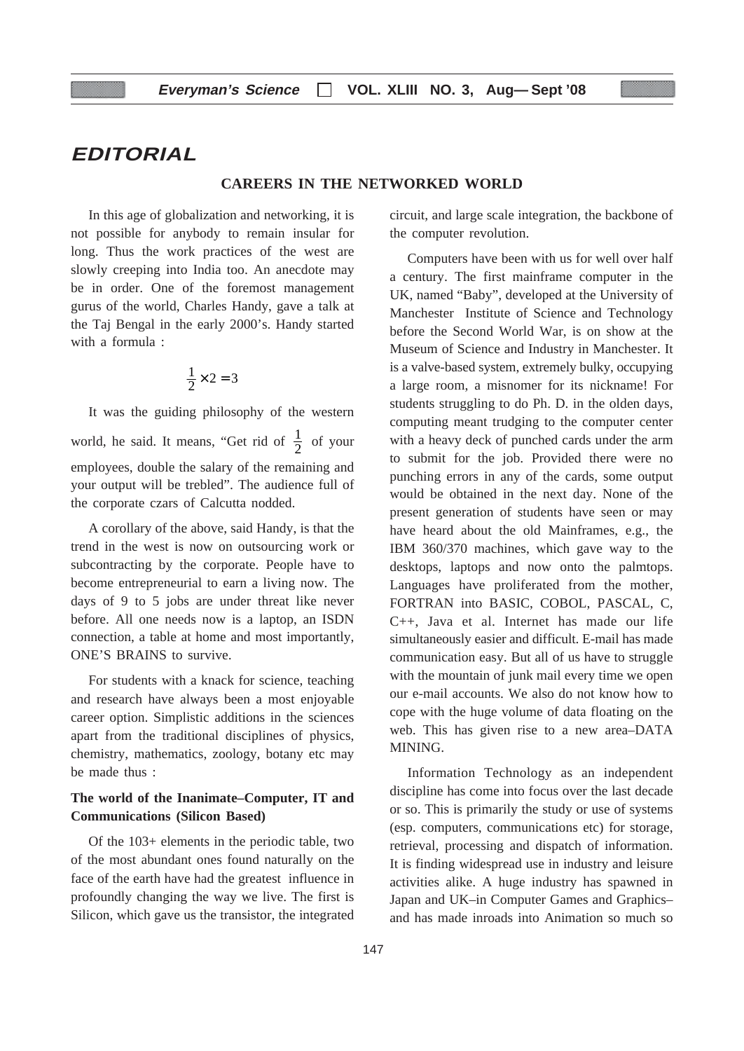# EDITORIAL

## CAREERS IN THE NETWORKED WORLD

In this age of globalization and networking, it is not possible for anybody to remain insular for long. Thus the work practices of the west are slowly creeping into India too. An anecdote may be in order. One of the foremost management gurus of the world, Charles Handy, gave a talk at the Taj Bengal in the early 2000's. Handy started with a formula :

$$\frac{1}{2} \times 2 = 3$$

It was the guiding philosophy of the western world, he said. It means, "Get rid of $\frac{1}{2}$ of your employees, double the salary of the remaining and your output will be trebled". The audience full of the corporate czars of Calcutta nodded.

A corollary of the above, said Handy, is that the trend in the west is now on outsourcing work or subcontracting by the corporate. People have to become entrepreneurial to earn a living now. The days of 9 to 5 jobs are under threat like never before. All one needs now is a laptop, an ISDN connection, a table at home and most importantly, ONE'S BRAINS to survive.

For students with a knack for science, teaching and research have always been a most enjoyable career option. Simplistic additions in the sciences apart from the traditional disciplines of physics, chemistry, mathematics, zoology, botany etc may be made thus :

**The world of the Inanimate–Computer, IT and Communications (Silicon Based)**

Of the 103+ elements in the periodic table, two of the most abundant ones found naturally on the face of the earth have had the greatest influence in profoundly changing the way we live. The first is Silicon, which gave us the transistor, the integrated circuit, and large scale integration, the backbone of the computer revolution.

Computers have been with us for well over half a century. The first mainframe computer in the UK, named "Baby", developed at the University of Manchester Institute of Science and Technology before the Second World War, is on show at the Museum of Science and Industry in Manchester. It is a valve-based system, extremely bulky, occupying a large room, a misnomer for its nickname! For students struggling to do Ph. D. in the olden days, computing meant trudging to the computer center with a heavy deck of punched cards under the arm to submit for the job. Provided there were no punching errors in any of the cards, some output would be obtained in the next day. None of the present generation of students have seen or may have heard about the old Mainframes, e.g., the IBM 360/370 machines, which gave way to the desktops, laptops and now onto the palmtops. Languages have proliferated from the mother, FORTRAN into BASIC, COBOL, PASCAL, C, C++, Java et al. Internet has made our life simultaneously easier and difficult. E-mail has made communication easy. But all of us have to struggle with the mountain of junk mail every time we open our e-mail accounts. We also do not know how to cope with the huge volume of data floating on the web. This has given rise to a new area–DATA MINING.

Information Technology as an independent discipline has come into focus over the last decade or so. This is primarily the study or use of systems (esp. computers, communications etc) for storage, retrieval, processing and dispatch of information. It is finding widespread use in industry and leisure activities alike. A huge industry has spawned in Japan and UK–in Computer Games and Graphics–and has made inroads into Animation so much so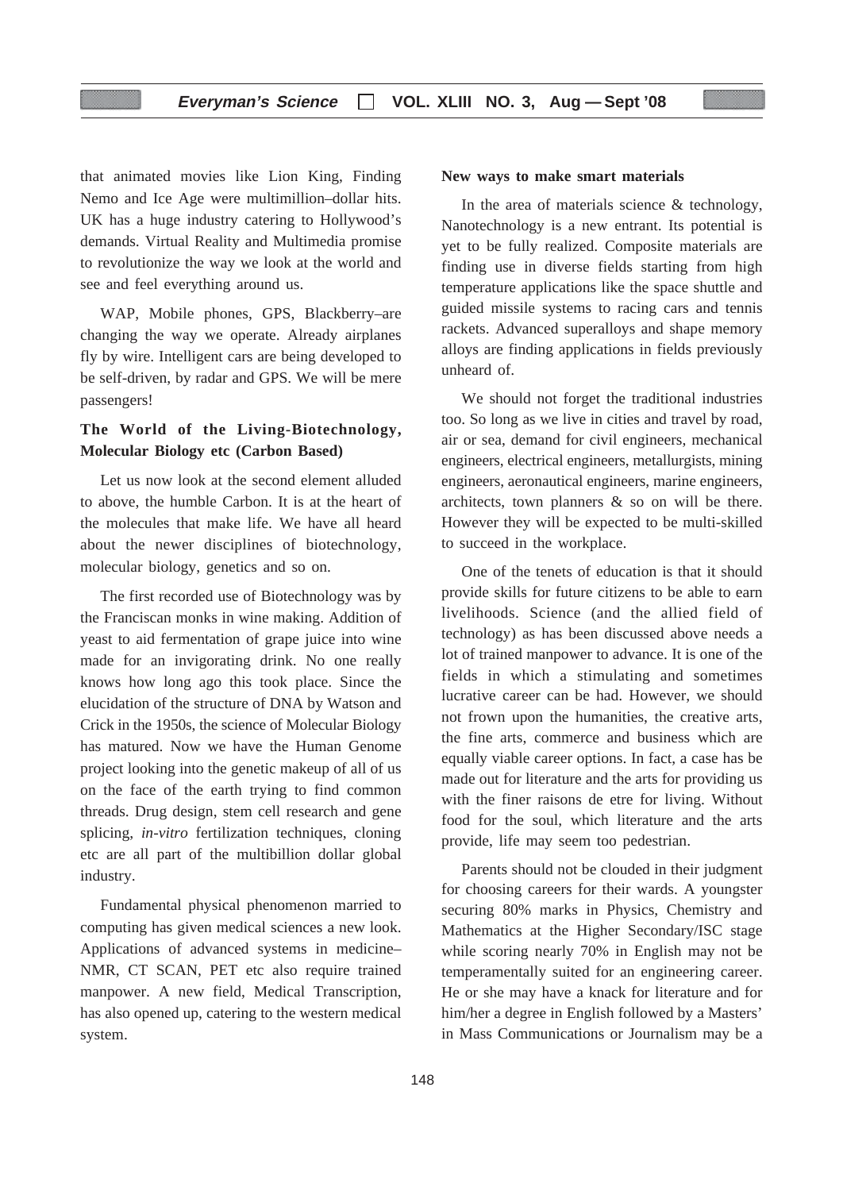that animated movies like Lion King, Finding Nemo and Ice Age were multimillion–dollar hits. UK has a huge industry catering to Hollywood's demands. Virtual Reality and Multimedia promise to revolutionize the way we look at the world and see and feel everything around us.

WAP, Mobile phones, GPS, Blackberry–are changing the way we operate. Already airplanes fly by wire. Intelligent cars are being developed to be self-driven, by radar and GPS. We will be mere passengers!

**The World of the Living-Biotechnology, Molecular Biology etc (Carbon Based)**

Let us now look at the second element alluded to above, the humble Carbon. It is at the heart of the molecules that make life. We have all heard about the newer disciplines of biotechnology, molecular biology, genetics and so on.

The first recorded use of Biotechnology was by the Franciscan monks in wine making. Addition of yeast to aid fermentation of grape juice into wine made for an invigorating drink. No one really knows how long ago this took place. Since the elucidation of the structure of DNA by Watson and Crick in the 1950s, the science of Molecular Biology has matured. Now we have the Human Genome project looking into the genetic makeup of all of us on the face of the earth trying to find common threads. Drug design, stem cell research and gene splicing, *in-vitro* fertilization techniques, cloning etc are all part of the multibillion dollar global industry.

Fundamental physical phenomenon married to computing has given medical sciences a new look. Applications of advanced systems in medicine– NMR, CT SCAN, PET etc also require trained manpower. A new field, Medical Transcription, has also opened up, catering to the western medical system.

**New ways to make smart materials**

In the area of materials science & technology, Nanotechnology is a new entrant. Its potential is yet to be fully realized. Composite materials are finding use in diverse fields starting from high temperature applications like the space shuttle and guided missile systems to racing cars and tennis rackets. Advanced superalloys and shape memory alloys are finding applications in fields previously unheard of.

We should not forget the traditional industries too. So long as we live in cities and travel by road, air or sea, demand for civil engineers, mechanical engineers, electrical engineers, metallurgists, mining engineers, aeronautical engineers, marine engineers, architects, town planners & so on will be there. However they will be expected to be multi-skilled to succeed in the workplace.

One of the tenets of education is that it should provide skills for future citizens to be able to earn livelihoods. Science (and the allied field of technology) as has been discussed above needs a lot of trained manpower to advance. It is one of the fields in which a stimulating and sometimes lucrative career can be had. However, we should not frown upon the humanities, the creative arts, the fine arts, commerce and business which are equally viable career options. In fact, a case has be made out for literature and the arts for providing us with the finer raisons de etre for living. Without food for the soul, which literature and the arts provide, life may seem too pedestrian.

Parents should not be clouded in their judgment for choosing careers for their wards. A youngster securing 80% marks in Physics, Chemistry and Mathematics at the Higher Secondary/ISC stage while scoring nearly 70% in English may not be temperamentally suited for an engineering career. He or she may have a knack for literature and for him/her a degree in English followed by a Masters' in Mass Communications or Journalism may be a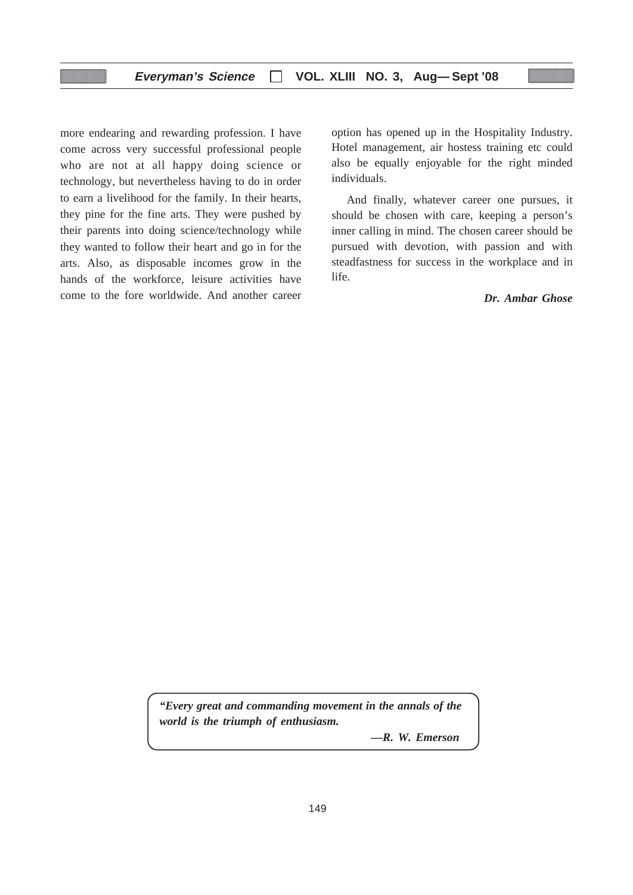more endearing and rewarding profession. I have come across very successful professional people who are not at all happy doing science or technology, but nevertheless having to do in order to earn a livelihood for the family. In their hearts, they pine for the fine arts. They were pushed by their parents into doing science/technology while they wanted to follow their heart and go in for the arts. Also, as disposable incomes grow in the hands of the workforce, leisure activities have come to the fore worldwide. And another career option has opened up in the Hospitality Industry. Hotel management, air hostess training etc could also be equally enjoyable for the right minded individuals.

And finally, whatever career one pursues, it should be chosen with care, keeping a person's inner calling in mind. The chosen career should be pursued with devotion, with passion and with steadfastness for success in the workplace and in life.

***Dr. Ambar Ghose***

> ***"Every great and commanding movement in the annals of the world is the triumph of enthusiasm.***
>
> ***—R. W. Emerson***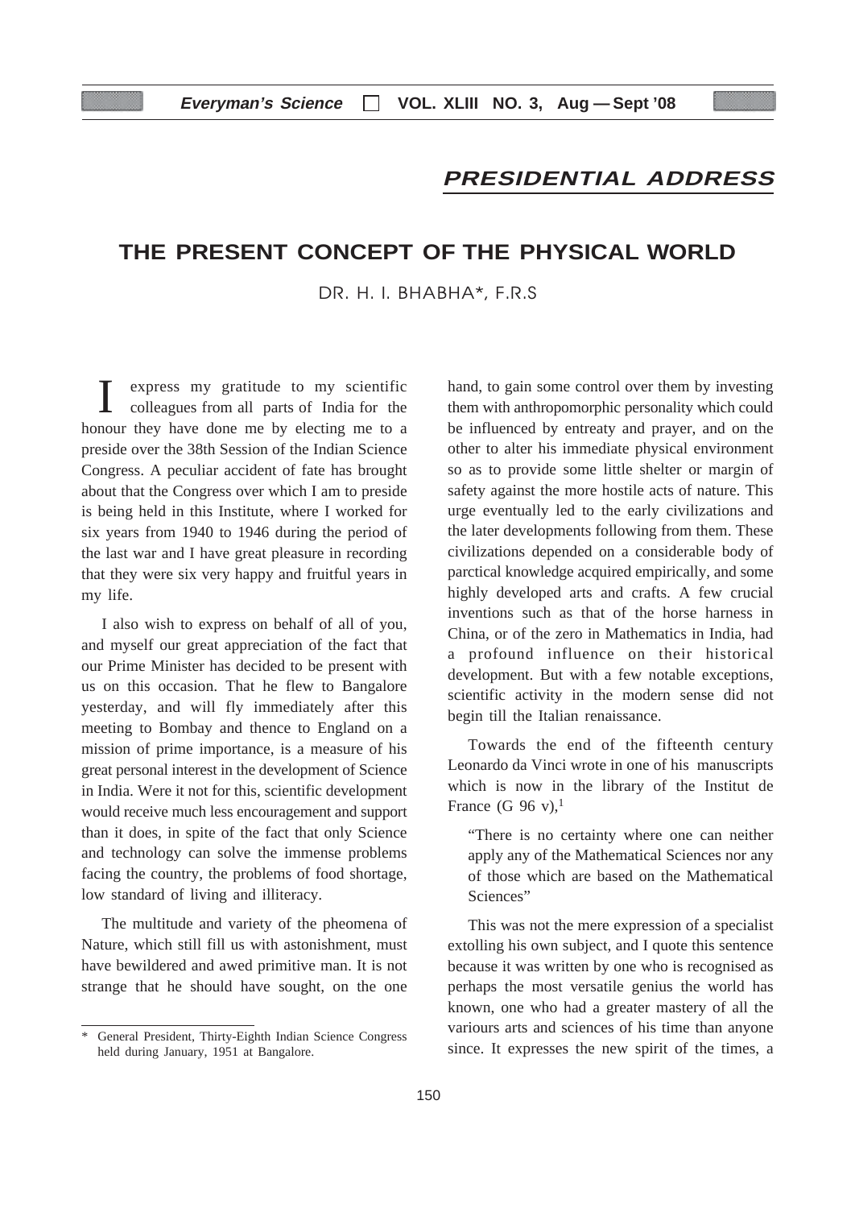## PRESIDENTIAL ADDRESS

# THE PRESENT CONCEPT OF THE PHYSICAL WORLD

DR. H. I. BHABHA*, F.R.S

I express my gratitude to my scientific colleagues from all parts of India for the honour they have done me by electing me to a preside over the 38th Session of the Indian Science Congress. A peculiar accident of fate has brought about that the Congress over which I am to preside is being held in this Institute, where I worked for six years from 1940 to 1946 during the period of the last war and I have great pleasure in recording that they were six very happy and fruitful years in my life.

I also wish to express on behalf of all of you, and myself our great appreciation of the fact that our Prime Minister has decided to be present with us on this occasion. That he flew to Bangalore yesterday, and will fly immediately after this meeting to Bombay and thence to England on a mission of prime importance, is a measure of his great personal interest in the development of Science in India. Were it not for this, scientific development would receive much less encouragement and support than it does, in spite of the fact that only Science and technology can solve the immense problems facing the country, the problems of food shortage, low standard of living and illiteracy.

The multitude and variety of the pheomena of Nature, which still fill us with astonishment, must have bewildered and awed primitive man. It is not strange that he should have sought, on the one hand, to gain some control over them by investing them with anthropomorphic personality which could be influenced by entreaty and prayer, and on the other to alter his immediate physical environment so as to provide some little shelter or margin of safety against the more hostile acts of nature. This urge eventually led to the early civilizations and the later developments following from them. These civilizations depended on a considerable body of parctical knowledge acquired empirically, and some highly developed arts and crafts. A few crucial inventions such as that of the horse harness in China, or of the zero in Mathematics in India, had a profound influence on their historical development. But with a few notable exceptions, scientific activity in the modern sense did not begin till the Italian renaissance.

Towards the end of the fifteenth century Leonardo da Vinci wrote in one of his manuscripts which is now in the library of the Institut de France (G 96 v),[1]

> "There is no certainty where one can neither apply any of the Mathematical Sciences nor any of those which are based on the Mathematical Sciences"

This was not the mere expression of a specialist extolling his own subject, and I quote this sentence because it was written by one who is recognised as perhaps the most versatile genius the world has known, one who had a greater mastery of all the variours arts and sciences of his time than anyone since. It expresses the new spirit of the times, a

\* General President, Thirty-Eighth Indian Science Congress held during January, 1951 at Bangalore.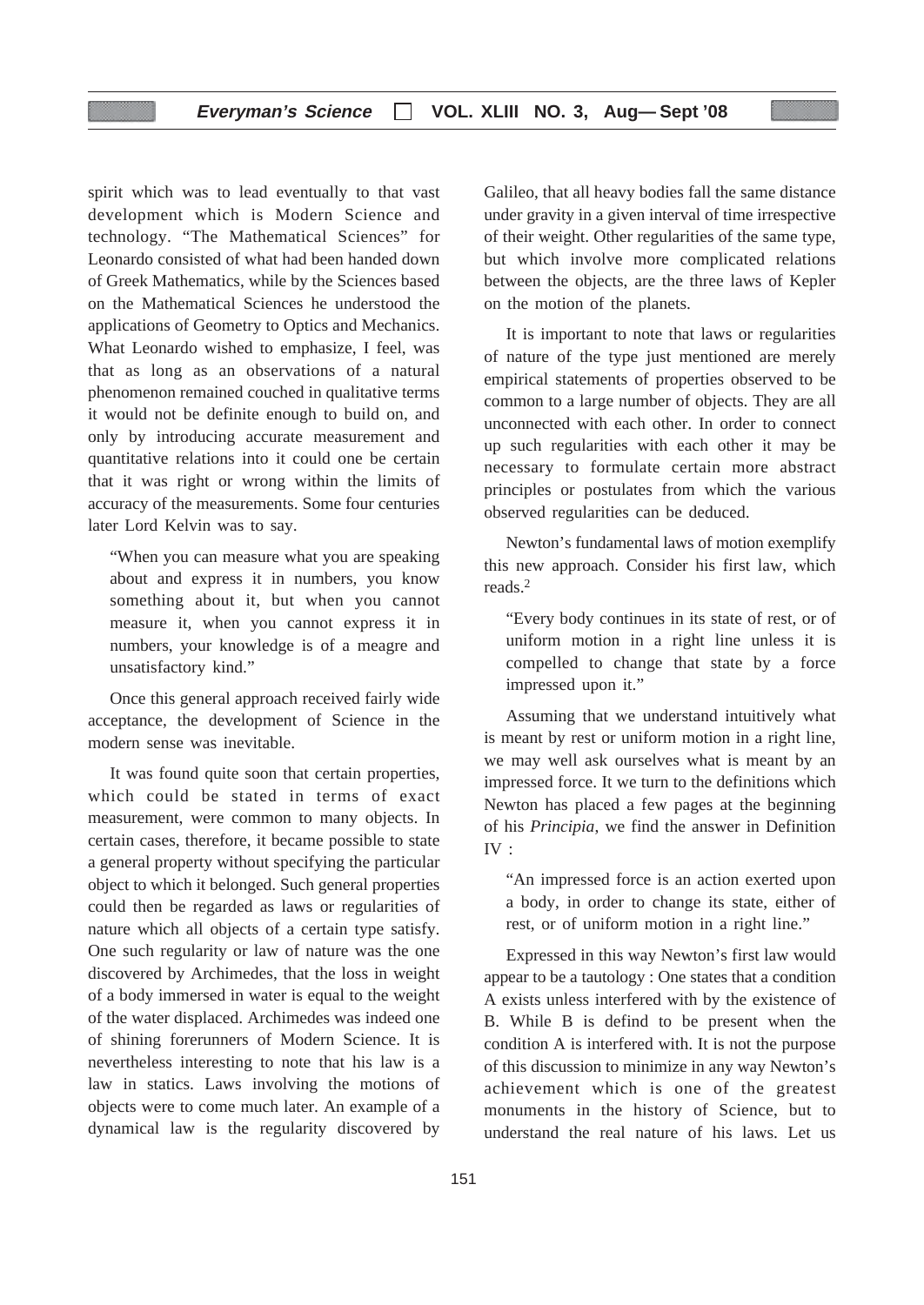spirit which was to lead eventually to that vast development which is Modern Science and technology. "The Mathematical Sciences" for Leonardo consisted of what had been handed down of Greek Mathematics, while by the Sciences based on the Mathematical Sciences he understood the applications of Geometry to Optics and Mechanics. What Leonardo wished to emphasize, I feel, was that as long as an observations of a natural phenomenon remained couched in qualitative terms it would not be definite enough to build on, and only by introducing accurate measurement and quantitative relations into it could one be certain that it was right or wrong within the limits of accuracy of the measurements. Some four centuries later Lord Kelvin was to say.

> "When you can measure what you are speaking about and express it in numbers, you know something about it, but when you cannot measure it, when you cannot express it in numbers, your knowledge is of a meagre and unsatisfactory kind."

Once this general approach received fairly wide acceptance, the development of Science in the modern sense was inevitable.

It was found quite soon that certain properties, which could be stated in terms of exact measurement, were common to many objects. In certain cases, therefore, it became possible to state a general property without specifying the particular object to which it belonged. Such general properties could then be regarded as laws or regularities of nature which all objects of a certain type satisfy. One such regularity or law of nature was the one discovered by Archimedes, that the loss in weight of a body immersed in water is equal to the weight of the water displaced. Archimedes was indeed one of shining forerunners of Modern Science. It is nevertheless interesting to note that his law is a law in statics. Laws involving the motions of objects were to come much later. An example of a dynamical law is the regularity discovered by Galileo, that all heavy bodies fall the same distance under gravity in a given interval of time irrespective of their weight. Other regularities of the same type, but which involve more complicated relations between the objects, are the three laws of Kepler on the motion of the planets.

It is important to note that laws or regularities of nature of the type just mentioned are merely empirical statements of properties observed to be common to a large number of objects. They are all unconnected with each other. In order to connect up such regularities with each other it may be necessary to formulate certain more abstract principles or postulates from which the various observed regularities can be deduced.

Newton's fundamental laws of motion exemplify this new approach. Consider his first law, which reads.[2]

> "Every body continues in its state of rest, or of uniform motion in a right line unless it is compelled to change that state by a force impressed upon it."

Assuming that we understand intuitively what is meant by rest or uniform motion in a right line, we may well ask ourselves what is meant by an impressed force. It we turn to the definitions which Newton has placed a few pages at the beginning of his *Principia*, we find the answer in Definition IV :

> "An impressed force is an action exerted upon a body, in order to change its state, either of rest, or of uniform motion in a right line."

Expressed in this way Newton's first law would appear to be a tautology : One states that a condition A exists unless interfered with by the existence of B. While B is defind to be present when the condition A is interfered with. It is not the purpose of this discussion to minimize in any way Newton's achievement which is one of the greatest monuments in the history of Science, but to understand the real nature of his laws. Let us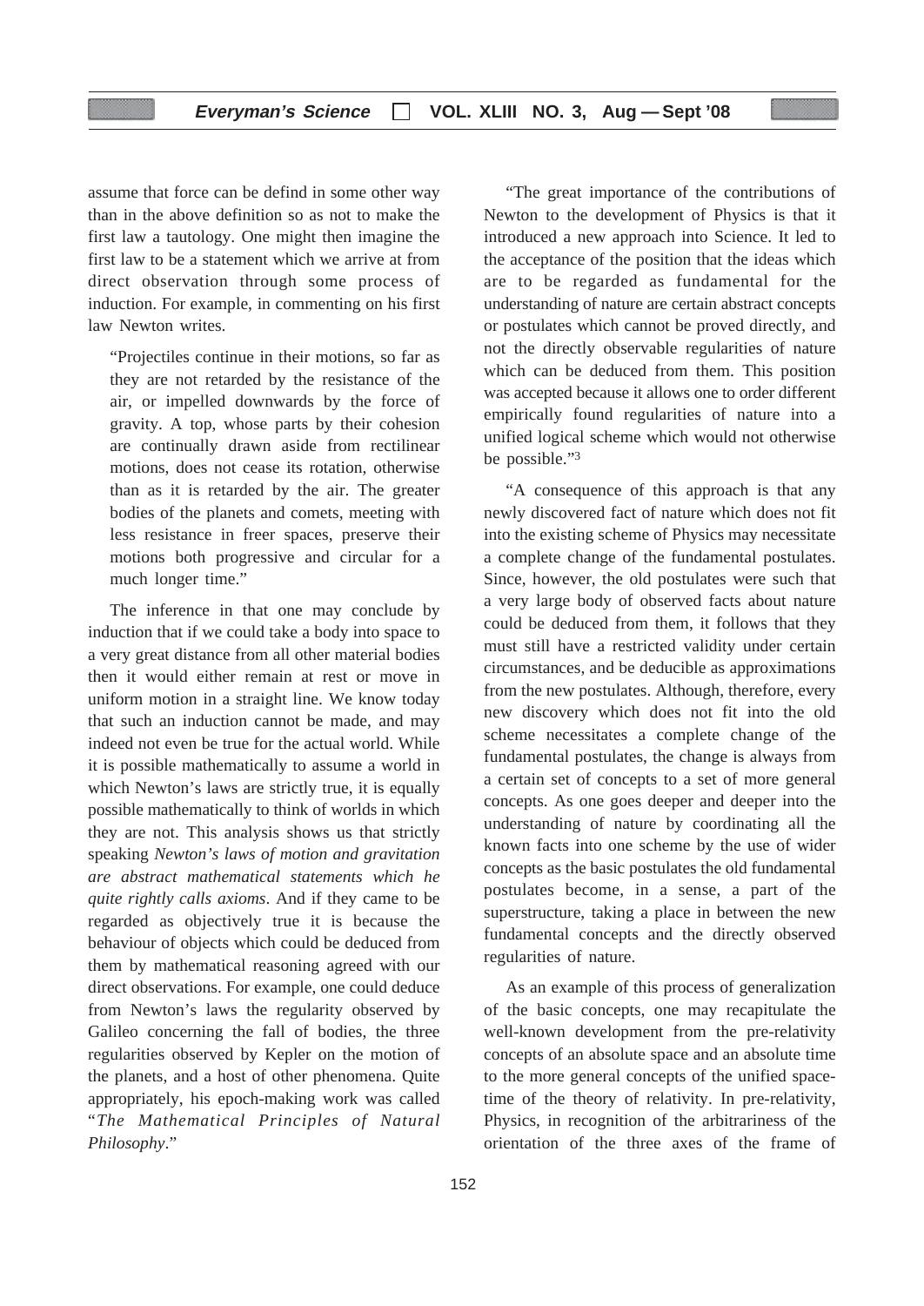assume that force can be defind in some other way than in the above definition so as not to make the first law a tautology. One might then imagine the first law to be a statement which we arrive at from direct observation through some process of induction. For example, in commenting on his first law Newton writes.

> "Projectiles continue in their motions, so far as they are not retarded by the resistance of the air, or impelled downwards by the force of gravity. A top, whose parts by their cohesion are continually drawn aside from rectilinear motions, does not cease its rotation, otherwise than as it is retarded by the air. The greater bodies of the planets and comets, meeting with less resistance in freer spaces, preserve their motions both progressive and circular for a much longer time."

The inference in that one may conclude by induction that if we could take a body into space to a very great distance from all other material bodies then it would either remain at rest or move in uniform motion in a straight line. We know today that such an induction cannot be made, and may indeed not even be true for the actual world. While it is possible mathematically to assume a world in which Newton's laws are strictly true, it is equally possible mathematically to think of worlds in which they are not. This analysis shows us that strictly speaking *Newton's laws of motion and gravitation are abstract mathematical statements which he quite rightly calls axioms*. And if they came to be regarded as objectively true it is because the behaviour of objects which could be deduced from them by mathematical reasoning agreed with our direct observations. For example, one could deduce from Newton's laws the regularity observed by Galileo concerning the fall of bodies, the three regularities observed by Kepler on the motion of the planets, and a host of other phenomena. Quite appropriately, his epoch-making work was called "*The Mathematical Principles of Natural Philosophy*."

"The great importance of the contributions of Newton to the development of Physics is that it introduced a new approach into Science. It led to the acceptance of the position that the ideas which are to be regarded as fundamental for the understanding of nature are certain abstract concepts or postulates which cannot be proved directly, and not the directly observable regularities of nature which can be deduced from them. This position was accepted because it allows one to order different empirically found regularities of nature into a unified logical scheme which would not otherwise be possible."[3]

"A consequence of this approach is that any newly discovered fact of nature which does not fit into the existing scheme of Physics may necessitate a complete change of the fundamental postulates. Since, however, the old postulates were such that a very large body of observed facts about nature could be deduced from them, it follows that they must still have a restricted validity under certain circumstances, and be deducible as approximations from the new postulates. Although, therefore, every new discovery which does not fit into the old scheme necessitates a complete change of the fundamental postulates, the change is always from a certain set of concepts to a set of more general concepts. As one goes deeper and deeper into the understanding of nature by coordinating all the known facts into one scheme by the use of wider concepts as the basic postulates the old fundamental postulates become, in a sense, a part of the superstructure, taking a place in between the new fundamental concepts and the directly observed regularities of nature.

As an example of this process of generalization of the basic concepts, one may recapitulate the well-known development from the pre-relativity concepts of an absolute space and an absolute time to the more general concepts of the unified space-time of the theory of relativity. In pre-relativity, Physics, in recognition of the arbitrariness of the orientation of the three axes of the frame of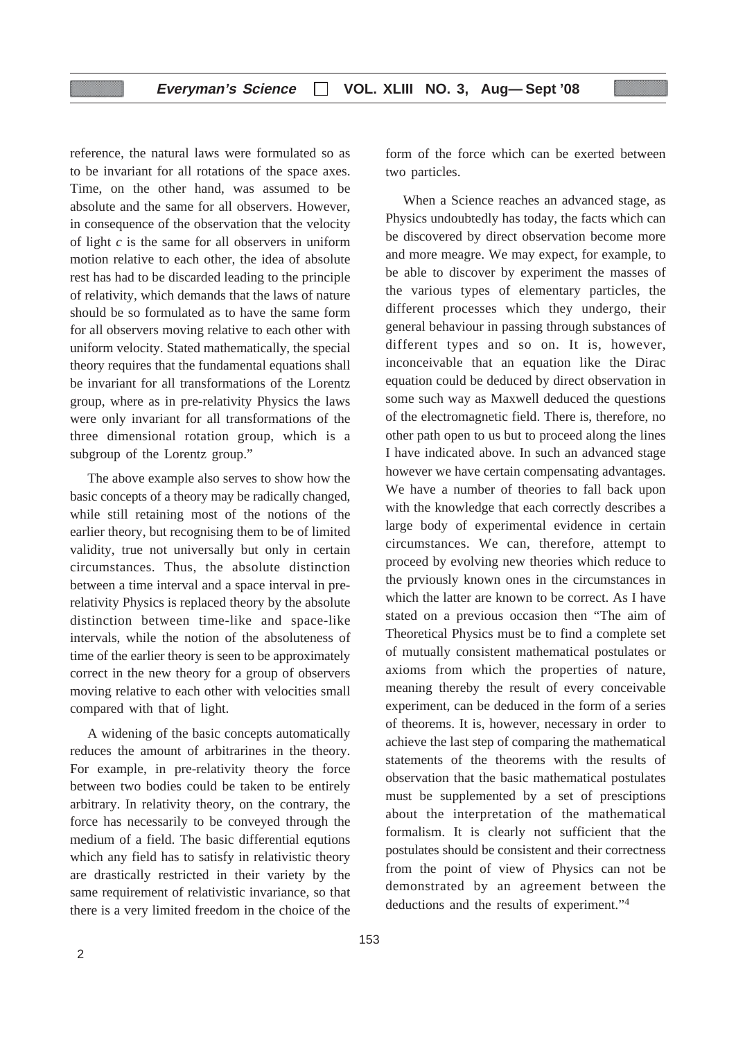reference, the natural laws were formulated so as to be invariant for all rotations of the space axes. Time, on the other hand, was assumed to be absolute and the same for all observers. However, in consequence of the observation that the velocity of light $c$ is the same for all observers in uniform motion relative to each other, the idea of absolute rest has had to be discarded leading to the principle of relativity, which demands that the laws of nature should be so formulated as to have the same form for all observers moving relative to each other with uniform velocity. Stated mathematically, the special theory requires that the fundamental equations shall be invariant for all transformations of the Lorentz group, where as in pre-relativity Physics the laws were only invariant for all transformations of the three dimensional rotation group, which is a subgroup of the Lorentz group."

The above example also serves to show how the basic concepts of a theory may be radically changed, while still retaining most of the notions of the earlier theory, but recognising them to be of limited validity, true not universally but only in certain circumstances. Thus, the absolute distinction between a time interval and a space interval in pre-relativity Physics is replaced theory by the absolute distinction between time-like and space-like intervals, while the notion of the absoluteness of time of the earlier theory is seen to be approximately correct in the new theory for a group of observers moving relative to each other with velocities small compared with that of light.

A widening of the basic concepts automatically reduces the amount of arbitrarines in the theory. For example, in pre-relativity theory the force between two bodies could be taken to be entirely arbitrary. In relativity theory, on the contrary, the force has necessarily to be conveyed through the medium of a field. The basic differential equtions which any field has to satisfy in relativistic theory are drastically restricted in their variety by the same requirement of relativistic invariance, so that there is a very limited freedom in the choice of the form of the force which can be exerted between two particles.

When a Science reaches an advanced stage, as Physics undoubtedly has today, the facts which can be discovered by direct observation become more and more meagre. We may expect, for example, to be able to discover by experiment the masses of the various types of elementary particles, the different processes which they undergo, their general behaviour in passing through substances of different types and so on. It is, however, inconceivable that an equation like the Dirac equation could be deduced by direct observation in some such way as Maxwell deduced the questions of the electromagnetic field. There is, therefore, no other path open to us but to proceed along the lines I have indicated above. In such an advanced stage however we have certain compensating advantages. We have a number of theories to fall back upon with the knowledge that each correctly describes a large body of experimental evidence in certain circumstances. We can, therefore, attempt to proceed by evolving new theories which reduce to the prviously known ones in the circumstances in which the latter are known to be correct. As I have stated on a previous occasion then "The aim of Theoretical Physics must be to find a complete set of mutually consistent mathematical postulates or axioms from which the properties of nature, meaning thereby the result of every conceivable experiment, can be deduced in the form of a series of theorems. It is, however, necessary in order to achieve the last step of comparing the mathematical statements of the theorems with the results of observation that the basic mathematical postulates must be supplemented by a set of presciptions about the interpretation of the mathematical formalism. It is clearly not sufficient that the postulates should be consistent and their correctness from the point of view of Physics can not be demonstrated by an agreement between the deductions and the results of experiment."[4]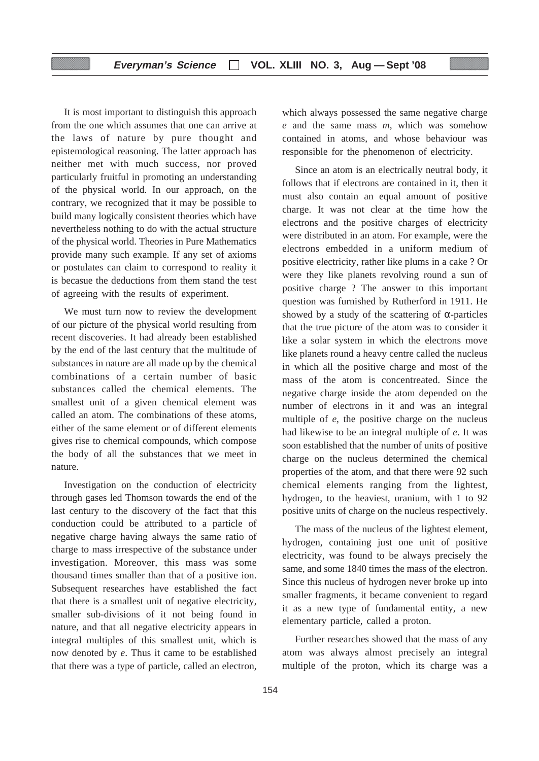It is most important to distinguish this approach from the one which assumes that one can arrive at the laws of nature by pure thought and epistemological reasoning. The latter approach has neither met with much success, nor proved particularly fruitful in promoting an understanding of the physical world. In our approach, on the contrary, we recognized that it may be possible to build many logically consistent theories which have nevertheless nothing to do with the actual structure of the physical world. Theories in Pure Mathematics provide many such example. If any set of axioms or postulates can claim to correspond to reality it is becasue the deductions from them stand the test of agreeing with the results of experiment.

We must turn now to review the development of our picture of the physical world resulting from recent discoveries. It had already been established by the end of the last century that the multitude of substances in nature are all made up by the chemical combinations of a certain number of basic substances called the chemical elements. The smallest unit of a given chemical element was called an atom. The combinations of these atoms, either of the same element or of different elements gives rise to chemical compounds, which compose the body of all the substances that we meet in nature.

Investigation on the conduction of electricity through gases led Thomson towards the end of the last century to the discovery of the fact that this conduction could be attributed to a particle of negative charge having always the same ratio of charge to mass irrespective of the substance under investigation. Moreover, this mass was some thousand times smaller than that of a positive ion. Subsequent researches have established the fact that there is a smallest unit of negative electricity, smaller sub-divisions of it not being found in nature, and that all negative electricity appears in integral multiples of this smallest unit, which is now denoted by $e$. Thus it came to be established that there was a type of particle, called an electron, which always possessed the same negative charge $e$ and the same mass $m$, which was somehow contained in atoms, and whose behaviour was responsible for the phenomenon of electricity.

Since an atom is an electrically neutral body, it follows that if electrons are contained in it, then it must also contain an equal amount of positive charge. It was not clear at the time how the electrons and the positive charges of electricity were distributed in an atom. For example, were the electrons embedded in a uniform medium of positive electricity, rather like plums in a cake ? Or were they like planets revolving round a sun of positive charge ? The answer to this important question was furnished by Rutherford in 1911. He showed by a study of the scattering of $\alpha$-particles that the true picture of the atom was to consider it like a solar system in which the electrons move like planets round a heavy centre called the nucleus in which all the positive charge and most of the mass of the atom is concentreated. Since the negative charge inside the atom depended on the number of electrons in it and was an integral multiple of $e$, the positive charge on the nucleus had likewise to be an integral multiple of $e$. It was soon established that the number of units of positive charge on the nucleus determined the chemical properties of the atom, and that there were 92 such chemical elements ranging from the lightest, hydrogen, to the heaviest, uranium, with 1 to 92 positive units of charge on the nucleus respectively.

The mass of the nucleus of the lightest element, hydrogen, containing just one unit of positive electricity, was found to be always precisely the same, and some 1840 times the mass of the electron. Since this nucleus of hydrogen never broke up into smaller fragments, it became convenient to regard it as a new type of fundamental entity, a new elementary particle, called a proton.

Further researches showed that the mass of any atom was always almost precisely an integral multiple of the proton, which its charge was a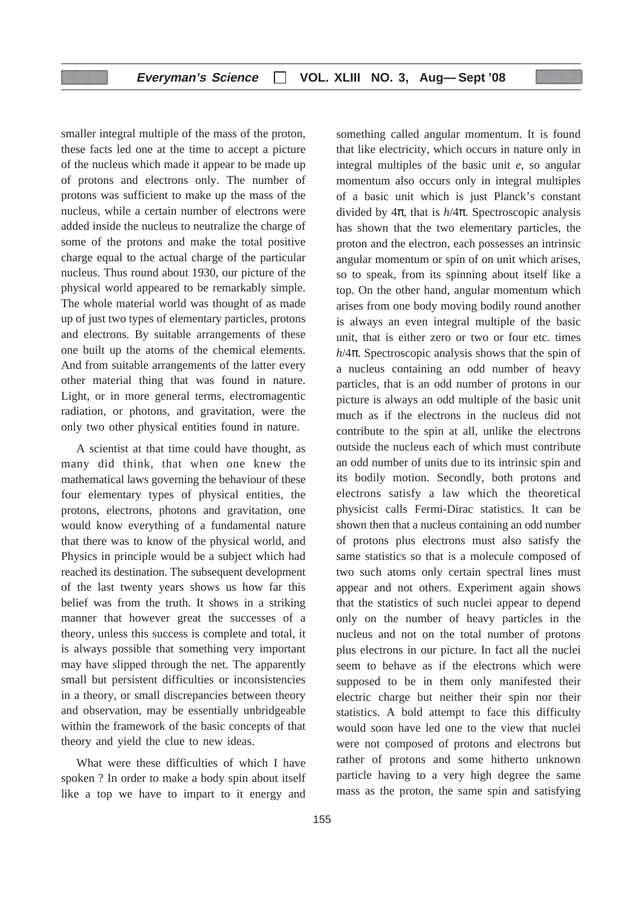smaller integral multiple of the mass of the proton, these facts led one at the time to accept a picture of the nucleus which made it appear to be made up of protons and electrons only. The number of protons was sufficient to make up the mass of the nucleus, while a certain number of electrons were added inside the nucleus to neutralize the charge of some of the protons and make the total positive charge equal to the actual charge of the particular nucleus. Thus round about 1930, our picture of the physical world appeared to be remarkably simple. The whole material world was thought of as made up of just two types of elementary particles, protons and electrons. By suitable arrangements of these one built up the atoms of the chemical elements. And from suitable arrangements of the latter every other material thing that was found in nature. Light, or in more general terms, electromagentic radiation, or photons, and gravitation, were the only two other physical entities found in nature.

A scientist at that time could have thought, as many did think, that when one knew the mathematical laws governing the behaviour of these four elementary types of physical entities, the protons, electrons, photons and gravitation, one would know everything of a fundamental nature that there was to know of the physical world, and Physics in principle would be a subject which had reached its destination. The subsequent development of the last twenty years shows us how far this belief was from the truth. It shows in a striking manner that however great the successes of a theory, unless this success is complete and total, it is always possible that something very important may have slipped through the net. The apparently small but persistent difficulties or inconsistencies in a theory, or small discrepancies between theory and observation, may be essentially unbridgeable within the framework of the basic concepts of that theory and yield the clue to new ideas.

What were these difficulties of which I have spoken ? In order to make a body spin about itself like a top we have to impart to it energy and something called angular momentum. It is found that like electricity, which occurs in nature only in integral multiples of the basic unit *e*, so angular momentum also occurs only in integral multiples of a basic unit which is just Planck's constant divided by $4\pi$, that is $h/4\pi$. Spectroscopic analysis has shown that the two elementary particles, the proton and the electron, each possesses an intrinsic angular momentum or spin of on unit which arises, so to speak, from its spinning about itself like a top. On the other hand, angular momentum which arises from one body moving bodily round another is always an even integral multiple of the basic unit, that is either zero or two or four etc. times $h/4\pi$. Spectroscopic analysis shows that the spin of a nucleus containing an odd number of heavy particles, that is an odd number of protons in our picture is always an odd multiple of the basic unit much as if the electrons in the nucleus did not contribute to the spin at all, unlike the electrons outside the nucleus each of which must contribute an odd number of units due to its intrinsic spin and its bodily motion. Secondly, both protons and electrons satisfy a law which the theoretical physicist calls Fermi-Dirac statistics. It can be shown then that a nucleus containing an odd number of protons plus electrons must also satisfy the same statistics so that is a molecule composed of two such atoms only certain spectral lines must appear and not others. Experiment again shows that the statistics of such nuclei appear to depend only on the number of heavy particles in the nucleus and not on the total number of protons plus electrons in our picture. In fact all the nuclei seem to behave as if the electrons which were supposed to be in them only manifested their electric charge but neither their spin nor their statistics. A bold attempt to face this difficulty would soon have led one to the view that nuclei were not composed of protons and electrons but rather of protons and some hitherto unknown particle having to a very high degree the same mass as the proton, the same spin and satisfying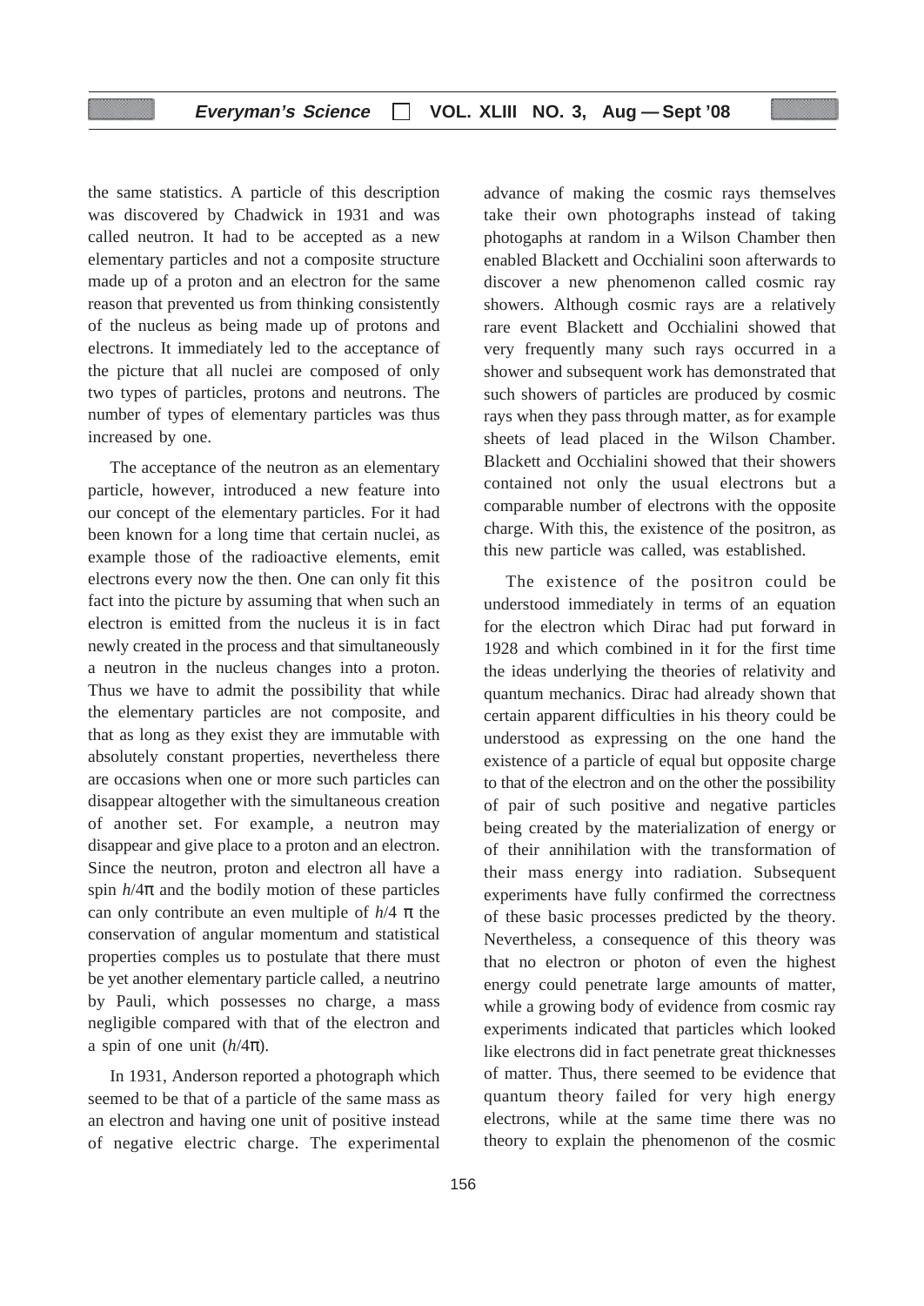the same statistics. A particle of this description was discovered by Chadwick in 1931 and was called neutron. It had to be accepted as a new elementary particles and not a composite structure made up of a proton and an electron for the same reason that prevented us from thinking consistently of the nucleus as being made up of protons and electrons. It immediately led to the acceptance of the picture that all nuclei are composed of only two types of particles, protons and neutrons. The number of types of elementary particles was thus increased by one.

The acceptance of the neutron as an elementary particle, however, introduced a new feature into our concept of the elementary particles. For it had been known for a long time that certain nuclei, as example those of the radioactive elements, emit electrons every now the then. One can only fit this fact into the picture by assuming that when such an electron is emitted from the nucleus it is in fact newly created in the process and that simultaneously a neutron in the nucleus changes into a proton. Thus we have to admit the possibility that while the elementary particles are not composite, and that as long as they exist they are immutable with absolutely constant properties, nevertheless there are occasions when one or more such particles can disappear altogether with the simultaneous creation of another set. For example, a neutron may disappear and give place to a proton and an electron. Since the neutron, proton and electron all have a spin $h/4\pi$ and the bodily motion of these particles can only contribute an even multiple of $h/4\ \pi$ the conservation of angular momentum and statistical properties comples us to postulate that there must be yet another elementary particle called, a neutrino by Pauli, which possesses no charge, a mass negligible compared with that of the electron and a spin of one unit ($h/4\pi$).

In 1931, Anderson reported a photograph which seemed to be that of a particle of the same mass as an electron and having one unit of positive instead of negative electric charge. The experimental advance of making the cosmic rays themselves take their own photographs instead of taking photogaphs at random in a Wilson Chamber then enabled Blackett and Occhialini soon afterwards to discover a new phenomenon called cosmic ray showers. Although cosmic rays are a relatively rare event Blackett and Occhialini showed that very frequently many such rays occurred in a shower and subsequent work has demonstrated that such showers of particles are produced by cosmic rays when they pass through matter, as for example sheets of lead placed in the Wilson Chamber. Blackett and Occhialini showed that their showers contained not only the usual electrons but a comparable number of electrons with the opposite charge. With this, the existence of the positron, as this new particle was called, was established.

The existence of the positron could be understood immediately in terms of an equation for the electron which Dirac had put forward in 1928 and which combined in it for the first time the ideas underlying the theories of relativity and quantum mechanics. Dirac had already shown that certain apparent difficulties in his theory could be understood as expressing on the one hand the existence of a particle of equal but opposite charge to that of the electron and on the other the possibility of pair of such positive and negative particles being created by the materialization of energy or of their annihilation with the transformation of their mass energy into radiation. Subsequent experiments have fully confirmed the correctness of these basic processes predicted by the theory. Nevertheless, a consequence of this theory was that no electron or photon of even the highest energy could penetrate large amounts of matter, while a growing body of evidence from cosmic ray experiments indicated that particles which looked like electrons did in fact penetrate great thicknesses of matter. Thus, there seemed to be evidence that quantum theory failed for very high energy electrons, while at the same time there was no theory to explain the phenomenon of the cosmic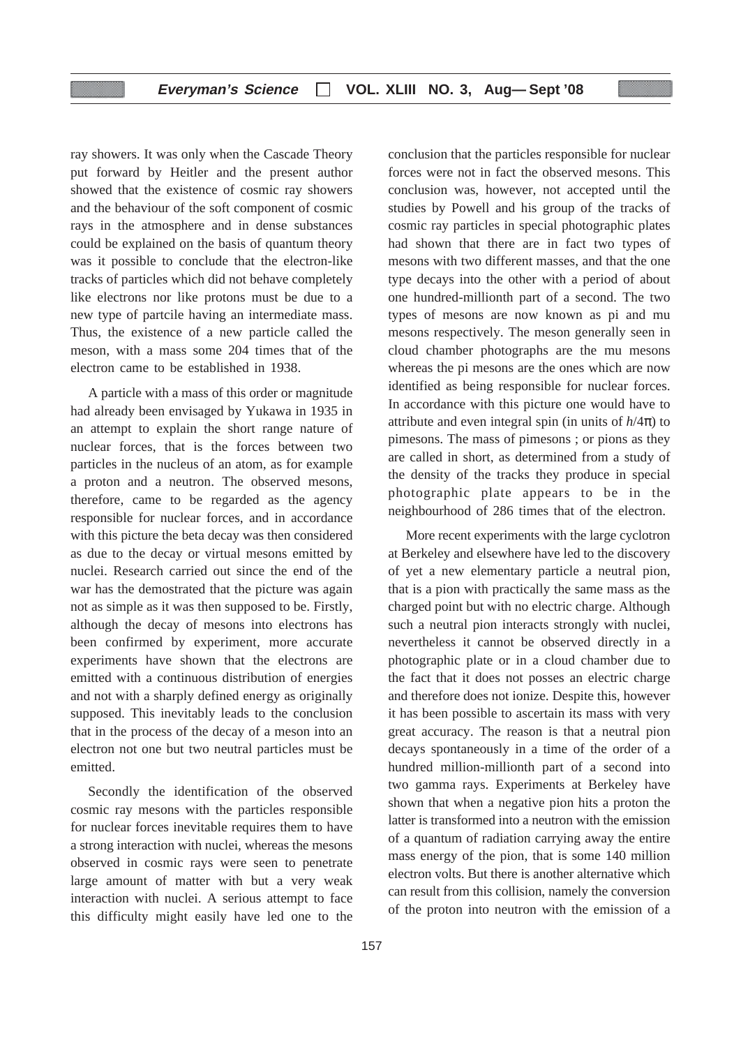ray showers. It was only when the Cascade Theory put forward by Heitler and the present author showed that the existence of cosmic ray showers and the behaviour of the soft component of cosmic rays in the atmosphere and in dense substances could be explained on the basis of quantum theory was it possible to conclude that the electron-like tracks of particles which did not behave completely like electrons nor like protons must be due to a new type of partcile having an intermediate mass. Thus, the existence of a new particle called the meson, with a mass some 204 times that of the electron came to be established in 1938.

A particle with a mass of this order or magnitude had already been envisaged by Yukawa in 1935 in an attempt to explain the short range nature of nuclear forces, that is the forces between two particles in the nucleus of an atom, as for example a proton and a neutron. The observed mesons, therefore, came to be regarded as the agency responsible for nuclear forces, and in accordance with this picture the beta decay was then considered as due to the decay or virtual mesons emitted by nuclei. Research carried out since the end of the war has the demostrated that the picture was again not as simple as it was then supposed to be. Firstly, although the decay of mesons into electrons has been confirmed by experiment, more accurate experiments have shown that the electrons are emitted with a continuous distribution of energies and not with a sharply defined energy as originally supposed. This inevitably leads to the conclusion that in the process of the decay of a meson into an electron not one but two neutral particles must be emitted.

Secondly the identification of the observed cosmic ray mesons with the particles responsible for nuclear forces inevitable requires them to have a strong interaction with nuclei, whereas the mesons observed in cosmic rays were seen to penetrate large amount of matter with but a very weak interaction with nuclei. A serious attempt to face this difficulty might easily have led one to the conclusion that the particles responsible for nuclear forces were not in fact the observed mesons. This conclusion was, however, not accepted until the studies by Powell and his group of the tracks of cosmic ray particles in special photographic plates had shown that there are in fact two types of mesons with two different masses, and that the one type decays into the other with a period of about one hundred-millionth part of a second. The two types of mesons are now known as pi and mu mesons respectively. The meson generally seen in cloud chamber photographs are the mu mesons whereas the pi mesons are the ones which are now identified as being responsible for nuclear forces. In accordance with this picture one would have to attribute and even integral spin (in units of $h/4\pi$) to pimesons. The mass of pimesons ; or pions as they are called in short, as determined from a study of the density of the tracks they produce in special photographic plate appears to be in the neighbourhood of 286 times that of the electron.

More recent experiments with the large cyclotron at Berkeley and elsewhere have led to the discovery of yet a new elementary particle a neutral pion, that is a pion with practically the same mass as the charged point but with no electric charge. Although such a neutral pion interacts strongly with nuclei, nevertheless it cannot be observed directly in a photographic plate or in a cloud chamber due to the fact that it does not posses an electric charge and therefore does not ionize. Despite this, however it has been possible to ascertain its mass with very great accuracy. The reason is that a neutral pion decays spontaneously in a time of the order of a hundred million-millionth part of a second into two gamma rays. Experiments at Berkeley have shown that when a negative pion hits a proton the latter is transformed into a neutron with the emission of a quantum of radiation carrying away the entire mass energy of the pion, that is some 140 million electron volts. But there is another alternative which can result from this collision, namely the conversion of the proton into neutron with the emission of a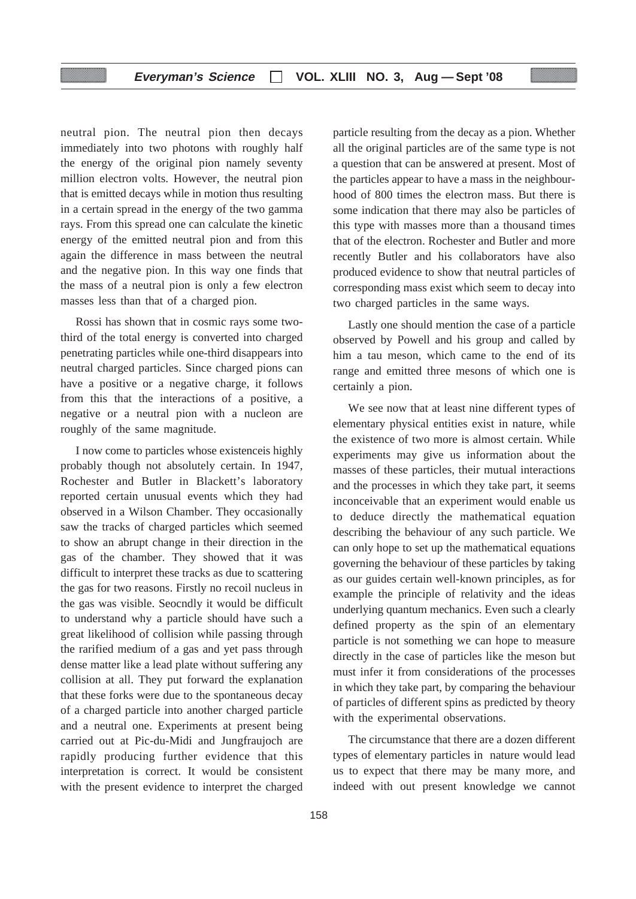neutral pion. The neutral pion then decays immediately into two photons with roughly half the energy of the original pion namely seventy million electron volts. However, the neutral pion that is emitted decays while in motion thus resulting in a certain spread in the energy of the two gamma rays. From this spread one can calculate the kinetic energy of the emitted neutral pion and from this again the difference in mass between the neutral and the negative pion. In this way one finds that the mass of a neutral pion is only a few electron masses less than that of a charged pion.

Rossi has shown that in cosmic rays some two-third of the total energy is converted into charged penetrating particles while one-third disappears into neutral charged particles. Since charged pions can have a positive or a negative charge, it follows from this that the interactions of a positive, a negative or a neutral pion with a nucleon are roughly of the same magnitude.

I now come to particles whose existenceis highly probably though not absolutely certain. In 1947, Rochester and Butler in Blackett's laboratory reported certain unusual events which they had observed in a Wilson Chamber. They occasionally saw the tracks of charged particles which seemed to show an abrupt change in their direction in the gas of the chamber. They showed that it was difficult to interpret these tracks as due to scattering the gas for two reasons. Firstly no recoil nucleus in the gas was visible. Seocndly it would be difficult to understand why a particle should have such a great likelihood of collision while passing through the rarified medium of a gas and yet pass through dense matter like a lead plate without suffering any collision at all. They put forward the explanation that these forks were due to the spontaneous decay of a charged particle into another charged particle and a neutral one. Experiments at present being carried out at Pic-du-Midi and Jungfraujoch are rapidly producing further evidence that this interpretation is correct. It would be consistent with the present evidence to interpret the charged particle resulting from the decay as a pion. Whether all the original particles are of the same type is not a question that can be answered at present. Most of the particles appear to have a mass in the neighbourhood of 800 times the electron mass. But there is some indication that there may also be particles of this type with masses more than a thousand times that of the electron. Rochester and Butler and more recently Butler and his collaborators have also produced evidence to show that neutral particles of corresponding mass exist which seem to decay into two charged particles in the same ways.

Lastly one should mention the case of a particle observed by Powell and his group and called by him a tau meson, which came to the end of its range and emitted three mesons of which one is certainly a pion.

We see now that at least nine different types of elementary physical entities exist in nature, while the existence of two more is almost certain. While experiments may give us information about the masses of these particles, their mutual interactions and the processes in which they take part, it seems inconceivable that an experiment would enable us to deduce directly the mathematical equation describing the behaviour of any such particle. We can only hope to set up the mathematical equations governing the behaviour of these particles by taking as our guides certain well-known principles, as for example the principle of relativity and the ideas underlying quantum mechanics. Even such a clearly defined property as the spin of an elementary particle is not something we can hope to measure directly in the case of particles like the meson but must infer it from considerations of the processes in which they take part, by comparing the behaviour of particles of different spins as predicted by theory with the experimental observations.

The circumstance that there are a dozen different types of elementary particles in nature would lead us to expect that there may be many more, and indeed with out present knowledge we cannot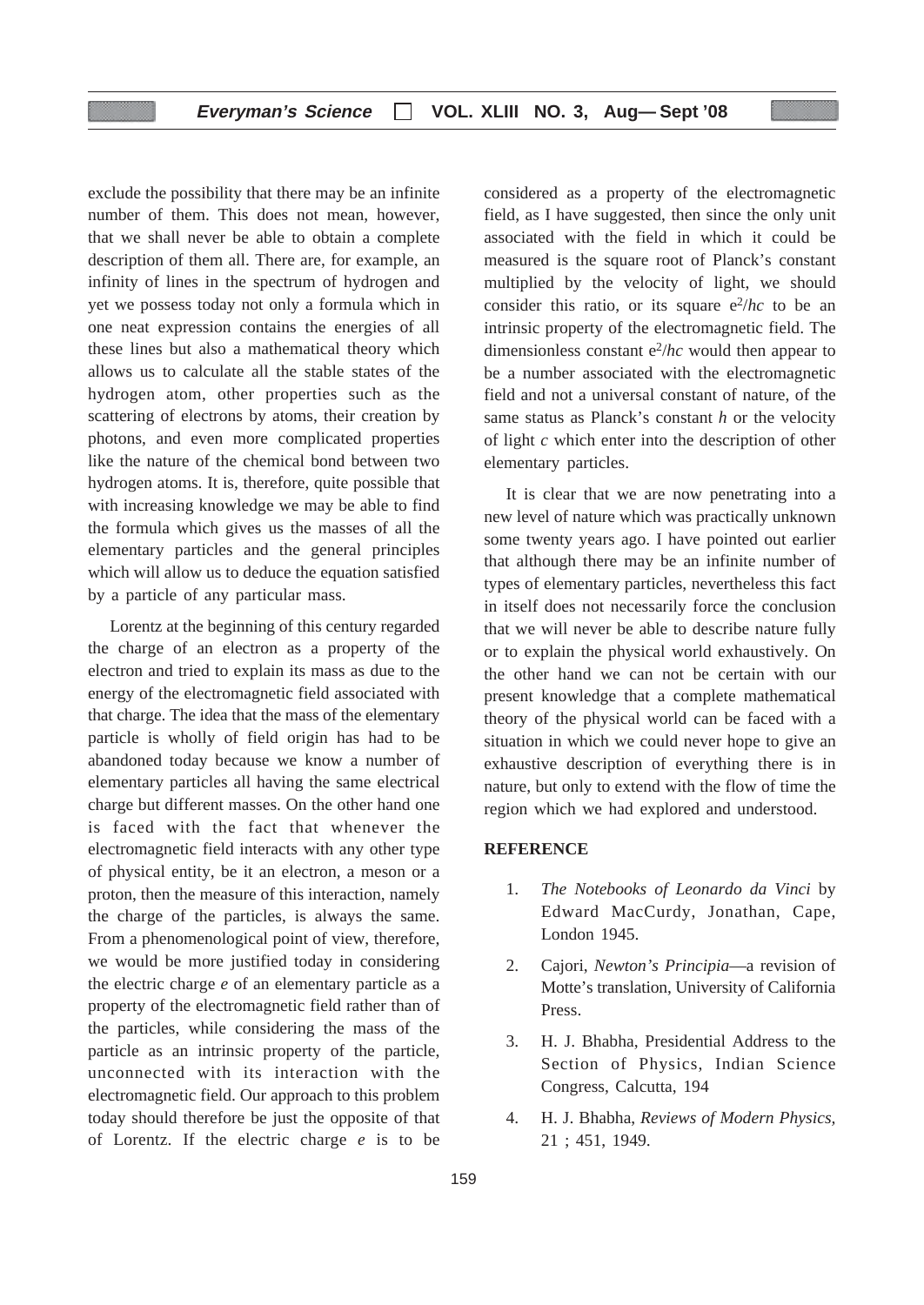exclude the possibility that there may be an infinite number of them. This does not mean, however, that we shall never be able to obtain a complete description of them all. There are, for example, an infinity of lines in the spectrum of hydrogen and yet we possess today not only a formula which in one neat expression contains the energies of all these lines but also a mathematical theory which allows us to calculate all the stable states of the hydrogen atom, other properties such as the scattering of electrons by atoms, their creation by photons, and even more complicated properties like the nature of the chemical bond between two hydrogen atoms. It is, therefore, quite possible that with increasing knowledge we may be able to find the formula which gives us the masses of all the elementary particles and the general principles which will allow us to deduce the equation satisfied by a particle of any particular mass.

Lorentz at the beginning of this century regarded the charge of an electron as a property of the electron and tried to explain its mass as due to the energy of the electromagnetic field associated with that charge. The idea that the mass of the elementary particle is wholly of field origin has had to be abandoned today because we know a number of elementary particles all having the same electrical charge but different masses. On the other hand one is faced with the fact that whenever the electromagnetic field interacts with any other type of physical entity, be it an electron, a meson or a proton, then the measure of this interaction, namely the charge of the particles, is always the same. From a phenomenological point of view, therefore, we would be more justified today in considering the electric charge $e$ of an elementary particle as a property of the electromagnetic field rather than of the particles, while considering the mass of the particle as an intrinsic property of the particle, unconnected with its interaction with the electromagnetic field. Our approach to this problem today should therefore be just the opposite of that of Lorentz. If the electric charge $e$ is to be considered as a property of the electromagnetic field, as I have suggested, then since the only unit associated with the field in which it could be measured is the square root of Planck's constant multiplied by the velocity of light, we should consider this ratio, or its square $e^2/hc$ to be an intrinsic property of the electromagnetic field. The dimensionless constant $e^2/hc$ would then appear to be a number associated with the electromagnetic field and not a universal constant of nature, of the same status as Planck's constant $h$ or the velocity of light $c$ which enter into the description of other elementary particles.

It is clear that we are now penetrating into a new level of nature which was practically unknown some twenty years ago. I have pointed out earlier that although there may be an infinite number of types of elementary particles, nevertheless this fact in itself does not necessarily force the conclusion that we will never be able to describe nature fully or to explain the physical world exhaustively. On the other hand we can not be certain with our present knowledge that a complete mathematical theory of the physical world can be faced with a situation in which we could never hope to give an exhaustive description of everything there is in nature, but only to extend with the flow of time the region which we had explored and understood.

## REFERENCE

1. *The Notebooks of Leonardo da Vinci* by Edward MacCurdy, Jonathan, Cape, London 1945.
2. Cajori, *Newton's Principia*—a revision of Motte's translation, University of California Press.
3. H. J. Bhabha, Presidential Address to the Section of Physics, Indian Science Congress, Calcutta, 194
4. H. J. Bhabha, *Reviews of Modern Physics*, 21 ; 451, 1949.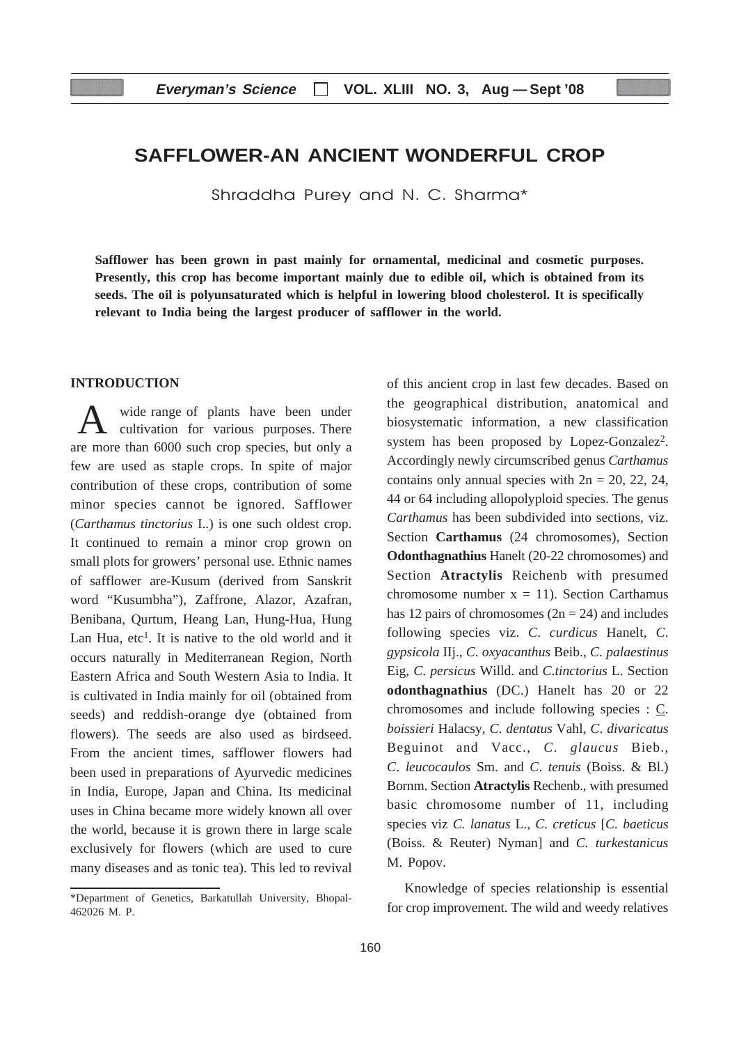# SAFFLOWER-AN ANCIENT WONDERFUL CROP

Shraddha Purey and N. C. Sharma*

**Safflower has been grown in past mainly for ornamental, medicinal and cosmetic purposes. Presently, this crop has become important mainly due to edible oil, which is obtained from its seeds. The oil is polyunsaturated which is helpful in lowering blood cholesterol. It is specifically relevant to India being the largest producer of safflower in the world.**

## INTRODUCTION

A wide range of plants have been under cultivation for various purposes. There are more than 6000 such crop species, but only a few are used as staple crops. In spite of major contribution of these crops, contribution of some minor species cannot be ignored. Safflower (*Carthamus tinctorius* I..) is one such oldest crop. It continued to remain a minor crop grown on small plots for growers' personal use. Ethnic names of safflower are-Kusum (derived from Sanskrit word "Kusumbha"), Zaffrone, Alazor, Azafran, Benibana, Qurtum, Heang Lan, Hung-Hua, Hung Lan Hua, etc[1]. It is native to the old world and it occurs naturally in Mediterranean Region, North Eastern Africa and South Western Asia to India. It is cultivated in India mainly for oil (obtained from seeds) and reddish-orange dye (obtained from flowers). The seeds are also used as birdseed. From the ancient times, safflower flowers had been used in preparations of Ayurvedic medicines in India, Europe, Japan and China. Its medicinal uses in China became more widely known all over the world, because it is grown there in large scale exclusively for flowers (which are used to cure many diseases and as tonic tea). This led to revival of this ancient crop in last few decades. Based on the geographical distribution, anatomical and biosystematic information, a new classification system has been proposed by Lopez-Gonzalez[2]. Accordingly newly circumscribed genus *Carthamus* contains only annual species with $2n = 20, 22, 24, 44$ or $64$ including allopolyploid species. The genus *Carthamus* has been subdivided into sections, viz. Section **Carthamus** (24 chromosomes), Section **Odonthagnathius** Hanelt (20-22 chromosomes) and Section **Atractylis** Reichenb with presumed chromosome number $x = 11$). Section Carthamus has 12 pairs of chromosomes ($2n = 24$) and includes following species viz. *C. curdicus* Hanelt, *C. gypsicola* IIj., *C. oxyacanthus* Beib., *C. palaestinus* Eig, *C. persicus* Willd. and *C.tinctorius* L. Section **odonthagnathius** (DC.) Hanelt has 20 or 22 chromosomes and include following species : *C. boissieri* Halacsy, *C. dentatus* Vahl, *C. divaricatus* Beguinot and Vacc., *C. glaucus* Bieb., *C. leucocaulos* Sm. and *C. tenuis* (Boiss. & Bl.) Bornm. Section **Atractylis** Rechenb., with presumed basic chromosome number of 11, including species viz *C. lanatus* L., *C. creticus* [*C. baeticus* (Boiss. & Reuter) Nyman] and *C. turkestanicus* M. Popov.

Knowledge of species relationship is essential for crop improvement. The wild and weedy relatives

*Department of Genetics, Barkatullah University, Bhopal-462026 M. P.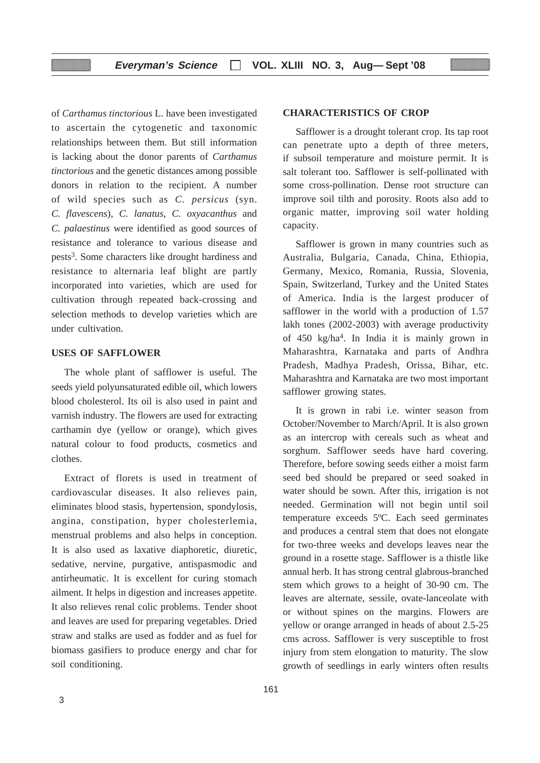of *Carthamus tinctorious* L. have been investigated to ascertain the cytogenetic and taxonomic relationships between them. But still information is lacking about the donor parents of *Carthamus tinctorious* and the genetic distances among possible donors in relation to the recipient. A number of wild species such as *C. persicus* (syn. *C. flavescens*), *C. lanatus, C. oxyacanthus* and *C. palaestinus* were identified as good sources of resistance and tolerance to various disease and pests[3]. Some characters like drought hardiness and resistance to alternaria leaf blight are partly incorporated into varieties, which are used for cultivation through repeated back-crossing and selection methods to develop varieties which are under cultivation.

## USES OF SAFFLOWER

The whole plant of safflower is useful. The seeds yield polyunsaturated edible oil, which lowers blood cholesterol. Its oil is also used in paint and varnish industry. The flowers are used for extracting carthamin dye (yellow or orange), which gives natural colour to food products, cosmetics and clothes.

Extract of florets is used in treatment of cardiovascular diseases. It also relieves pain, eliminates blood stasis, hypertension, spondylosis, angina, constipation, hyper cholesterlemia, menstrual problems and also helps in conception. It is also used as laxative diaphoretic, diuretic, sedative, nervine, purgative, antispasmodic and antirheumatic. It is excellent for curing stomach ailment. It helps in digestion and increases appetite. It also relieves renal colic problems. Tender shoot and leaves are used for preparing vegetables. Dried straw and stalks are used as fodder and as fuel for biomass gasifiers to produce energy and char for soil conditioning.

## CHARACTERISTICS OF CROP

Safflower is a drought tolerant crop. Its tap root can penetrate upto a depth of three meters, if subsoil temperature and moisture permit. It is salt tolerant too. Safflower is self-pollinated with some cross-pollination. Dense root structure can improve soil tilth and porosity. Roots also add to organic matter, improving soil water holding capacity.

Safflower is grown in many countries such as Australia, Bulgaria, Canada, China, Ethiopia, Germany, Mexico, Romania, Russia, Slovenia, Spain, Switzerland, Turkey and the United States of America. India is the largest producer of safflower in the world with a production of 1.57 lakh tones (2002-2003) with average productivity of 450 kg/ha[4]. In India it is mainly grown in Maharashtra, Karnataka and parts of Andhra Pradesh, Madhya Pradesh, Orissa, Bihar, etc. Maharashtra and Karnataka are two most important safflower growing states.

It is grown in rabi i.e. winter season from October/November to March/April. It is also grown as an intercrop with cereals such as wheat and sorghum. Safflower seeds have hard covering. Therefore, before sowing seeds either a moist farm seed bed should be prepared or seed soaked in water should be sown. After this, irrigation is not needed. Germination will not begin until soil temperature exceeds 5ºC. Each seed germinates and produces a central stem that does not elongate for two-three weeks and develops leaves near the ground in a rosette stage. Safflower is a thistle like annual herb. It has strong central glabrous-branched stem which grows to a height of 30-90 cm. The leaves are alternate, sessile, ovate-lanceolate with or without spines on the margins. Flowers are yellow or orange arranged in heads of about 2.5-25 cms across. Safflower is very susceptible to frost injury from stem elongation to maturity. The slow growth of seedlings in early winters often results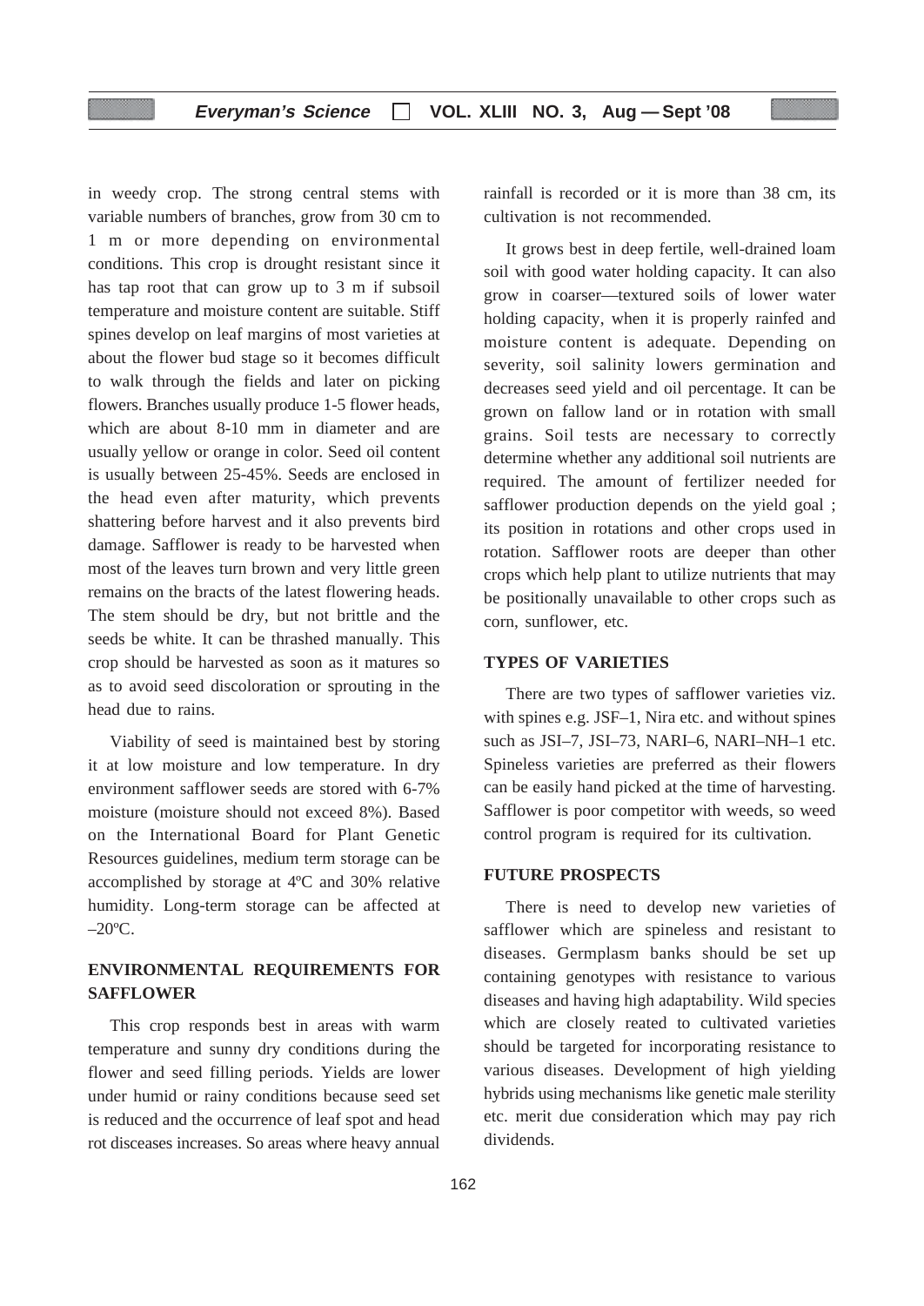in weedy crop. The strong central stems with variable numbers of branches, grow from 30 cm to 1 m or more depending on environmental conditions. This crop is drought resistant since it has tap root that can grow up to 3 m if subsoil temperature and moisture content are suitable. Stiff spines develop on leaf margins of most varieties at about the flower bud stage so it becomes difficult to walk through the fields and later on picking flowers. Branches usually produce 1-5 flower heads, which are about 8-10 mm in diameter and are usually yellow or orange in color. Seed oil content is usually between 25-45%. Seeds are enclosed in the head even after maturity, which prevents shattering before harvest and it also prevents bird damage. Safflower is ready to be harvested when most of the leaves turn brown and very little green remains on the bracts of the latest flowering heads. The stem should be dry, but not brittle and the seeds be white. It can be thrashed manually. This crop should be harvested as soon as it matures so as to avoid seed discoloration or sprouting in the head due to rains.

Viability of seed is maintained best by storing it at low moisture and low temperature. In dry environment safflower seeds are stored with 6-7% moisture (moisture should not exceed 8%). Based on the International Board for Plant Genetic Resources guidelines, medium term storage can be accomplished by storage at 4ºC and 30% relative humidity. Long-term storage can be affected at –20ºC.

## ENVIRONMENTAL REQUIREMENTS FOR SAFFLOWER

This crop responds best in areas with warm temperature and sunny dry conditions during the flower and seed filling periods. Yields are lower under humid or rainy conditions because seed set is reduced and the occurrence of leaf spot and head rot disceases increases. So areas where heavy annual rainfall is recorded or it is more than 38 cm, its cultivation is not recommended.

It grows best in deep fertile, well-drained loam soil with good water holding capacity. It can also grow in coarser—textured soils of lower water holding capacity, when it is properly rainfed and moisture content is adequate. Depending on severity, soil salinity lowers germination and decreases seed yield and oil percentage. It can be grown on fallow land or in rotation with small grains. Soil tests are necessary to correctly determine whether any additional soil nutrients are required. The amount of fertilizer needed for safflower production depends on the yield goal ; its position in rotations and other crops used in rotation. Safflower roots are deeper than other crops which help plant to utilize nutrients that may be positionally unavailable to other crops such as corn, sunflower, etc.

## TYPES OF VARIETIES

There are two types of safflower varieties viz. with spines e.g. JSF–1, Nira etc. and without spines such as JSI–7, JSI–73, NARI–6, NARI–NH–1 etc. Spineless varieties are preferred as their flowers can be easily hand picked at the time of harvesting. Safflower is poor competitor with weeds, so weed control program is required for its cultivation.

## FUTURE PROSPECTS

There is need to develop new varieties of safflower which are spineless and resistant to diseases. Germplasm banks should be set up containing genotypes with resistance to various diseases and having high adaptability. Wild species which are closely reated to cultivated varieties should be targeted for incorporating resistance to various diseases. Development of high yielding hybrids using mechanisms like genetic male sterility etc. merit due consideration which may pay rich dividends.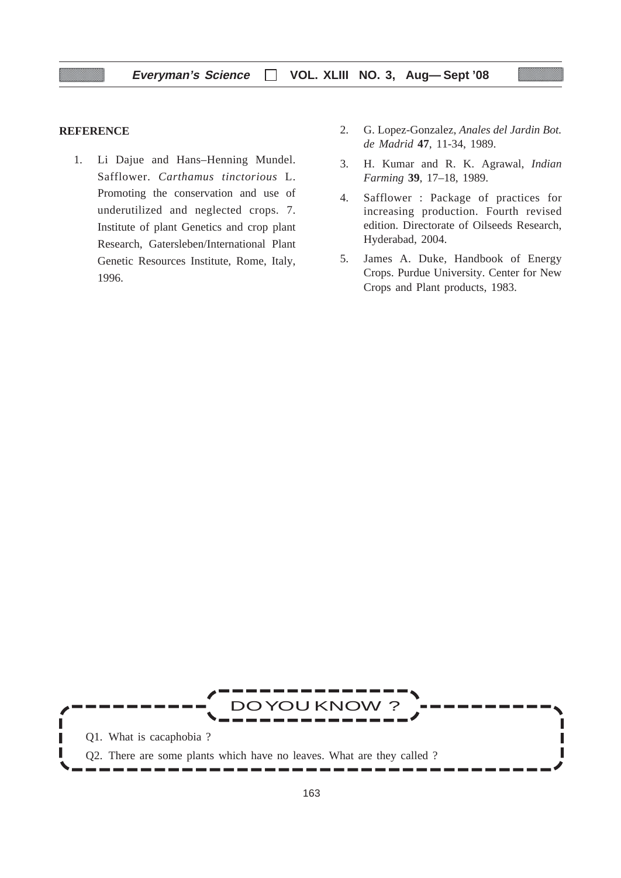## REFERENCE

1. Li Dajue and Hans–Henning Mundel. Safflower. *Carthamus tinctorious* L. Promoting the conservation and use of underutilized and neglected crops. 7. Institute of plant Genetics and crop plant Research, Gatersleben/International Plant Genetic Resources Institute, Rome, Italy, 1996.
2. G. Lopez-Gonzalez, *Anales del Jardin Bot. de Madrid* **47**, 11-34, 1989.
3. H. Kumar and R. K. Agrawal, *Indian Farming* **39**, 17–18, 1989.
4. Safflower : Package of practices for increasing production. Fourth revised edition. Directorate of Oilseeds Research, Hyderabad, 2004.
5. James A. Duke, Handbook of Energy Crops. Purdue University. Center for New Crops and Plant products, 1983.

### DO YOU KNOW ?

Q1. What is cacaphobia ?

Q2. There are some plants which have no leaves. What are they called ?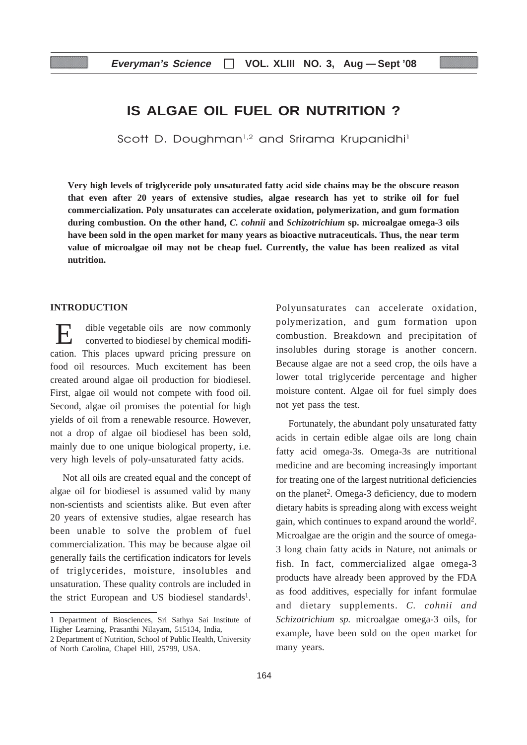# IS ALGAE OIL FUEL OR NUTRITION ?

Scott D. Doughman[1,2] and Srirama Krupanidhi[1]

**Very high levels of triglyceride poly unsaturated fatty acid side chains may be the obscure reason that even after 20 years of extensive studies, algae research has yet to strike oil for fuel commercialization. Poly unsaturates can accelerate oxidation, polymerization, and gum formation during combustion. On the other hand, *C. cohnii* and *Schizotrichium* sp. microalgae omega-3 oils have been sold in the open market for many years as bioactive nutraceuticals. Thus, the near term value of microalgae oil may not be cheap fuel. Currently, the value has been realized as vital nutrition.**

## INTRODUCTION

Edible vegetable oils are now commonly converted to biodiesel by chemical modification. This places upward pricing pressure on food oil resources. Much excitement has been created around algae oil production for biodiesel. First, algae oil would not compete with food oil. Second, algae oil promises the potential for high yields of oil from a renewable resource. However, not a drop of algae oil biodiesel has been sold, mainly due to one unique biological property, i.e. very high levels of poly-unsaturated fatty acids.

Not all oils are created equal and the concept of algae oil for biodiesel is assumed valid by many non-scientists and scientists alike. But even after 20 years of extensive studies, algae research has been unable to solve the problem of fuel commercialization. This may be because algae oil generally fails the certification indicators for levels of triglycerides, moisture, insolubles and unsaturation. These quality controls are included in the strict European and US biodiesel standards[1]. Polyunsaturates can accelerate oxidation, polymerization, and gum formation upon combustion. Breakdown and precipitation of insolubles during storage is another concern. Because algae are not a seed crop, the oils have a lower total triglyceride percentage and higher moisture content. Algae oil for fuel simply does not yet pass the test.

Fortunately, the abundant poly unsaturated fatty acids in certain edible algae oils are long chain fatty acid omega-3s. Omega-3s are nutritional medicine and are becoming increasingly important for treating one of the largest nutritional deficiencies on the planet[2]. Omega-3 deficiency, due to modern dietary habits is spreading along with excess weight gain, which continues to expand around the world[2]. Microalgae are the origin and the source of omega-3 long chain fatty acids in Nature, not animals or fish. In fact, commercialized algae omega-3 products have already been approved by the FDA as food additives, especially for infant formulae and dietary supplements. *C. cohnii and Schizotrichium sp.* microalgae omega-3 oils, for example, have been sold on the open market for many years.

---

1 Department of Biosciences, Sri Sathya Sai Institute of Higher Learning, Prasanthi Nilayam, 515134, India,

2 Department of Nutrition, School of Public Health, University of North Carolina, Chapel Hill, 25799, USA.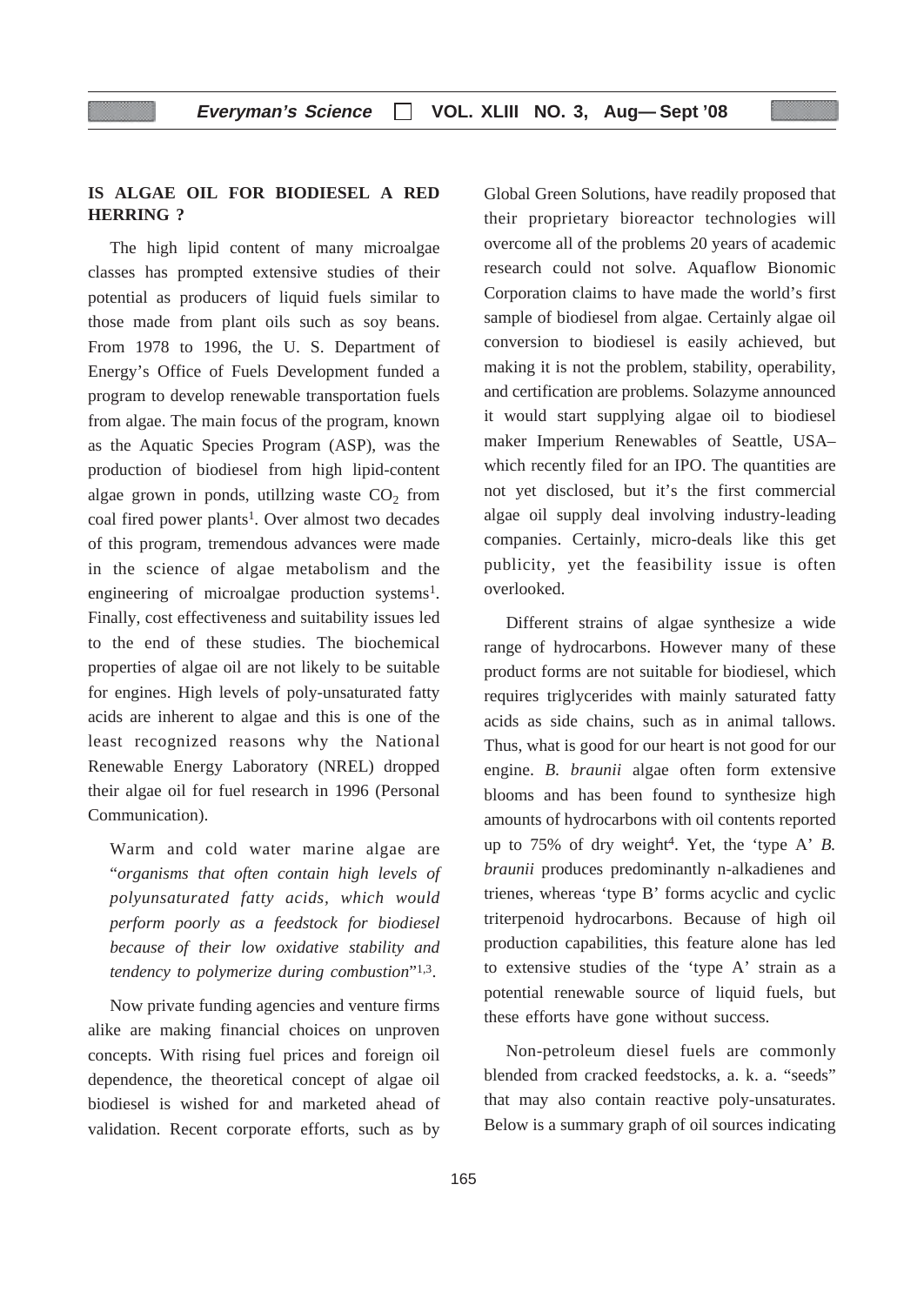## IS ALGAE OIL FOR BIODIESEL A RED HERRING ?

The high lipid content of many microalgae classes has prompted extensive studies of their potential as producers of liquid fuels similar to those made from plant oils such as soy beans. From 1978 to 1996, the U. S. Department of Energy's Office of Fuels Development funded a program to develop renewable transportation fuels from algae. The main focus of the program, known as the Aquatic Species Program (ASP), was the production of biodiesel from high lipid-content algae grown in ponds, utillzing waste $CO_2$ from coal fired power plants[1]. Over almost two decades of this program, tremendous advances were made in the science of algae metabolism and the engineering of microalgae production systems[1]. Finally, cost effectiveness and suitability issues led to the end of these studies. The biochemical properties of algae oil are not likely to be suitable for engines. High levels of poly-unsaturated fatty acids are inherent to algae and this is one of the least recognized reasons why the National Renewable Energy Laboratory (NREL) dropped their algae oil for fuel research in 1996 (Personal Communication).

> Warm and cold water marine algae are "*organisms that often contain high levels of polyunsaturated fatty acids, which would perform poorly as a feedstock for biodiesel because of their low oxidative stability and tendency to polymerize during combustion*"[1,3].

Now private funding agencies and venture firms alike are making financial choices on unproven concepts. With rising fuel prices and foreign oil dependence, the theoretical concept of algae oil biodiesel is wished for and marketed ahead of validation. Recent corporate efforts, such as by Global Green Solutions, have readily proposed that their proprietary bioreactor technologies will overcome all of the problems 20 years of academic research could not solve. Aquaflow Bionomic Corporation claims to have made the world's first sample of biodiesel from algae. Certainly algae oil conversion to biodiesel is easily achieved, but making it is not the problem, stability, operability, and certification are problems. Solazyme announced it would start supplying algae oil to biodiesel maker Imperium Renewables of Seattle, USA– which recently filed for an IPO. The quantities are not yet disclosed, but it's the first commercial algae oil supply deal involving industry-leading companies. Certainly, micro-deals like this get publicity, yet the feasibility issue is often overlooked.

Different strains of algae synthesize a wide range of hydrocarbons. However many of these product forms are not suitable for biodiesel, which requires triglycerides with mainly saturated fatty acids as side chains, such as in animal tallows. Thus, what is good for our heart is not good for our engine. *B. braunii* algae often form extensive blooms and has been found to synthesize high amounts of hydrocarbons with oil contents reported up to 75% of dry weight[4]. Yet, the 'type A' *B. braunii* produces predominantly n-alkadienes and trienes, whereas 'type B' forms acyclic and cyclic triterpenoid hydrocarbons. Because of high oil production capabilities, this feature alone has led to extensive studies of the 'type A' strain as a potential renewable source of liquid fuels, but these efforts have gone without success.

Non-petroleum diesel fuels are commonly blended from cracked feedstocks, a. k. a. "seeds" that may also contain reactive poly-unsaturates. Below is a summary graph of oil sources indicating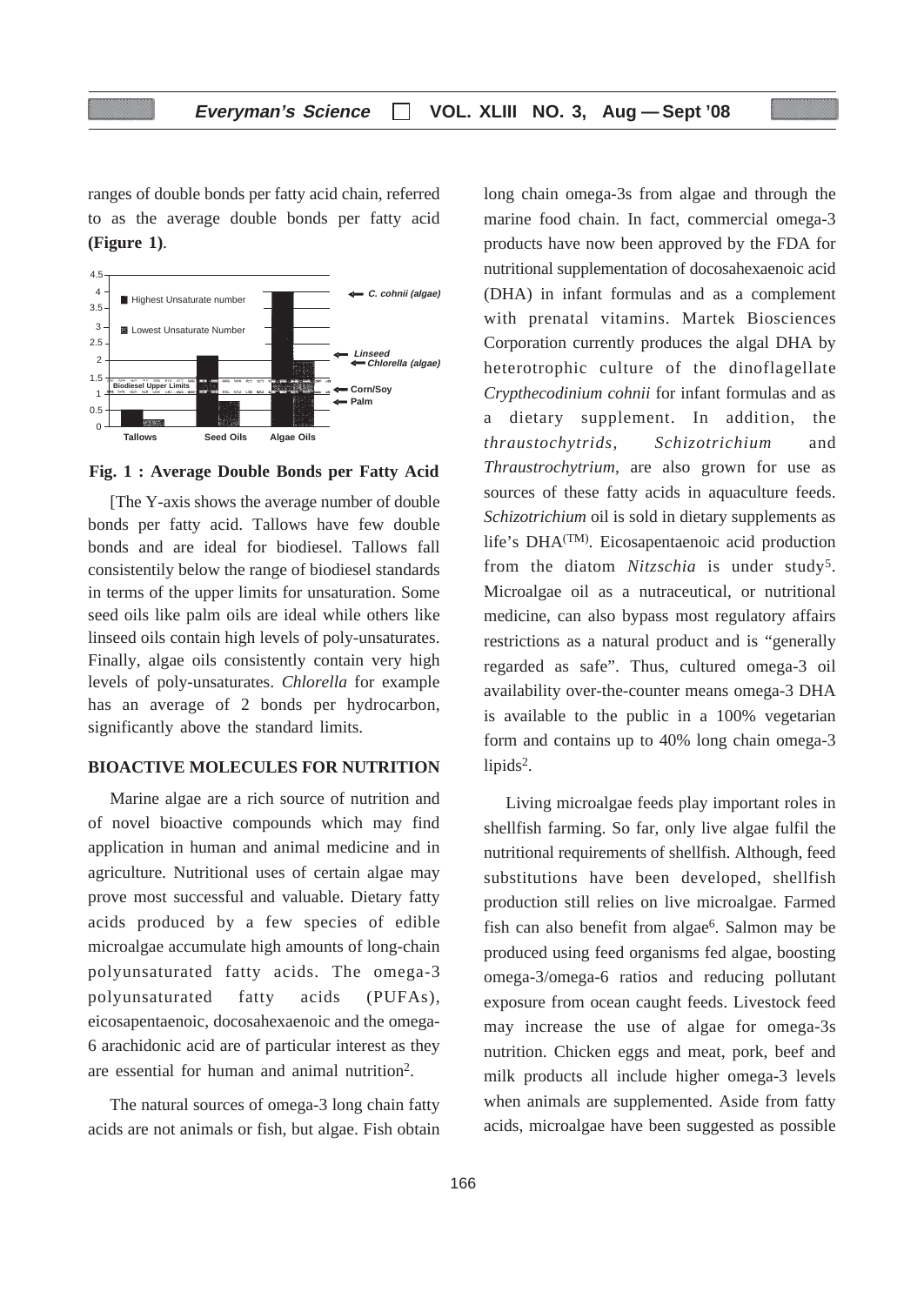ranges of double bonds per fatty acid chain, referred to as the average double bonds per fatty acid **(Figure 1)**.

**Fig. 1 : Average Double Bonds per Fatty Acid**

[The Y-axis shows the average number of double bonds per fatty acid. Tallows have few double bonds and are ideal for biodiesel. Tallows fall consistently below the range of biodiesel standards in terms of the upper limits for unsaturation. Some seed oils like palm oils are ideal while others like linseed oils contain high levels of poly-unsaturates. Finally, algae oils consistently contain very high levels of poly-unsaturates. *Chlorella* for example has an average of 2 bonds per hydrocarbon, significantly above the standard limits.

## BIOACTIVE MOLECULES FOR NUTRITION

Marine algae are a rich source of nutrition and of novel bioactive compounds which may find application in human and animal medicine and in agriculture. Nutritional uses of certain algae may prove most successful and valuable. Dietary fatty acids produced by a few species of edible microalgae accumulate high amounts of long-chain polyunsaturated fatty acids. The omega-3 polyunsaturated fatty acids (PUFAs), eicosapentaenoic, docosahexaenoic and the omega-6 arachidonic acid are of particular interest as they are essential for human and animal nutrition[2].

The natural sources of omega-3 long chain fatty acids are not animals or fish, but algae. Fish obtain long chain omega-3s from algae and through the marine food chain. In fact, commercial omega-3 products have now been approved by the FDA for nutritional supplementation of docosahexaenoic acid (DHA) in infant formulas and as a complement with prenatal vitamins. Martek Biosciences Corporation currently produces the algal DHA by heterotrophic culture of the dinoflagellate *Crypthecodinium cohnii* for infant formulas and as a dietary supplement. In addition, the *thraustochytrids, Schizotrichium* and *Thraustrochytrium*, are also grown for use as sources of these fatty acids in aquaculture feeds. *Schizotrichium* oil is sold in dietary supplements as life's DHA(TM). Eicosapentaenoic acid production from the diatom *Nitzschia* is under study[5]. Microalgae oil as a nutraceutical, or nutritional medicine, can also bypass most regulatory affairs restrictions as a natural product and is "generally regarded as safe". Thus, cultured omega-3 oil availability over-the-counter means omega-3 DHA is available to the public in a 100% vegetarian form and contains up to 40% long chain omega-3 lipids[2].

Living microalgae feeds play important roles in shellfish farming. So far, only live algae fulfil the nutritional requirements of shellfish. Although, feed substitutions have been developed, shellfish production still relies on live microalgae. Farmed fish can also benefit from algae[6]. Salmon may be produced using feed organisms fed algae, boosting omega-3/omega-6 ratios and reducing pollutant exposure from ocean caught feeds. Livestock feed may increase the use of algae for omega-3s nutrition. Chicken eggs and meat, pork, beef and milk products all include higher omega-3 levels when animals are supplemented. Aside from fatty acids, microalgae have been suggested as possible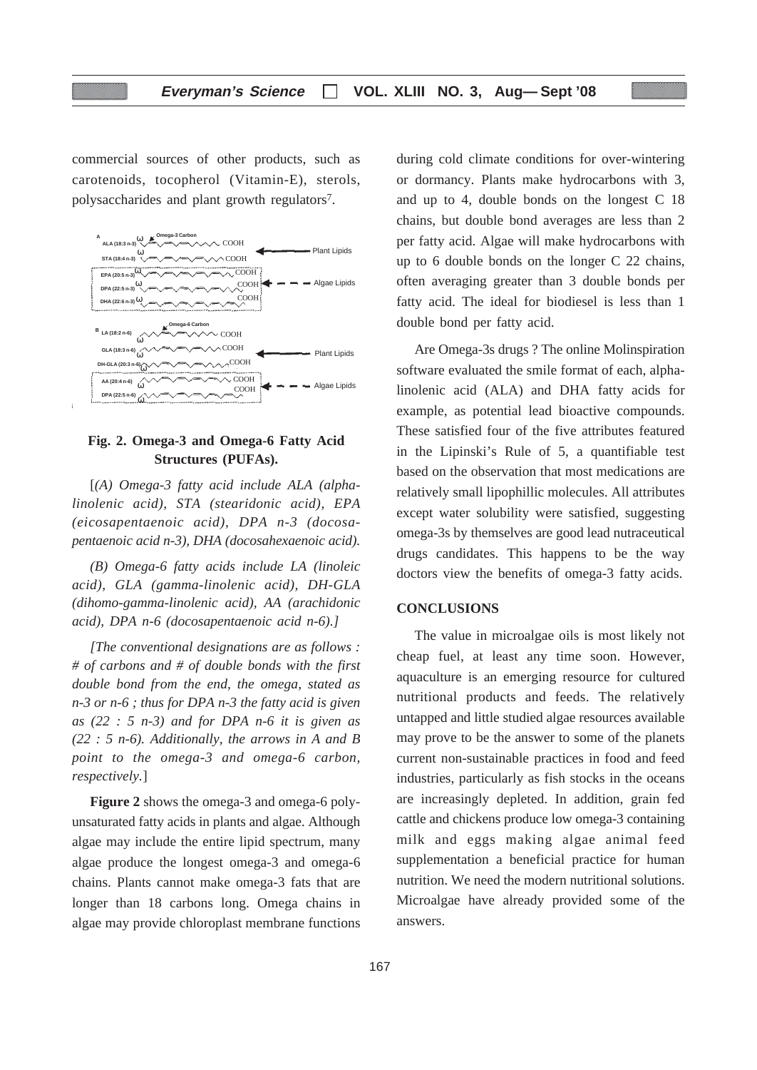commercial sources of other products, such as carotenoids, tocopherol (Vitamin-E), sterols, polysaccharides and plant growth regulators[7].

**Fig. 2. Omega-3 and Omega-6 Fatty Acid Structures (PUFAs).**

[*(A) Omega-3 fatty acid include ALA (alpha-linolenic acid), STA (stearidonic acid), EPA (eicosapentaenoic acid), DPA n-3 (docosa-pentaenoic acid n-3), DHA (docosahexaenoic acid).*

*(B) Omega-6 fatty acids include LA (linoleic acid), GLA (gamma-linolenic acid), DH-GLA (dihomo-gamma-linolenic acid), AA (arachidonic acid), DPA n-6 (docosapentaenoic acid n-6).]*

*[The conventional designations are as follows : # of carbons and # of double bonds with the first double bond from the end, the omega, stated as n-3 or n-6 ; thus for DPA n-3 the fatty acid is given as (22 : 5 n-3) and for DPA n-6 it is given as (22 : 5 n-6). Additionally, the arrows in A and B point to the omega-3 and omega-6 carbon, respectively.*]

**Figure 2** shows the omega-3 and omega-6 poly-unsaturated fatty acids in plants and algae. Although algae may include the entire lipid spectrum, many algae produce the longest omega-3 and omega-6 chains. Plants cannot make omega-3 fats that are longer than 18 carbons long. Omega chains in algae may provide chloroplast membrane functions during cold climate conditions for over-wintering or dormancy. Plants make hydrocarbons with 3, and up to 4, double bonds on the longest C 18 chains, but double bond averages are less than 2 per fatty acid. Algae will make hydrocarbons with up to 6 double bonds on the longer C 22 chains, often averaging greater than 3 double bonds per fatty acid. The ideal for biodiesel is less than 1 double bond per fatty acid.

Are Omega-3s drugs ? The online Molinspiration software evaluated the smile format of each, alpha-linolenic acid (ALA) and DHA fatty acids for example, as potential lead bioactive compounds. These satisfied four of the five attributes featured in the Lipinski's Rule of 5, a quantifiable test based on the observation that most medications are relatively small lipophillic molecules. All attributes except water solubility were satisfied, suggesting omega-3s by themselves are good lead nutraceutical drugs candidates. This happens to be the way doctors view the benefits of omega-3 fatty acids.

## CONCLUSIONS

The value in microalgae oils is most likely not cheap fuel, at least any time soon. However, aquaculture is an emerging resource for cultured nutritional products and feeds. The relatively untapped and little studied algae resources available may prove to be the answer to some of the planets current non-sustainable practices in food and feed industries, particularly as fish stocks in the oceans are increasingly depleted. In addition, grain fed cattle and chickens produce low omega-3 containing milk and eggs making algae animal feed supplementation a beneficial practice for human nutrition. We need the modern nutritional solutions. Microalgae have already provided some of the answers.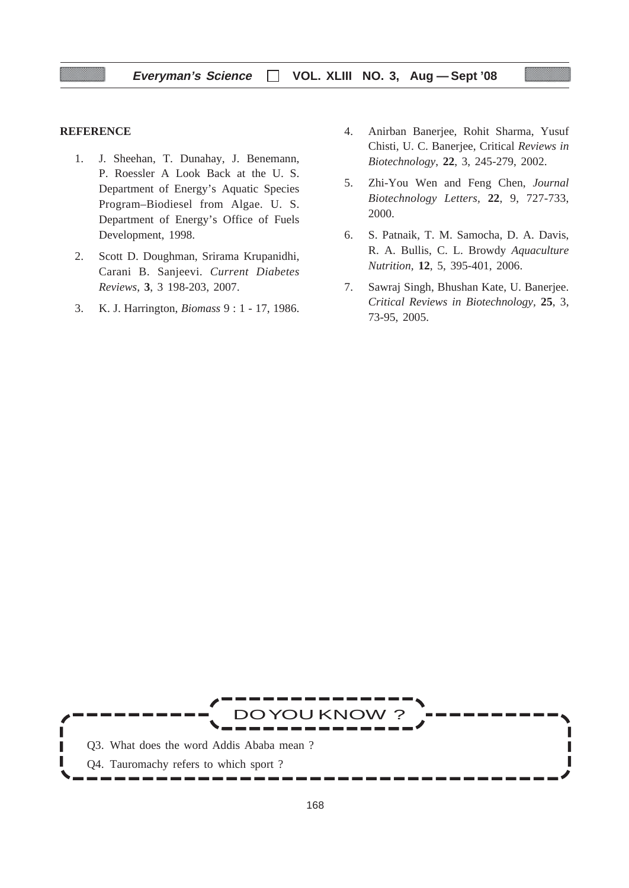**REFERENCE**

1. J. Sheehan, T. Dunahay, J. Benemann, P. Roessler A Look Back at the U. S. Department of Energy's Aquatic Species Program–Biodiesel from Algae. U. S. Department of Energy's Office of Fuels Development, 1998.
2. Scott D. Doughman, Srirama Krupanidhi, Carani B. Sanjeevi. *Current Diabetes Reviews*, **3**, 3 198-203, 2007.
3. K. J. Harrington, *Biomass* 9 : 1 - 17, 1986.
4. Anirban Banerjee, Rohit Sharma, Yusuf Chisti, U. C. Banerjee, Critical *Reviews in Biotechnology*, **22**, 3, 245-279, 2002.
5. Zhi-You Wen and Feng Chen, *Journal Biotechnology Letters*, **22**, 9, 727-733, 2000.
6. S. Patnaik, T. M. Samocha, D. A. Davis, R. A. Bullis, C. L. Browdy *Aquaculture Nutrition*, **12**, 5, 395-401, 2006.
7. Sawraj Singh, Bhushan Kate, U. Banerjee. *Critical Reviews in Biotechnology*, **25**, 3, 73-95, 2005.

**DO YOU KNOW ?**

Q3. What does the word Addis Ababa mean ?

Q4. Tauromachy refers to which sport ?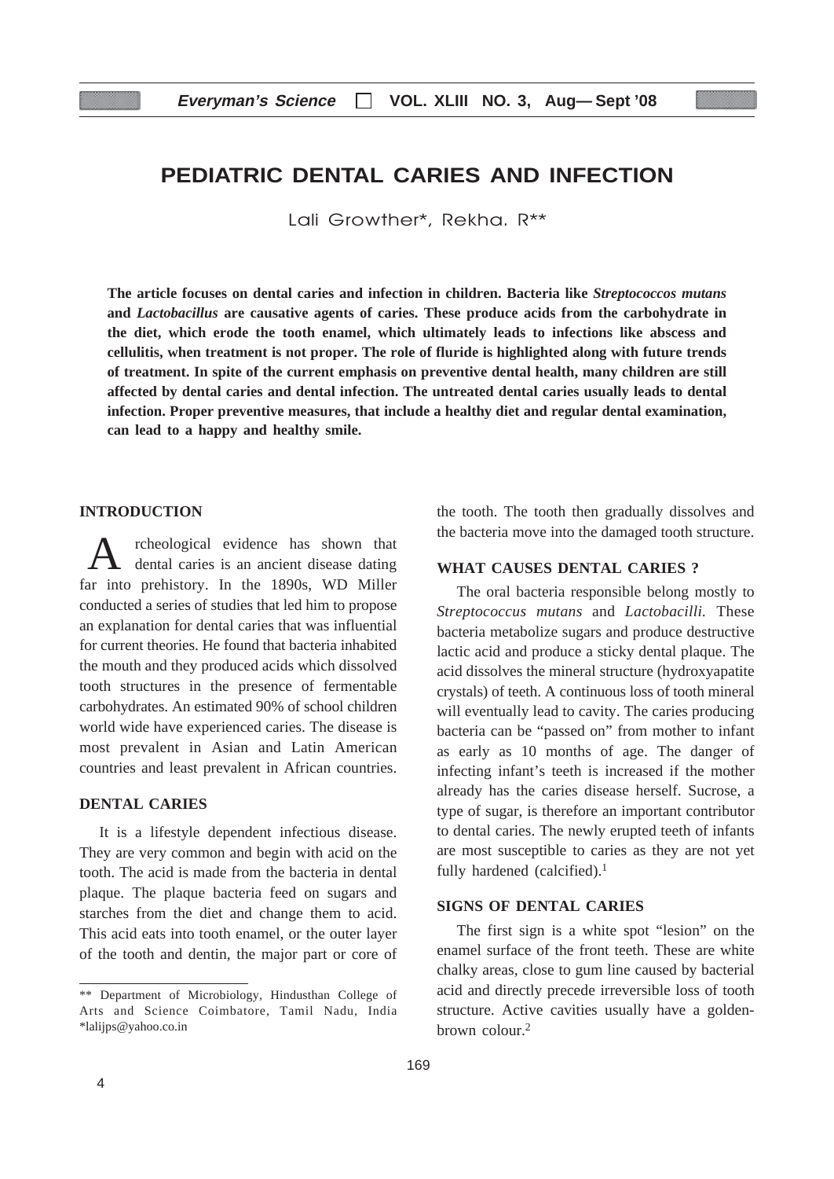# PEDIATRIC DENTAL CARIES AND INFECTION

Lali Growther*, Rekha. R**

**The article focuses on dental caries and infection in children. Bacteria like *Streptococcos mutans* and *Lactobacillus* are causative agents of caries. These produce acids from the carbohydrate in the diet, which erode the tooth enamel, which ultimately leads to infections like abscess and cellulitis, when treatment is not proper. The role of fluride is highlighted along with future trends of treatment. In spite of the current emphasis on preventive dental health, many children are still affected by dental caries and dental infection. The untreated dental caries usually leads to dental infection. Proper preventive measures, that include a healthy diet and regular dental examination, can lead to a happy and healthy smile.**

## INTRODUCTION

Archeological evidence has shown that dental caries is an ancient disease dating far into prehistory. In the 1890s, WD Miller conducted a series of studies that led him to propose an explanation for dental caries that was influential for current theories. He found that bacteria inhabited the mouth and they produced acids which dissolved tooth structures in the presence of fermentable carbohydrates. An estimated 90% of school children world wide have experienced caries. The disease is most prevalent in Asian and Latin American countries and least prevalent in African countries.

## DENTAL CARIES

It is a lifestyle dependent infectious disease. They are very common and begin with acid on the tooth. The acid is made from the bacteria in dental plaque. The plaque bacteria feed on sugars and starches from the diet and change them to acid. This acid eats into tooth enamel, or the outer layer of the tooth and dentin, the major part or core of the tooth. The tooth then gradually dissolves and the bacteria move into the damaged tooth structure.

## WHAT CAUSES DENTAL CARIES ?

The oral bacteria responsible belong mostly to *Streptococcus mutans* and *Lactobacilli.* These bacteria metabolize sugars and produce destructive lactic acid and produce a sticky dental plaque. The acid dissolves the mineral structure (hydroxyapatite crystals) of teeth. A continuous loss of tooth mineral will eventually lead to cavity. The caries producing bacteria can be "passed on" from mother to infant as early as 10 months of age. The danger of infecting infant's teeth is increased if the mother already has the caries disease herself. Sucrose, a type of sugar, is therefore an important contributor to dental caries. The newly erupted teeth of infants are most susceptible to caries as they are not yet fully hardened (calcified).[1]

## SIGNS OF DENTAL CARIES

The first sign is a white spot "lesion" on the enamel surface of the front teeth. These are white chalky areas, close to gum line caused by bacterial acid and directly precede irreversible loss of tooth structure. Active cavities usually have a golden-brown colour.[2]

---

** Department of Microbiology, Hindusthan College of Arts and Science Coimbatore, Tamil Nadu, India
*lalijps@yahoo.co.in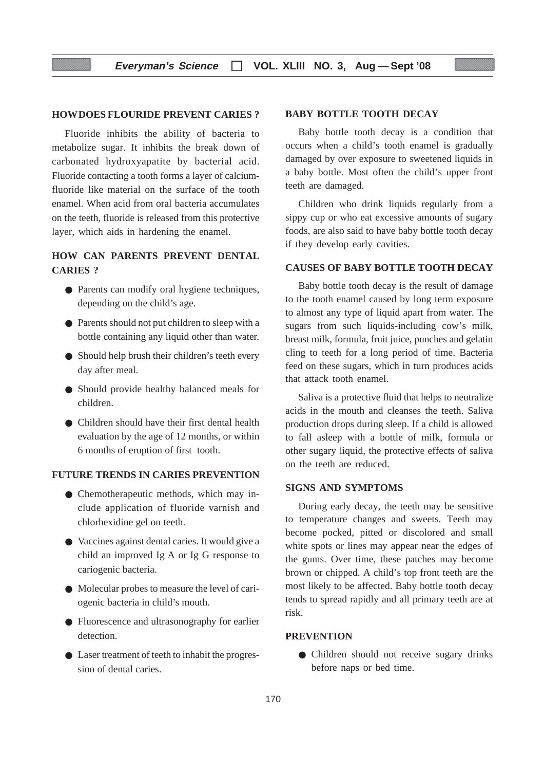## HOW DOES FLOURIDE PREVENT CARIES ?

Fluoride inhibits the ability of bacteria to metabolize sugar. It inhibits the break down of carbonated hydroxyapatite by bacterial acid. Fluoride contacting a tooth forms a layer of calcium-fluoride like material on the surface of the tooth enamel. When acid from oral bacteria accumulates on the teeth, fluoride is released from this protective layer, which aids in hardening the enamel.

## HOW CAN PARENTS PREVENT DENTAL CARIES ?

- Parents can modify oral hygiene techniques, depending on the child's age.
- Parents should not put children to sleep with a bottle containing any liquid other than water.
- Should help brush their children's teeth every day after meal.
- Should provide healthy balanced meals for children.
- Children should have their first dental health evaluation by the age of 12 months, or within 6 months of eruption of first tooth.

## FUTURE TRENDS IN CARIES PREVENTION

- Chemotherapeutic methods, which may include application of fluoride varnish and chlorhexidine gel on teeth.
- Vaccines against dental caries. It would give a child an improved Ig A or Ig G response to cariogenic bacteria.
- Molecular probes to measure the level of cariogenic bacteria in child's mouth.
- Fluorescence and ultrasonography for earlier detection.
- Laser treatment of teeth to inhabit the progression of dental caries.

## BABY BOTTLE TOOTH DECAY

Baby bottle tooth decay is a condition that occurs when a child's tooth enamel is gradually damaged by over exposure to sweetened liquids in a baby bottle. Most often the child's upper front teeth are damaged.

Children who drink liquids regularly from a sippy cup or who eat excessive amounts of sugary foods, are also said to have baby bottle tooth decay if they develop early cavities.

## CAUSES OF BABY BOTTLE TOOTH DECAY

Baby bottle tooth decay is the result of damage to the tooth enamel caused by long term exposure to almost any type of liquid apart from water. The sugars from such liquids-including cow's milk, breast milk, formula, fruit juice, punches and gelatin cling to teeth for a long period of time. Bacteria feed on these sugars, which in turn produces acids that attack tooth enamel.

Saliva is a protective fluid that helps to neutralize acids in the mouth and cleanses the teeth. Saliva production drops during sleep. If a child is allowed to fall asleep with a bottle of milk, formula or other sugary liquid, the protective effects of saliva on the teeth are reduced.

## SIGNS AND SYMPTOMS

During early decay, the teeth may be sensitive to temperature changes and sweets. Teeth may become pocked, pitted or discolored and small white spots or lines may appear near the edges of the gums. Over time, these patches may become brown or chipped. A child's top front teeth are the most likely to be affected. Baby bottle tooth decay tends to spread rapidly and all primary teeth are at risk.

## PREVENTION

- Children should not receive sugary drinks before naps or bed time.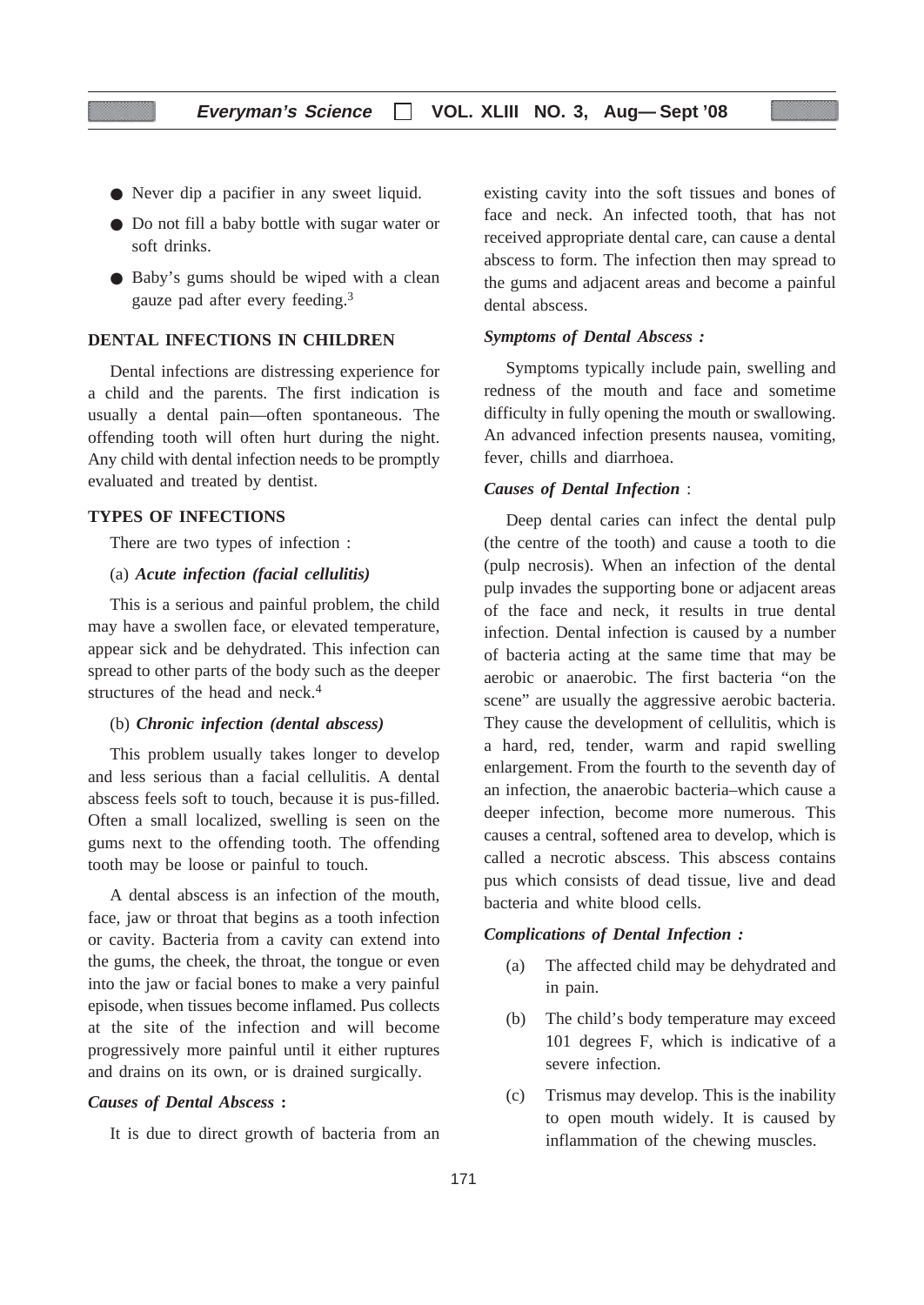- Never dip a pacifier in any sweet liquid.
- Do not fill a baby bottle with sugar water or soft drinks.
- Baby's gums should be wiped with a clean gauze pad after every feeding.[3]

## DENTAL INFECTIONS IN CHILDREN

Dental infections are distressing experience for a child and the parents. The first indication is usually a dental pain—often spontaneous. The offending tooth will often hurt during the night. Any child with dental infection needs to be promptly evaluated and treated by dentist.

## TYPES OF INFECTIONS

There are two types of infection :

(a) ***Acute infection (facial cellulitis)***

This is a serious and painful problem, the child may have a swollen face, or elevated temperature, appear sick and be dehydrated. This infection can spread to other parts of the body such as the deeper structures of the head and neck.[4]

(b) ***Chronic infection (dental abscess)***

This problem usually takes longer to develop and less serious than a facial cellulitis. A dental abscess feels soft to touch, because it is pus-filled. Often a small localized, swelling is seen on the gums next to the offending tooth. The offending tooth may be loose or painful to touch.

A dental abscess is an infection of the mouth, face, jaw or throat that begins as a tooth infection or cavity. Bacteria from a cavity can extend into the gums, the cheek, the throat, the tongue or even into the jaw or facial bones to make a very painful episode, when tissues become inflamed. Pus collects at the site of the infection and will become progressively more painful until it either ruptures and drains on its own, or is drained surgically.

***Causes of Dental Abscess* :**

It is due to direct growth of bacteria from an existing cavity into the soft tissues and bones of face and neck. An infected tooth, that has not received appropriate dental care, can cause a dental abscess to form. The infection then may spread to the gums and adjacent areas and become a painful dental abscess.

***Symptoms of Dental Abscess :***

Symptoms typically include pain, swelling and redness of the mouth and face and sometime difficulty in fully opening the mouth or swallowing. An advanced infection presents nausea, vomiting, fever, chills and diarrhoea.

***Causes of Dental Infection*** :

Deep dental caries can infect the dental pulp (the centre of the tooth) and cause a tooth to die (pulp necrosis). When an infection of the dental pulp invades the supporting bone or adjacent areas of the face and neck, it results in true dental infection. Dental infection is caused by a number of bacteria acting at the same time that may be aerobic or anaerobic. The first bacteria "on the scene" are usually the aggressive aerobic bacteria. They cause the development of cellulitis, which is a hard, red, tender, warm and rapid swelling enlargement. From the fourth to the seventh day of an infection, the anaerobic bacteria–which cause a deeper infection, become more numerous. This causes a central, softened area to develop, which is called a necrotic abscess. This abscess contains pus which consists of dead tissue, live and dead bacteria and white blood cells.

***Complications of Dental Infection :***

(a) The affected child may be dehydrated and in pain.

(b) The child's body temperature may exceed 101 degrees F, which is indicative of a severe infection.

(c) Trismus may develop. This is the inability to open mouth widely. It is caused by inflammation of the chewing muscles.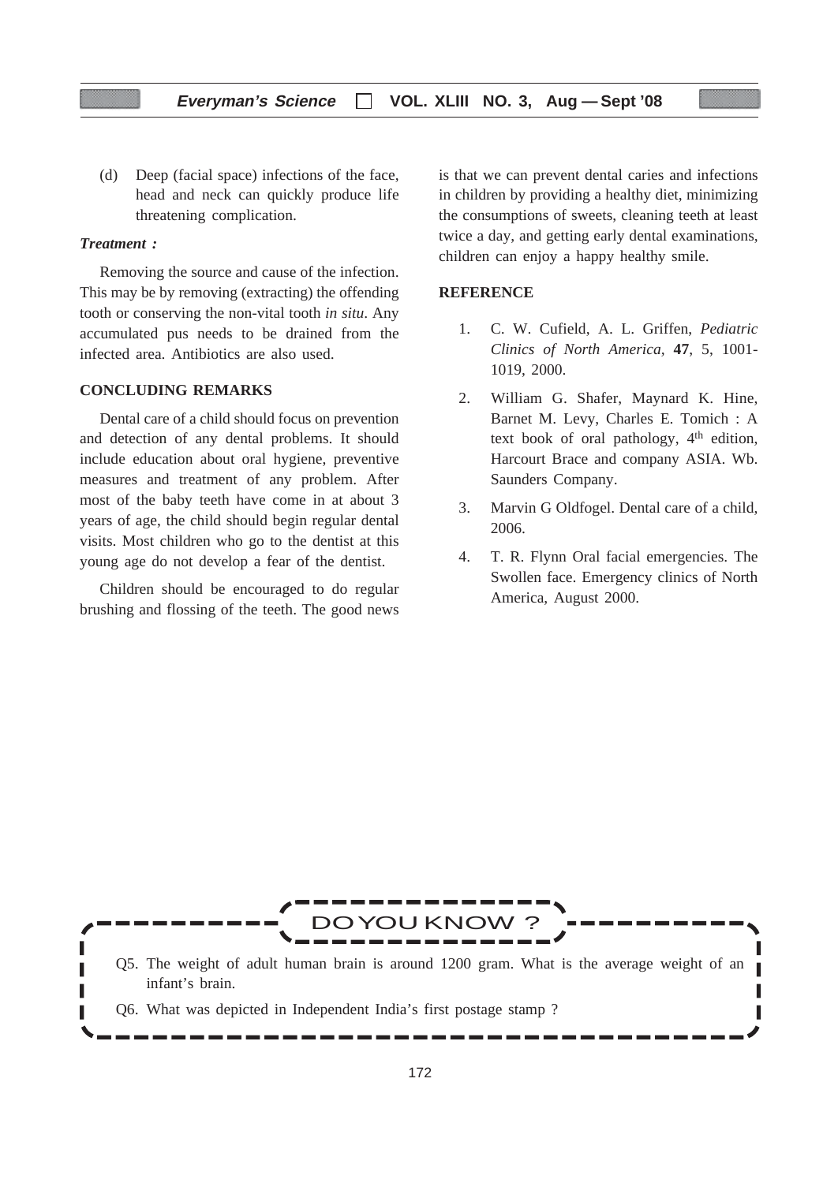(d) Deep (facial space) infections of the face, head and neck can quickly produce life threatening complication.

***Treatment :***

Removing the source and cause of the infection. This may be by removing (extracting) the offending tooth or conserving the non-vital tooth *in situ*. Any accumulated pus needs to be drained from the infected area. Antibiotics are also used.

## CONCLUDING REMARKS

Dental care of a child should focus on prevention and detection of any dental problems. It should include education about oral hygiene, preventive measures and treatment of any problem. After most of the baby teeth have come in at about 3 years of age, the child should begin regular dental visits. Most children who go to the dentist at this young age do not develop a fear of the dentist.

Children should be encouraged to do regular brushing and flossing of the teeth. The good news is that we can prevent dental caries and infections in children by providing a healthy diet, minimizing the consumptions of sweets, cleaning teeth at least twice a day, and getting early dental examinations, children can enjoy a happy healthy smile.

## REFERENCE

1. C. W. Cufield, A. L. Griffen, *Pediatric Clinics of North America,* **47**, 5, 1001-1019, 2000.
2. William G. Shafer, Maynard K. Hine, Barnet M. Levy, Charles E. Tomich : A text book of oral pathology, 4th edition, Harcourt Brace and company ASIA. Wb. Saunders Company.
3. Marvin G Oldfogel. Dental care of a child, 2006.
4. T. R. Flynn Oral facial emergencies. The Swollen face. Emergency clinics of North America, August 2000.

## DO YOU KNOW ?

Q5. The weight of adult human brain is around 1200 gram. What is the average weight of an infant's brain.

Q6. What was depicted in Independent India's first postage stamp ?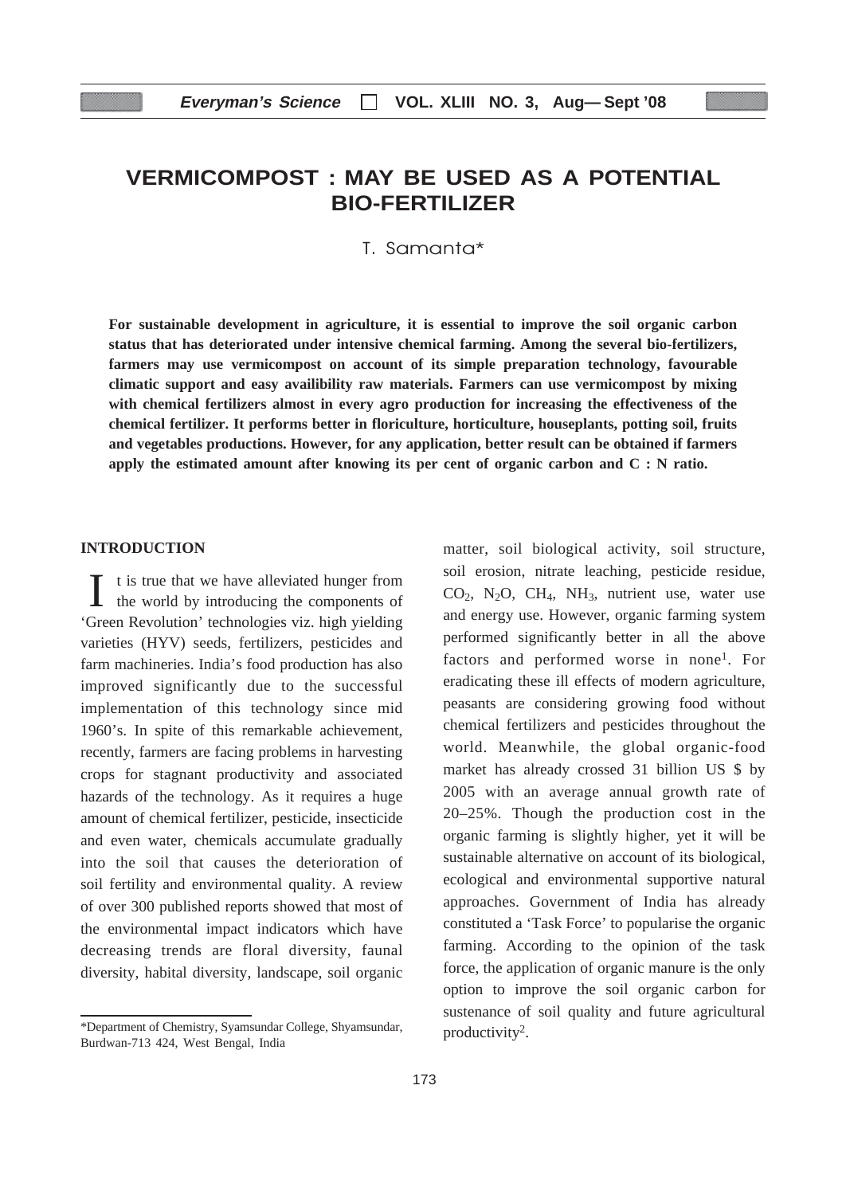# VERMICOMPOST : MAY BE USED AS A POTENTIAL BIO-FERTILIZER

T. Samanta*

**For sustainable development in agriculture, it is essential to improve the soil organic carbon status that has deteriorated under intensive chemical farming. Among the several bio-fertilizers, farmers may use vermicompost on account of its simple preparation technology, favourable climatic support and easy availibility raw materials. Farmers can use vermicompost by mixing with chemical fertilizers almost in every agro production for increasing the effectiveness of the chemical fertilizer. It performs better in floriculture, horticulture, houseplants, potting soil, fruits and vegetables productions. However, for any application, better result can be obtained if farmers apply the estimated amount after knowing its per cent of organic carbon and C : N ratio.**

## INTRODUCTION

It is true that we have alleviated hunger from the world by introducing the components of 'Green Revolution' technologies viz. high yielding varieties (HYV) seeds, fertilizers, pesticides and farm machineries. India's food production has also improved significantly due to the successful implementation of this technology since mid 1960's. In spite of this remarkable achievement, recently, farmers are facing problems in harvesting crops for stagnant productivity and associated hazards of the technology. As it requires a huge amount of chemical fertilizer, pesticide, insecticide and even water, chemicals accumulate gradually into the soil that causes the deterioration of soil fertility and environmental quality. A review of over 300 published reports showed that most of the environmental impact indicators which have decreasing trends are floral diversity, faunal diversity, habital diversity, landscape, soil organic matter, soil biological activity, soil structure, soil erosion, nitrate leaching, pesticide residue, $CO_2$, $N_2O$, $CH_4$, $NH_3$, nutrient use, water use and energy use. However, organic farming system performed significantly better in all the above factors and performed worse in none[1]. For eradicating these ill effects of modern agriculture, peasants are considering growing food without chemical fertilizers and pesticides throughout the world. Meanwhile, the global organic-food market has already crossed 31 billion US $ by 2005 with an average annual growth rate of 20–25%. Though the production cost in the organic farming is slightly higher, yet it will be sustainable alternative on account of its biological, ecological and environmental supportive natural approaches. Government of India has already constituted a 'Task Force' to popularise the organic farming. According to the opinion of the task force, the application of organic manure is the only option to improve the soil organic carbon for sustenance of soil quality and future agricultural productivity[2].

*Department of Chemistry, Syamsundar College, Shyamsundar, Burdwan-713 424, West Bengal, India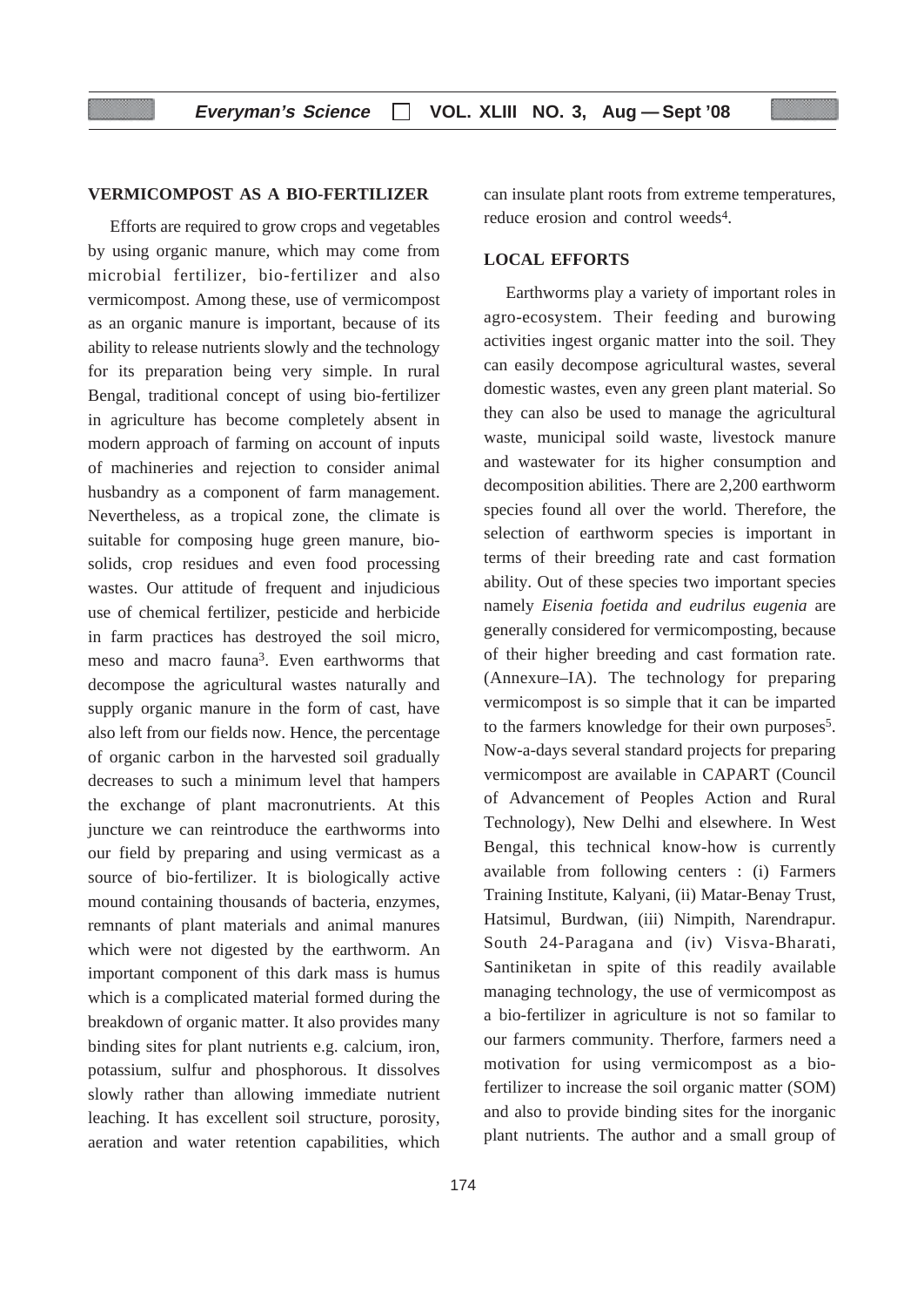## VERMICOMPOST AS A BIO-FERTILIZER

Efforts are required to grow crops and vegetables by using organic manure, which may come from microbial fertilizer, bio-fertilizer and also vermicompost. Among these, use of vermicompost as an organic manure is important, because of its ability to release nutrients slowly and the technology for its preparation being very simple. In rural Bengal, traditional concept of using bio-fertilizer in agriculture has become completely absent in modern approach of farming on account of inputs of machineries and rejection to consider animal husbandry as a component of farm management. Nevertheless, as a tropical zone, the climate is suitable for composing huge green manure, bio-solids, crop residues and even food processing wastes. Our attitude of frequent and injudicious use of chemical fertilizer, pesticide and herbicide in farm practices has destroyed the soil micro, meso and macro fauna[3]. Even earthworms that decompose the agricultural wastes naturally and supply organic manure in the form of cast, have also left from our fields now. Hence, the percentage of organic carbon in the harvested soil gradually decreases to such a minimum level that hampers the exchange of plant macronutrients. At this juncture we can reintroduce the earthworms into our field by preparing and using vermicast as a source of bio-fertilizer. It is biologically active mound containing thousands of bacteria, enzymes, remnants of plant materials and animal manures which were not digested by the earthworm. An important component of this dark mass is humus which is a complicated material formed during the breakdown of organic matter. It also provides many binding sites for plant nutrients e.g. calcium, iron, potassium, sulfur and phosphorous. It dissolves slowly rather than allowing immediate nutrient leaching. It has excellent soil structure, porosity, aeration and water retention capabilities, which can insulate plant roots from extreme temperatures, reduce erosion and control weeds[4].

## LOCAL EFFORTS

Earthworms play a variety of important roles in agro-ecosystem. Their feeding and burowing activities ingest organic matter into the soil. They can easily decompose agricultural wastes, several domestic wastes, even any green plant material. So they can also be used to manage the agricultural waste, municipal soild waste, livestock manure and wastewater for its higher consumption and decomposition abilities. There are 2,200 earthworm species found all over the world. Therefore, the selection of earthworm species is important in terms of their breeding rate and cast formation ability. Out of these species two important species namely *Eisenia foetida and eudrilus eugenia* are generally considered for vermicomposting, because of their higher breeding and cast formation rate. (Annexure–IA). The technology for preparing vermicompost is so simple that it can be imparted to the farmers knowledge for their own purposes[5]. Now-a-days several standard projects for preparing vermicompost are available in CAPART (Council of Advancement of Peoples Action and Rural Technology), New Delhi and elsewhere. In West Bengal, this technical know-how is currently available from following centers : (i) Farmers Training Institute, Kalyani, (ii) Matar-Benay Trust, Hatsimul, Burdwan, (iii) Nimpith, Narendrapur. South 24-Paragana and (iv) Visva-Bharati, Santiniketan in spite of this readily available managing technology, the use of vermicompost as a bio-fertilizer in agriculture is not so familar to our farmers community. Therfore, farmers need a motivation for using vermicompost as a bio-fertilizer to increase the soil organic matter (SOM) and also to provide binding sites for the inorganic plant nutrients. The author and a small group of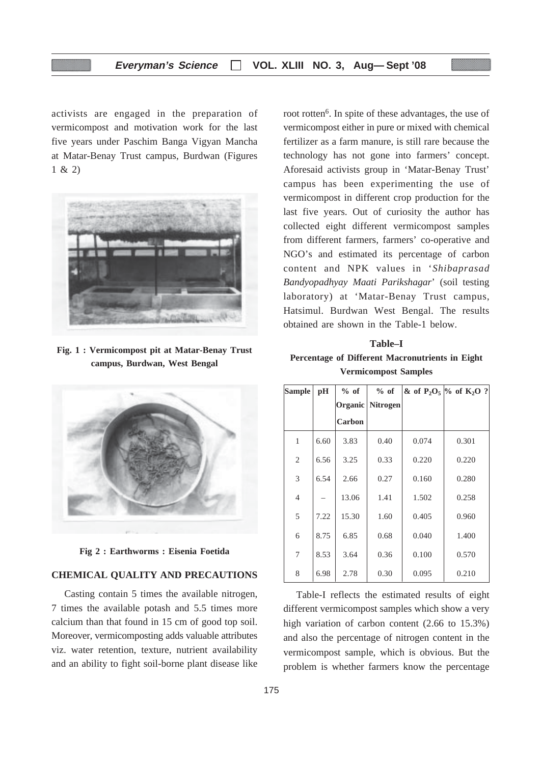activists are engaged in the preparation of vermicompost and motivation work for the last five years under Paschim Banga Vigyan Mancha at Matar-Benay Trust campus, Burdwan (Figures 1 & 2)

**Fig. 1 : Vermicompost pit at Matar-Benay Trust campus, Burdwan, West Bengal**

**Fig 2 : Earthworms : Eisenia Foetida**

## CHEMICAL QUALITY AND PRECAUTIONS

Casting contain 5 times the available nitrogen, 7 times the available potash and 5.5 times more calcium than that found in 15 cm of good top soil. Moreover, vermicomposting adds valuable attributes viz. water retention, texture, nutrient availability and an ability to fight soil-borne plant disease like root rotten[6]. In spite of these advantages, the use of vermicompost either in pure or mixed with chemical fertilizer as a farm manure, is still rare because the technology has not gone into farmers' concept. Aforesaid activists group in 'Matar-Benay Trust' campus has been experimenting the use of vermicompost in different crop production for the last five years. Out of curiosity the author has collected eight different vermicompost samples from different farmers, farmers' co-operative and NGO's and estimated its percentage of carbon content and NPK values in '*Shibaprasad Bandyopadhyay Maati Parikshagar*' (soil testing laboratory) at 'Matar-Benay Trust campus, Hatsimul. Burdwan West Bengal. The results obtained are shown in the Table-1 below.

**Table–I**

**Percentage of Different Macronutrients in Eight Vermicompost Samples**

| Sample | pH | % of Organic Carbon | % of Nitrogen | & of $P_2O_5$ | % of $K_2O$ ? |
|---|---|---|---|---|---|
| 1 | 6.60 | 3.83 | 0.40 | 0.074 | 0.301 |
| 2 | 6.56 | 3.25 | 0.33 | 0.220 | 0.220 |
| 3 | 6.54 | 2.66 | 0.27 | 0.160 | 0.280 |
| 4 | – | 13.06 | 1.41 | 1.502 | 0.258 |
| 5 | 7.22 | 15.30 | 1.60 | 0.405 | 0.960 |
| 6 | 8.75 | 6.85 | 0.68 | 0.040 | 1.400 |
| 7 | 8.53 | 3.64 | 0.36 | 0.100 | 0.570 |
| 8 | 6.98 | 2.78 | 0.30 | 0.095 | 0.210 |

Table-I reflects the estimated results of eight different vermicompost samples which show a very high variation of carbon content (2.66 to 15.3%) and also the percentage of nitrogen content in the vermicompost sample, which is obvious. But the problem is whether farmers know the percentage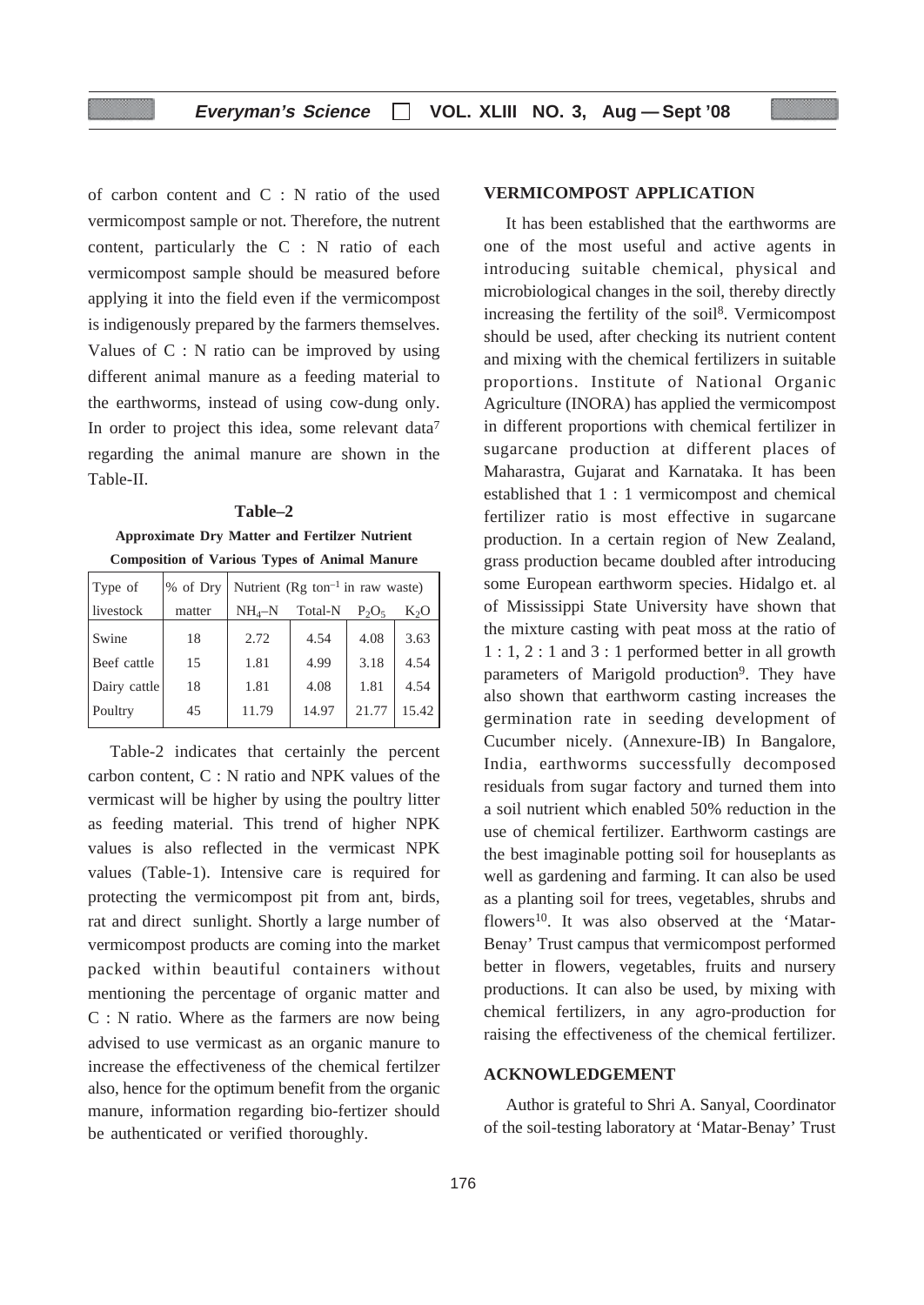of carbon content and C : N ratio of the used vermicompost sample or not. Therefore, the nutrent content, particularly the C : N ratio of each vermicompost sample should be measured before applying it into the field even if the vermicompost is indigenously prepared by the farmers themselves. Values of C : N ratio can be improved by using different animal manure as a feeding material to the earthworms, instead of using cow-dung only. In order to project this idea, some relevant data[7] regarding the animal manure are shown in the Table-II.

**Table–2**

**Approximate Dry Matter and Fertilzer Nutrient Composition of Various Types of Animal Manure**

| Type of livestock | % of Dry matter | Nutrient (Rg $ton^{-1}$ in raw waste) | | | |
|---|---|---|---|---|---|
| | | $NH_4$–N | Total-N | $P_2O_5$ | $K_2O$ |
| Swine | 18 | 2.72 | 4.54 | 4.08 | 3.63 |
| Beef cattle | 15 | 1.81 | 4.99 | 3.18 | 4.54 |
| Dairy cattle | 18 | 1.81 | 4.08 | 1.81 | 4.54 |
| Poultry | 45 | 11.79 | 14.97 | 21.77 | 15.42 |

Table-2 indicates that certainly the percent carbon content, C : N ratio and NPK values of the vermicast will be higher by using the poultry litter as feeding material. This trend of higher NPK values is also reflected in the vermicast NPK values (Table-1). Intensive care is required for protecting the vermicompost pit from ant, birds, rat and direct sunlight. Shortly a large number of vermicompost products are coming into the market packed within beautiful containers without mentioning the percentage of organic matter and C : N ratio. Where as the farmers are now being advised to use vermicast as an organic manure to increase the effectiveness of the chemical fertilzer also, hence for the optimum benefit from the organic manure, information regarding bio-fertizer should be authenticated or verified thoroughly.

## VERMICOMPOST APPLICATION

It has been established that the earthworms are one of the most useful and active agents in introducing suitable chemical, physical and microbiological changes in the soil, thereby directly increasing the fertility of the soil[8]. Vermicompost should be used, after checking its nutrient content and mixing with the chemical fertilizers in suitable proportions. Institute of National Organic Agriculture (INORA) has applied the vermicompost in different proportions with chemical fertilizer in sugarcane production at different places of Maharastra, Gujarat and Karnataka. It has been established that 1 : 1 vermicompost and chemical fertilizer ratio is most effective in sugarcane production. In a certain region of New Zealand, grass production became doubled after introducing some European earthworm species. Hidalgo et. al of Mississippi State University have shown that the mixture casting with peat moss at the ratio of 1 : 1, 2 : 1 and 3 : 1 performed better in all growth parameters of Marigold production[9]. They have also shown that earthworm casting increases the germination rate in seeding development of Cucumber nicely. (Annexure-IB) In Bangalore, India, earthworms successfully decomposed residuals from sugar factory and turned them into a soil nutrient which enabled 50% reduction in the use of chemical fertilizer. Earthworm castings are the best imaginable potting soil for houseplants as well as gardening and farming. It can also be used as a planting soil for trees, vegetables, shrubs and flowers[10]. It was also observed at the 'Matar-Benay' Trust campus that vermicompost performed better in flowers, vegetables, fruits and nursery productions. It can also be used, by mixing with chemical fertilizers, in any agro-production for raising the effectiveness of the chemical fertilizer.

## ACKNOWLEDGEMENT

Author is grateful to Shri A. Sanyal, Coordinator of the soil-testing laboratory at 'Matar-Benay' Trust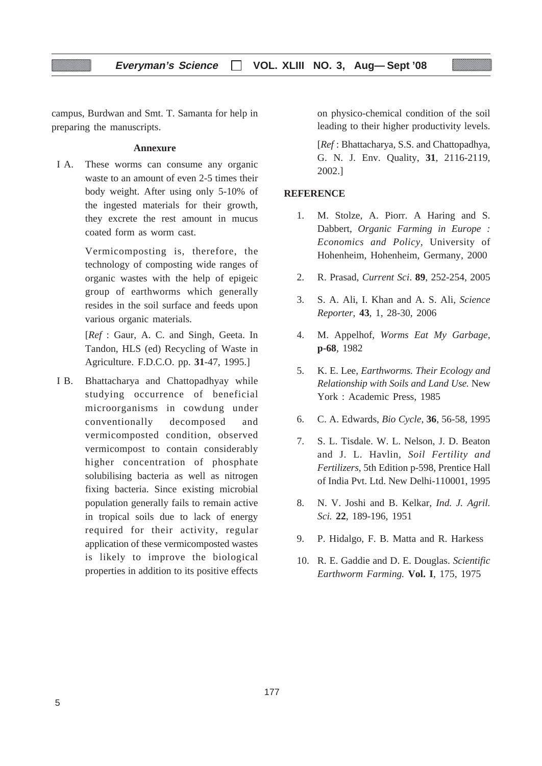campus, Burdwan and Smt. T. Samanta for help in preparing the manuscripts.

### Annexure

I A. These worms can consume any organic waste to an amount of even 2-5 times their body weight. After using only 5-10% of the ingested materials for their growth, they excrete the rest amount in mucus coated form as worm cast.

Vermicomposting is, therefore, the technology of composting wide ranges of organic wastes with the help of epigeic group of earthworms which generally resides in the soil surface and feeds upon various organic materials.

[*Ref* : Gaur, A. C. and Singh, Geeta. In Tandon, HLS (ed) Recycling of Waste in Agriculture. F.D.C.O. pp. **31**-47, 1995.]

I B. Bhattacharya and Chattopadhyay while studying occurrence of beneficial microorganisms in cowdung under conventionally decomposed and vermicomposted condition, observed vermicompost to contain considerably higher concentration of phosphate solubilising bacteria as well as nitrogen fixing bacteria. Since existing microbial population generally fails to remain active in tropical soils due to lack of energy required for their activity, regular application of these vermicomposted wastes is likely to improve the biological properties in addition to its positive effects on physico-chemical condition of the soil leading to their higher productivity levels.

[*Ref* : Bhattacharya, S.S. and Chattopadhya, G. N. J. Env. Quality, **31**, 2116-2119, 2002.]

### REFERENCE

1. M. Stolze, A. Piorr. A Haring and S. Dabbert, *Organic Farming in Europe : Economics and Policy*, University of Hohenheim, Hohenheim, Germany, 2000
2. R. Prasad, *Current Sci*. **89**, 252-254, 2005
3. S. A. Ali, I. Khan and A. S. Ali, *Science Reporter*, **43**, 1, 28-30, 2006
4. M. Appelhof, *Worms Eat My Garbage*, **p-68**, 1982
5. K. E. Lee, *Earthworms. Their Ecology and Relationship with Soils and Land Use.* New York : Academic Press, 1985
6. C. A. Edwards, *Bio Cycle*, **36**, 56-58, 1995
7. S. L. Tisdale. W. L. Nelson, J. D. Beaton and J. L. Havlin, *Soil Fertility and Fertilizers*, 5th Edition p-598, Prentice Hall of India Pvt. Ltd. New Delhi-110001, 1995
8. N. V. Joshi and B. Kelkar, *Ind. J. Agril. Sci.* **22**, 189-196, 1951
9. P. Hidalgo, F. B. Matta and R. Harkess
10. R. E. Gaddie and D. E. Douglas. *Scientific Earthworm Farming.* **Vol. I**, 175, 1975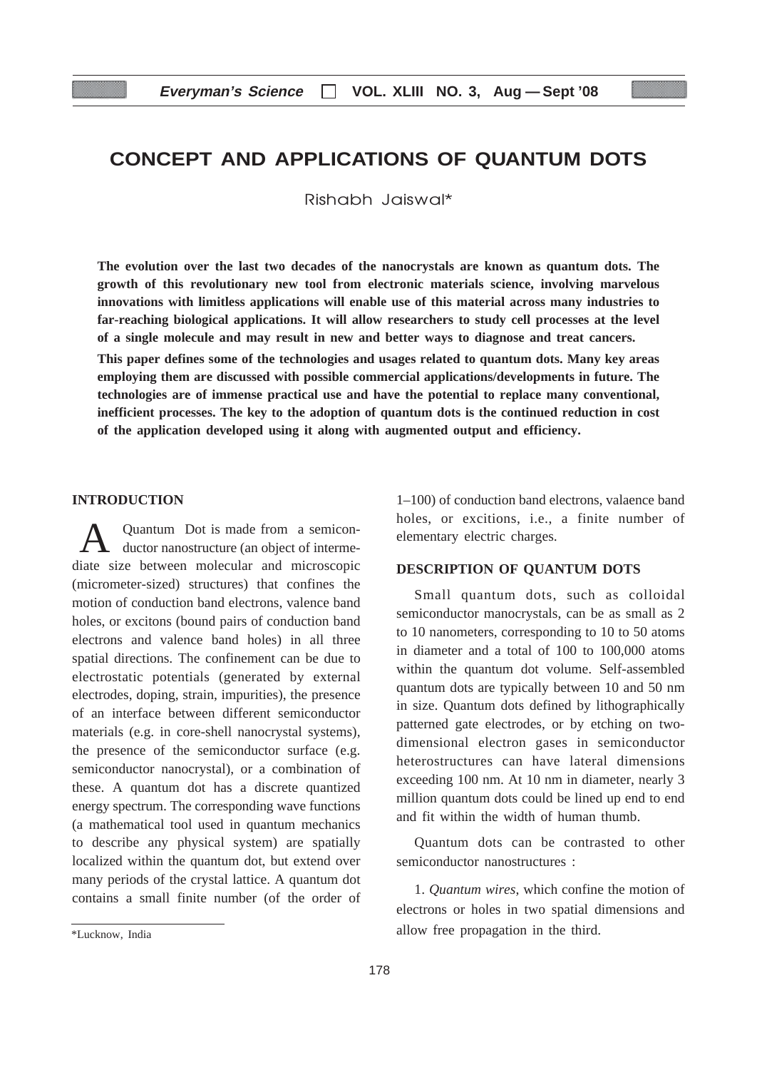# CONCEPT AND APPLICATIONS OF QUANTUM DOTS

Rishabh Jaiswal*

**The evolution over the last two decades of the nanocrystals are known as quantum dots. The growth of this revolutionary new tool from electronic materials science, involving marvelous innovations with limitless applications will enable use of this material across many industries to far-reaching biological applications. It will allow researchers to study cell processes at the level of a single molecule and may result in new and better ways to diagnose and treat cancers.**

**This paper defines some of the technologies and usages related to quantum dots. Many key areas employing them are discussed with possible commercial applications/developments in future. The technologies are of immense practical use and have the potential to replace many conventional, inefficient processes. The key to the adoption of quantum dots is the continued reduction in cost of the application developed using it along with augmented output and efficiency.**

## INTRODUCTION

A Quantum Dot is made from a semiconductor nanostructure (an object of intermediate size between molecular and microscopic (micrometer-sized) structures) that confines the motion of conduction band electrons, valence band holes, or excitons (bound pairs of conduction band electrons and valence band holes) in all three spatial directions. The confinement can be due to electrostatic potentials (generated by external electrodes, doping, strain, impurities), the presence of an interface between different semiconductor materials (e.g. in core-shell nanocrystal systems), the presence of the semiconductor surface (e.g. semiconductor nanocrystal), or a combination of these. A quantum dot has a discrete quantized energy spectrum. The corresponding wave functions (a mathematical tool used in quantum mechanics to describe any physical system) are spatially localized within the quantum dot, but extend over many periods of the crystal lattice. A quantum dot contains a small finite number (of the order of 1–100) of conduction band electrons, valaence band holes, or excitions, i.e., a finite number of elementary electric charges.

## DESCRIPTION OF QUANTUM DOTS

Small quantum dots, such as colloidal semiconductor manocrystals, can be as small as 2 to 10 nanometers, corresponding to 10 to 50 atoms in diameter and a total of 100 to 100,000 atoms within the quantum dot volume. Self-assembled quantum dots are typically between 10 and 50 nm in size. Quantum dots defined by lithographically patterned gate electrodes, or by etching on two-dimensional electron gases in semiconductor heterostructures can have lateral dimensions exceeding 100 nm. At 10 nm in diameter, nearly 3 million quantum dots could be lined up end to end and fit within the width of human thumb.

Quantum dots can be contrasted to other semiconductor nanostructures :

1. *Quantum wires*, which confine the motion of electrons or holes in two spatial dimensions and allow free propagation in the third.

*Lucknow, India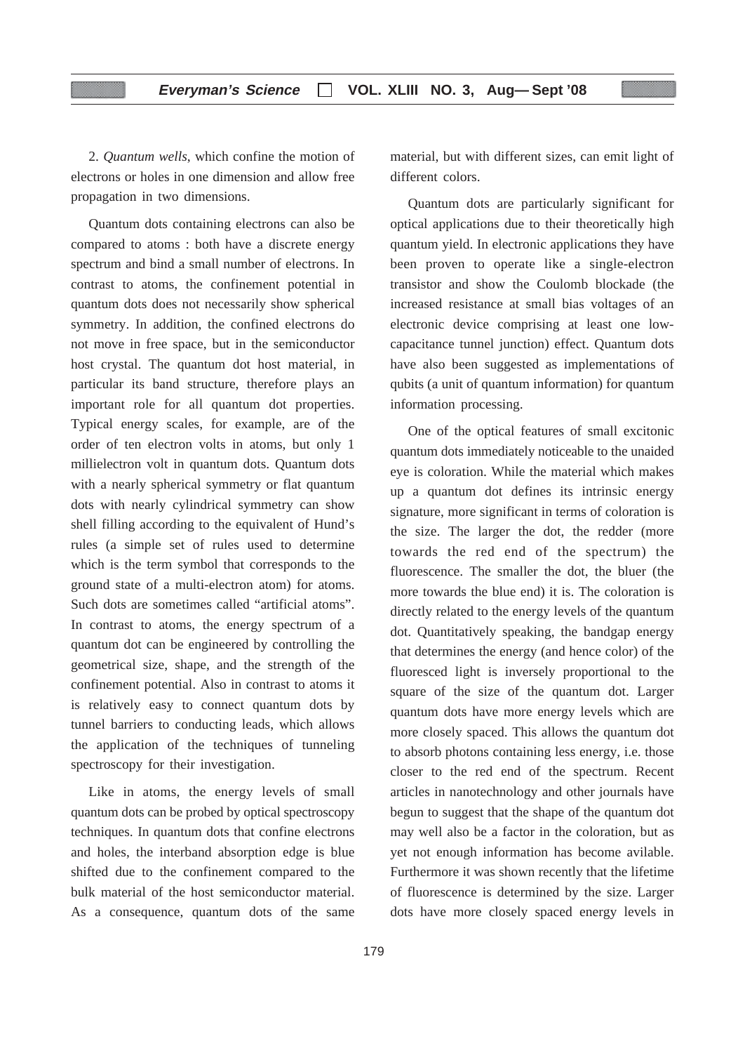2. *Quantum wells*, which confine the motion of electrons or holes in one dimension and allow free propagation in two dimensions.

Quantum dots containing electrons can also be compared to atoms : both have a discrete energy spectrum and bind a small number of electrons. In contrast to atoms, the confinement potential in quantum dots does not necessarily show spherical symmetry. In addition, the confined electrons do not move in free space, but in the semiconductor host crystal. The quantum dot host material, in particular its band structure, therefore plays an important role for all quantum dot properties. Typical energy scales, for example, are of the order of ten electron volts in atoms, but only 1 millielectron volt in quantum dots. Quantum dots with a nearly spherical symmetry or flat quantum dots with nearly cylindrical symmetry can show shell filling according to the equivalent of Hund's rules (a simple set of rules used to determine which is the term symbol that corresponds to the ground state of a multi-electron atom) for atoms. Such dots are sometimes called "artificial atoms". In contrast to atoms, the energy spectrum of a quantum dot can be engineered by controlling the geometrical size, shape, and the strength of the confinement potential. Also in contrast to atoms it is relatively easy to connect quantum dots by tunnel barriers to conducting leads, which allows the application of the techniques of tunneling spectroscopy for their investigation.

Like in atoms, the energy levels of small quantum dots can be probed by optical spectroscopy techniques. In quantum dots that confine electrons and holes, the interband absorption edge is blue shifted due to the confinement compared to the bulk material of the host semiconductor material. As a consequence, quantum dots of the same material, but with different sizes, can emit light of different colors.

Quantum dots are particularly significant for optical applications due to their theoretically high quantum yield. In electronic applications they have been proven to operate like a single-electron transistor and show the Coulomb blockade (the increased resistance at small bias voltages of an electronic device comprising at least one low-capacitance tunnel junction) effect. Quantum dots have also been suggested as implementations of qubits (a unit of quantum information) for quantum information processing.

One of the optical features of small excitonic quantum dots immediately noticeable to the unaided eye is coloration. While the material which makes up a quantum dot defines its intrinsic energy signature, more significant in terms of coloration is the size. The larger the dot, the redder (more towards the red end of the spectrum) the fluorescence. The smaller the dot, the bluer (the more towards the blue end) it is. The coloration is directly related to the energy levels of the quantum dot. Quantitatively speaking, the bandgap energy that determines the energy (and hence color) of the fluoresced light is inversely proportional to the square of the size of the quantum dot. Larger quantum dots have more energy levels which are more closely spaced. This allows the quantum dot to absorb photons containing less energy, i.e. those closer to the red end of the spectrum. Recent articles in nanotechnology and other journals have begun to suggest that the shape of the quantum dot may well also be a factor in the coloration, but as yet not enough information has become avilable. Furthermore it was shown recently that the lifetime of fluorescence is determined by the size. Larger dots have more closely spaced energy levels in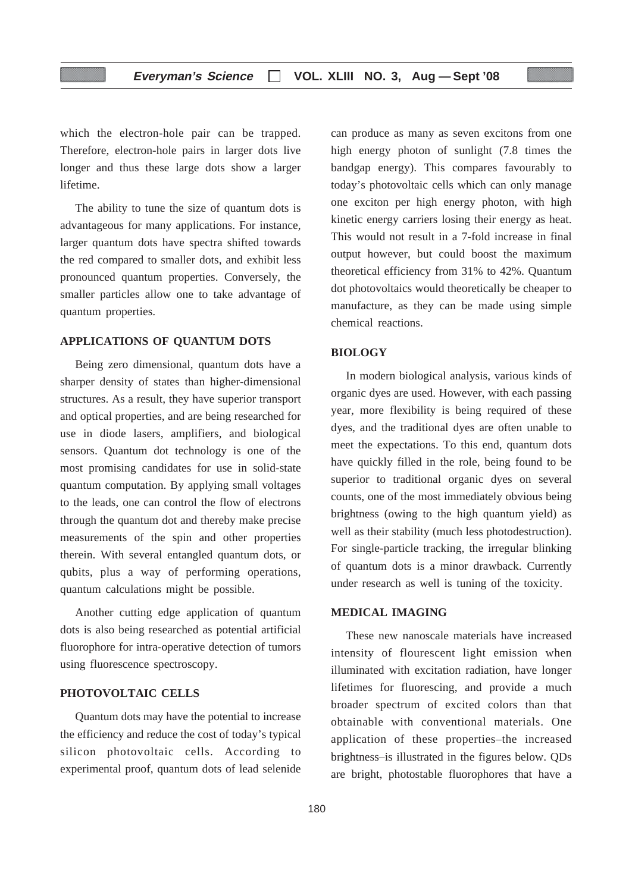which the electron-hole pair can be trapped. Therefore, electron-hole pairs in larger dots live longer and thus these large dots show a larger lifetime.

The ability to tune the size of quantum dots is advantageous for many applications. For instance, larger quantum dots have spectra shifted towards the red compared to smaller dots, and exhibit less pronounced quantum properties. Conversely, the smaller particles allow one to take advantage of quantum properties.

## APPLICATIONS OF QUANTUM DOTS

Being zero dimensional, quantum dots have a sharper density of states than higher-dimensional structures. As a result, they have superior transport and optical properties, and are being researched for use in diode lasers, amplifiers, and biological sensors. Quantum dot technology is one of the most promising candidates for use in solid-state quantum computation. By applying small voltages to the leads, one can control the flow of electrons through the quantum dot and thereby make precise measurements of the spin and other properties therein. With several entangled quantum dots, or qubits, plus a way of performing operations, quantum calculations might be possible.

Another cutting edge application of quantum dots is also being researched as potential artificial fluorophore for intra-operative detection of tumors using fluorescence spectroscopy.

## PHOTOVOLTAIC CELLS

Quantum dots may have the potential to increase the efficiency and reduce the cost of today's typical silicon photovoltaic cells. According to experimental proof, quantum dots of lead selenide can produce as many as seven excitons from one high energy photon of sunlight (7.8 times the bandgap energy). This compares favourably to today's photovoltaic cells which can only manage one exciton per high energy photon, with high kinetic energy carriers losing their energy as heat. This would not result in a 7-fold increase in final output however, but could boost the maximum theoretical efficiency from 31% to 42%. Quantum dot photovoltaics would theoretically be cheaper to manufacture, as they can be made using simple chemical reactions.

## BIOLOGY

In modern biological analysis, various kinds of organic dyes are used. However, with each passing year, more flexibility is being required of these dyes, and the traditional dyes are often unable to meet the expectations. To this end, quantum dots have quickly filled in the role, being found to be superior to traditional organic dyes on several counts, one of the most immediately obvious being brightness (owing to the high quantum yield) as well as their stability (much less photodestruction). For single-particle tracking, the irregular blinking of quantum dots is a minor drawback. Currently under research as well is tuning of the toxicity.

## MEDICAL IMAGING

These new nanoscale materials have increased intensity of flourescent light emission when illuminated with excitation radiation, have longer lifetimes for fluorescing, and provide a much broader spectrum of excited colors than that obtainable with conventional materials. One application of these properties–the increased brightness–is illustrated in the figures below. QDs are bright, photostable fluorophores that have a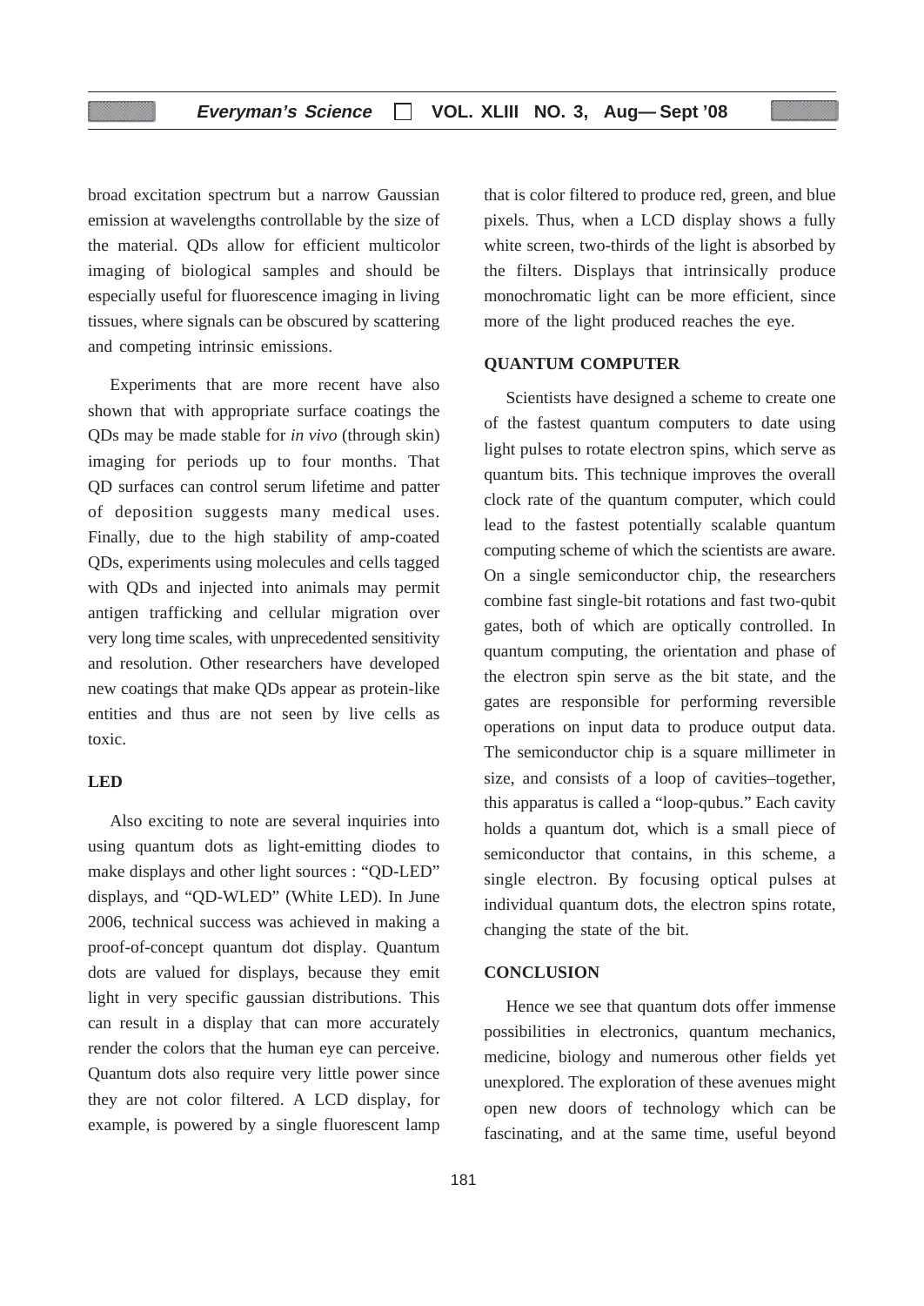broad excitation spectrum but a narrow Gaussian emission at wavelengths controllable by the size of the material. QDs allow for efficient multicolor imaging of biological samples and should be especially useful for fluorescence imaging in living tissues, where signals can be obscured by scattering and competing intrinsic emissions.

Experiments that are more recent have also shown that with appropriate surface coatings the QDs may be made stable for *in vivo* (through skin) imaging for periods up to four months. That QD surfaces can control serum lifetime and patter of deposition suggests many medical uses. Finally, due to the high stability of amp-coated QDs, experiments using molecules and cells tagged with QDs and injected into animals may permit antigen trafficking and cellular migration over very long time scales, with unprecedented sensitivity and resolution. Other researchers have developed new coatings that make QDs appear as protein-like entities and thus are not seen by live cells as toxic.

## LED

Also exciting to note are several inquiries into using quantum dots as light-emitting diodes to make displays and other light sources : "QD-LED" displays, and "QD-WLED" (White LED). In June 2006, technical success was achieved in making a proof-of-concept quantum dot display. Quantum dots are valued for displays, because they emit light in very specific gaussian distributions. This can result in a display that can more accurately render the colors that the human eye can perceive. Quantum dots also require very little power since they are not color filtered. A LCD display, for example, is powered by a single fluorescent lamp that is color filtered to produce red, green, and blue pixels. Thus, when a LCD display shows a fully white screen, two-thirds of the light is absorbed by the filters. Displays that intrinsically produce monochromatic light can be more efficient, since more of the light produced reaches the eye.

## QUANTUM COMPUTER

Scientists have designed a scheme to create one of the fastest quantum computers to date using light pulses to rotate electron spins, which serve as quantum bits. This technique improves the overall clock rate of the quantum computer, which could lead to the fastest potentially scalable quantum computing scheme of which the scientists are aware. On a single semiconductor chip, the researchers combine fast single-bit rotations and fast two-qubit gates, both of which are optically controlled. In quantum computing, the orientation and phase of the electron spin serve as the bit state, and the gates are responsible for performing reversible operations on input data to produce output data. The semiconductor chip is a square millimeter in size, and consists of a loop of cavities–together, this apparatus is called a "loop-qubus." Each cavity holds a quantum dot, which is a small piece of semiconductor that contains, in this scheme, a single electron. By focusing optical pulses at individual quantum dots, the electron spins rotate, changing the state of the bit.

## CONCLUSION

Hence we see that quantum dots offer immense possibilities in electronics, quantum mechanics, medicine, biology and numerous other fields yet unexplored. The exploration of these avenues might open new doors of technology which can be fascinating, and at the same time, useful beyond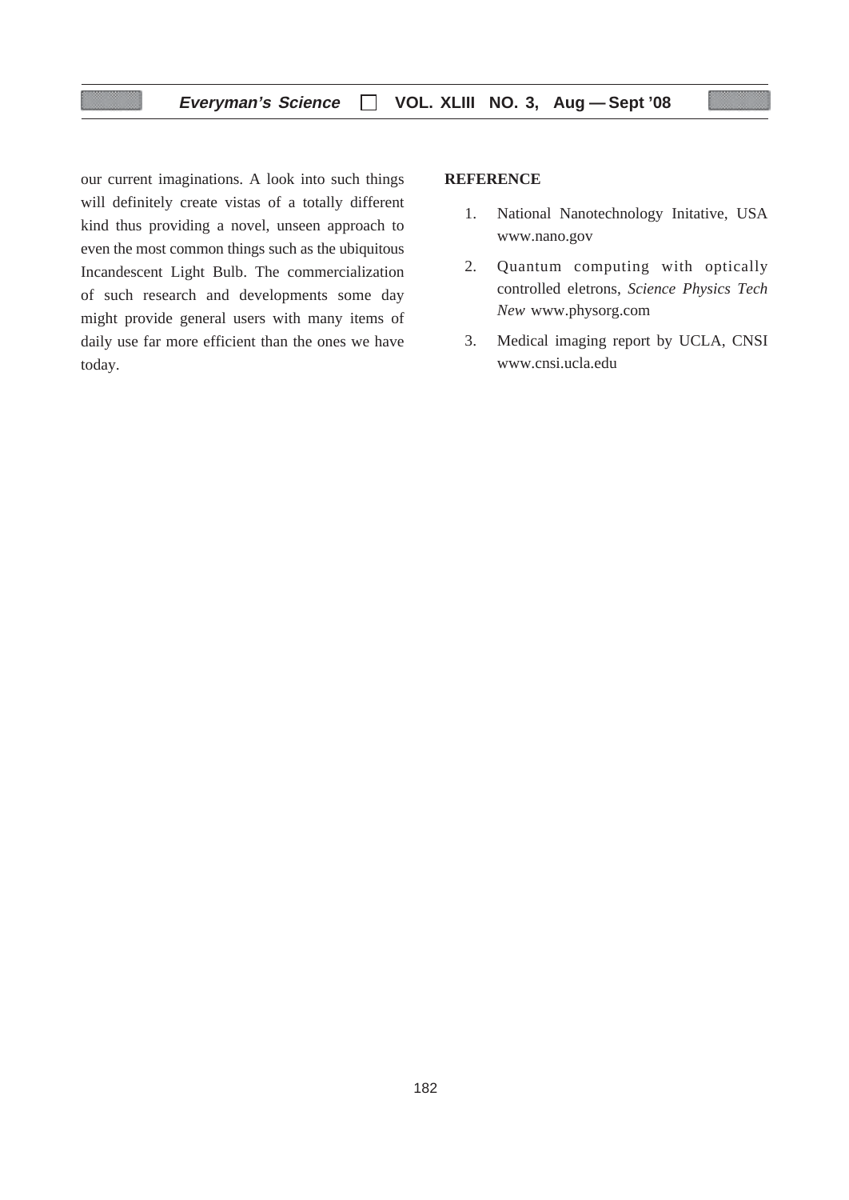our current imaginations. A look into such things will definitely create vistas of a totally different kind thus providing a novel, unseen approach to even the most common things such as the ubiquitous Incandescent Light Bulb. The commercialization of such research and developments some day might provide general users with many items of daily use far more efficient than the ones we have today.

**REFERENCE**

1. National Nanotechnology Initative, USA www.nano.gov
2. Quantum computing with optically controlled eletrons, *Science Physics Tech New* www.physorg.com
3. Medical imaging report by UCLA, CNSI www.cnsi.ucla.edu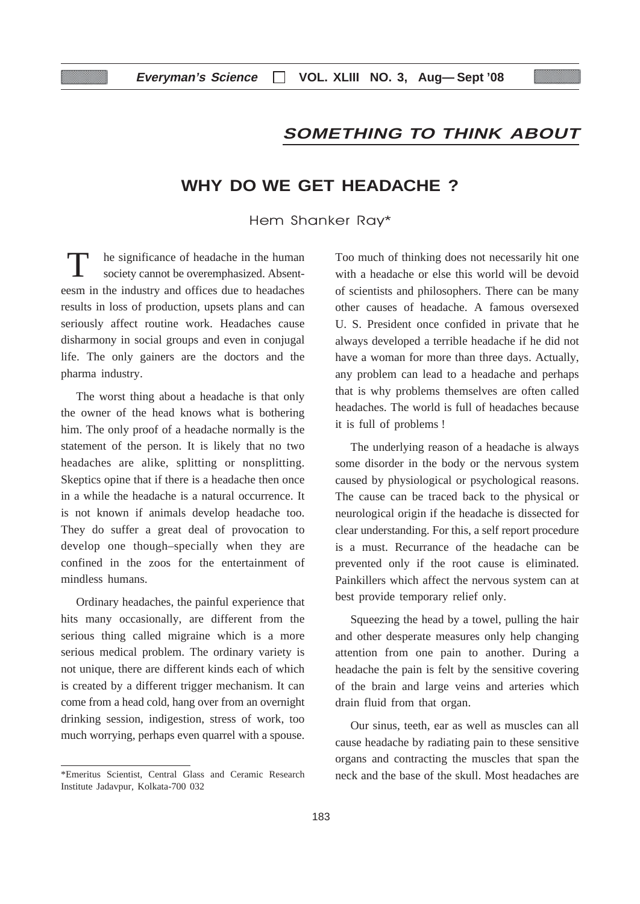## SOMETHING TO THINK ABOUT

# WHY DO WE GET HEADACHE ?

Hem Shanker Ray*

The significance of headache in the human society cannot be overemphasized. Absenteesm in the industry and offices due to headaches results in loss of production, upsets plans and can seriously affect routine work. Headaches cause disharmony in social groups and even in conjugal life. The only gainers are the doctors and the pharma industry.

The worst thing about a headache is that only the owner of the head knows what is bothering him. The only proof of a headache normally is the statement of the person. It is likely that no two headaches are alike, splitting or nonsplitting. Skeptics opine that if there is a headache then once in a while the headache is a natural occurrence. It is not known if animals develop headache too. They do suffer a great deal of provocation to develop one though–specially when they are confined in the zoos for the entertainment of mindless humans.

Ordinary headaches, the painful experience that hits many occasionally, are different from the serious thing called migraine which is a more serious medical problem. The ordinary variety is not unique, there are different kinds each of which is created by a different trigger mechanism. It can come from a head cold, hang over from an overnight drinking session, indigestion, stress of work, too much worrying, perhaps even quarrel with a spouse. Too much of thinking does not necessarily hit one with a headache or else this world will be devoid of scientists and philosophers. There can be many other causes of headache. A famous oversexed U. S. President once confided in private that he always developed a terrible headache if he did not have a woman for more than three days. Actually, any problem can lead to a headache and perhaps that is why problems themselves are often called headaches. The world is full of headaches because it is full of problems !

The underlying reason of a headache is always some disorder in the body or the nervous system caused by physiological or psychological reasons. The cause can be traced back to the physical or neurological origin if the headache is dissected for clear understanding. For this, a self report procedure is a must. Recurrance of the headache can be prevented only if the root cause is eliminated. Painkillers which affect the nervous system can at best provide temporary relief only.

Squeezing the head by a towel, pulling the hair and other desperate measures only help changing attention from one pain to another. During a headache the pain is felt by the sensitive covering of the brain and large veins and arteries which drain fluid from that organ.

Our sinus, teeth, ear as well as muscles can all cause headache by radiating pain to these sensitive organs and contracting the muscles that span the neck and the base of the skull. Most headaches are

---

*Emeritus Scientist, Central Glass and Ceramic Research Institute Jadavpur, Kolkata-700 032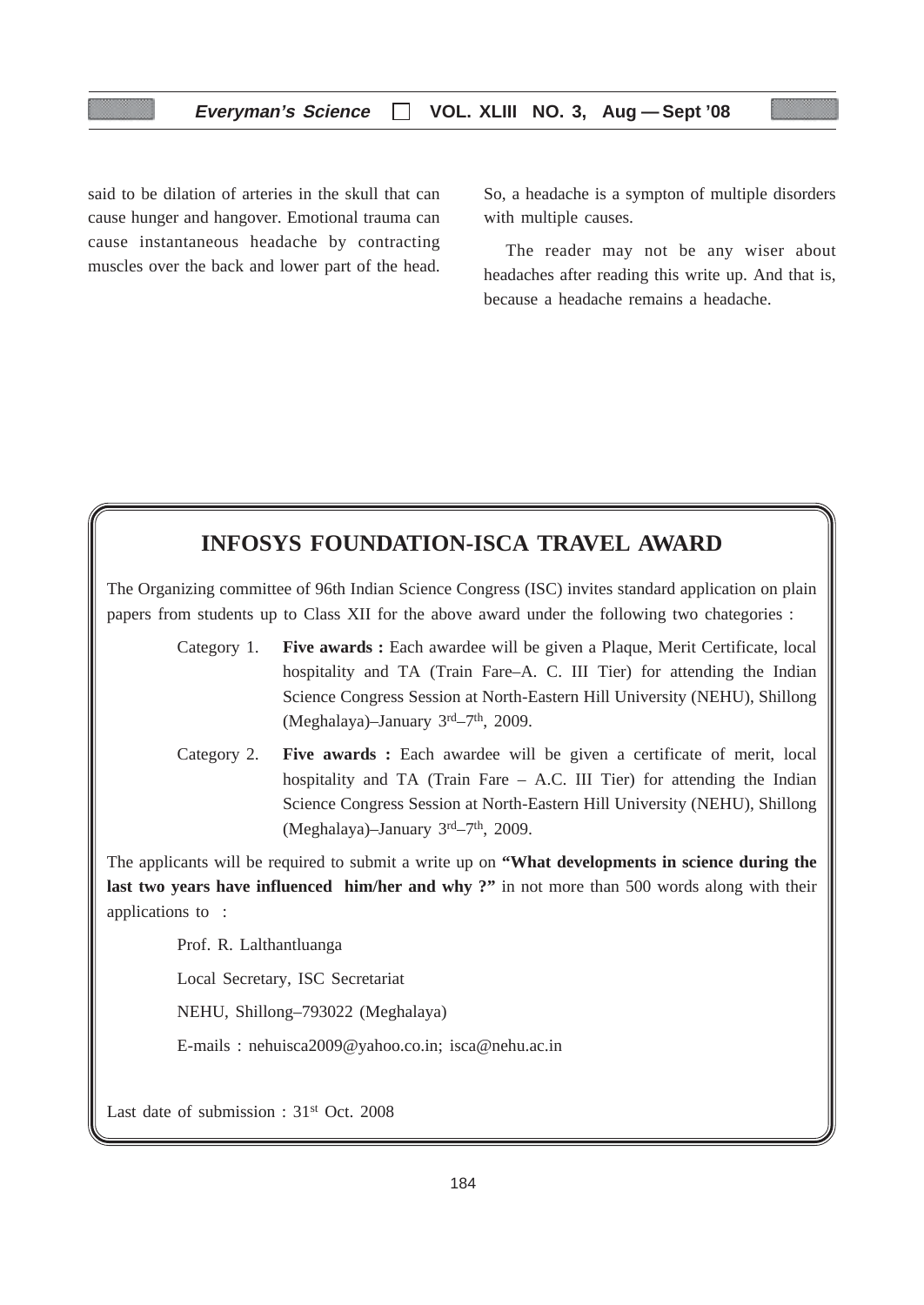said to be dilation of arteries in the skull that can cause hunger and hangover. Emotional trauma can cause instantaneous headache by contracting muscles over the back and lower part of the head. So, a headache is a sympton of multiple disorders with multiple causes.

The reader may not be any wiser about headaches after reading this write up. And that is, because a headache remains a headache.

## INFOSYS FOUNDATION-ISCA TRAVEL AWARD

The Organizing committee of 96th Indian Science Congress (ISC) invites standard application on plain papers from students up to Class XII for the above award under the following two chategories :

Category 1. **Five awards :** Each awardee will be given a Plaque, Merit Certificate, local hospitality and TA (Train Fare–A. C. III Tier) for attending the Indian Science Congress Session at North-Eastern Hill University (NEHU), Shillong (Meghalaya)–January 3rd–7th, 2009.

Category 2. **Five awards :** Each awardee will be given a certificate of merit, local hospitality and TA (Train Fare – A.C. III Tier) for attending the Indian Science Congress Session at North-Eastern Hill University (NEHU), Shillong (Meghalaya)–January 3rd–7th, 2009.

The applicants will be required to submit a write up on **"What developments in science during the last two years have influenced him/her and why ?"** in not more than 500 words along with their applications to :

Prof. R. Lalthantluanga

Local Secretary, ISC Secretariat

NEHU, Shillong–793022 (Meghalaya)

E-mails : nehuisca2009@yahoo.co.in; isca@nehu.ac.in

Last date of submission : 31st Oct. 2008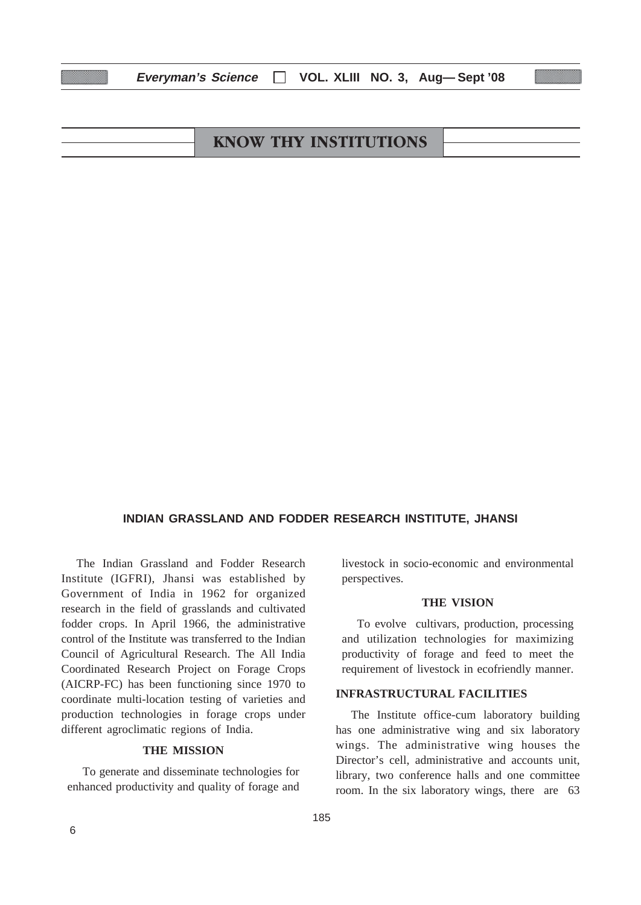# KNOW THY INSTITUTIONS

## INDIAN GRASSLAND AND FODDER RESEARCH INSTITUTE, JHANSI

The Indian Grassland and Fodder Research Institute (IGFRI), Jhansi was established by Government of India in 1962 for organized research in the field of grasslands and cultivated fodder crops. In April 1966, the administrative control of the Institute was transferred to the Indian Council of Agricultural Research. The All India Coordinated Research Project on Forage Crops (AICRP-FC) has been functioning since 1970 to coordinate multi-location testing of varieties and production technologies in forage crops under different agroclimatic regions of India.

### THE MISSION

To generate and disseminate technologies for enhanced productivity and quality of forage and livestock in socio-economic and environmental perspectives.

### THE VISION

To evolve cultivars, production, processing and utilization technologies for maximizing productivity of forage and feed to meet the requirement of livestock in ecofriendly manner.

### INFRASTRUCTURAL FACILITIES

The Institute office-cum laboratory building has one administrative wing and six laboratory wings. The administrative wing houses the Director's cell, administrative and accounts unit, library, two conference halls and one committee room. In the six laboratory wings, there are 63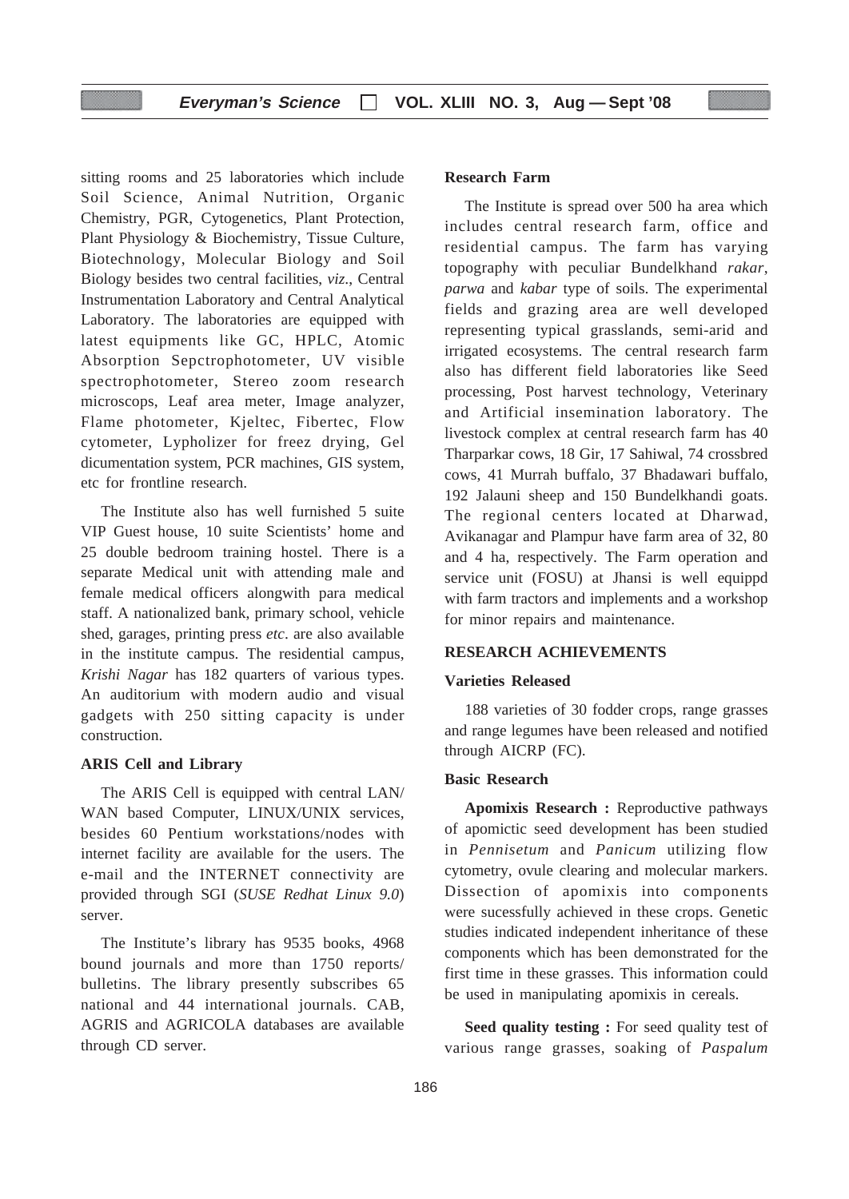sitting rooms and 25 laboratories which include Soil Science, Animal Nutrition, Organic Chemistry, PGR, Cytogenetics, Plant Protection, Plant Physiology & Biochemistry, Tissue Culture, Biotechnology, Molecular Biology and Soil Biology besides two central facilities, *viz.*, Central Instrumentation Laboratory and Central Analytical Laboratory. The laboratories are equipped with latest equipments like GC, HPLC, Atomic Absorption Sepctrophotometer, UV visible spectrophotometer, Stereo zoom research microscops, Leaf area meter, Image analyzer, Flame photometer, Kjeltec, Fibertec, Flow cytometer, Lypholizer for freez drying, Gel dicumentation system, PCR machines, GIS system, etc for frontline research.

The Institute also has well furnished 5 suite VIP Guest house, 10 suite Scientists' home and 25 double bedroom training hostel. There is a separate Medical unit with attending male and female medical officers alongwith para medical staff. A nationalized bank, primary school, vehicle shed, garages, printing press *etc*. are also available in the institute campus. The residential campus, *Krishi Nagar* has 182 quarters of various types. An auditorium with modern audio and visual gadgets with 250 sitting capacity is under construction.

**ARIS Cell and Library**

The ARIS Cell is equipped with central LAN/ WAN based Computer, LINUX/UNIX services, besides 60 Pentium workstations/nodes with internet facility are available for the users. The e-mail and the INTERNET connectivity are provided through SGI (*SUSE Redhat Linux 9.0*) server.

The Institute's library has 9535 books, 4968 bound journals and more than 1750 reports/ bulletins. The library presently subscribes 65 national and 44 international journals. CAB, AGRIS and AGRICOLA databases are available through CD server.

**Research Farm**

The Institute is spread over 500 ha area which includes central research farm, office and residential campus. The farm has varying topography with peculiar Bundelkhand *rakar*, *parwa* and *kabar* type of soils. The experimental fields and grazing area are well developed representing typical grasslands, semi-arid and irrigated ecosystems. The central research farm also has different field laboratories like Seed processing, Post harvest technology, Veterinary and Artificial insemination laboratory. The livestock complex at central research farm has 40 Tharparkar cows, 18 Gir, 17 Sahiwal, 74 crossbred cows, 41 Murrah buffalo, 37 Bhadawari buffalo, 192 Jalauni sheep and 150 Bundelkhandi goats. The regional centers located at Dharwad, Avikanagar and Plampur have farm area of 32, 80 and 4 ha, respectively. The Farm operation and service unit (FOSU) at Jhansi is well equippd with farm tractors and implements and a workshop for minor repairs and maintenance.

**RESEARCH ACHIEVEMENTS**

**Varieties Released**

188 varieties of 30 fodder crops, range grasses and range legumes have been released and notified through AICRP (FC).

**Basic Research**

**Apomixis Research :** Reproductive pathways of apomictic seed development has been studied in *Pennisetum* and *Panicum* utilizing flow cytometry, ovule clearing and molecular markers. Dissection of apomixis into components were sucessfully achieved in these crops. Genetic studies indicated independent inheritance of these components which has been demonstrated for the first time in these grasses. This information could be used in manipulating apomixis in cereals.

**Seed quality testing :** For seed quality test of various range grasses, soaking of *Paspalum*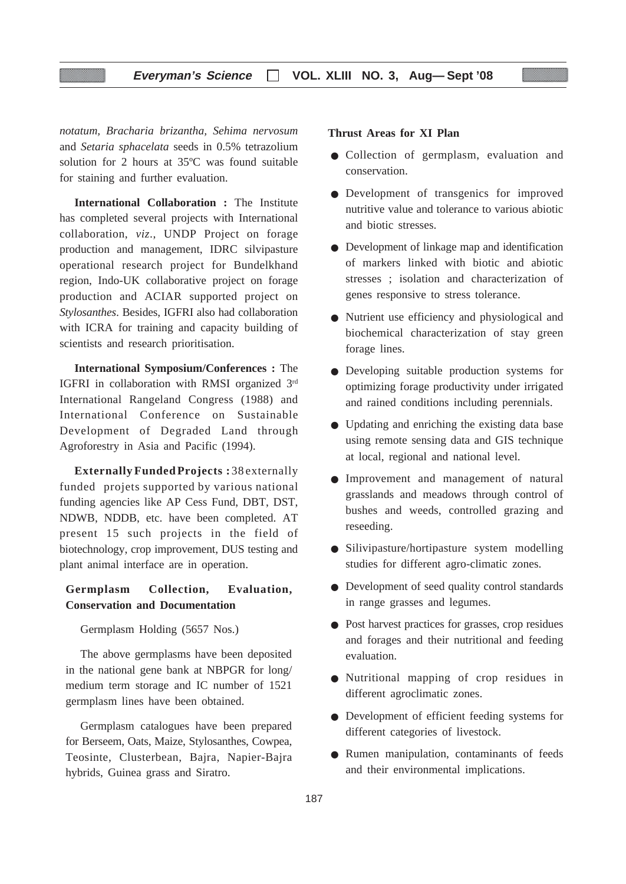*notatum, Bracharia brizantha, Sehima nervosum* and *Setaria sphacelata* seeds in 0.5% tetrazolium solution for 2 hours at 35ºC was found suitable for staining and further evaluation.

**International Collaboration :** The Institute has completed several projects with International collaboration, *viz*., UNDP Project on forage production and management, IDRC silvipasture operational research project for Bundelkhand region, Indo-UK collaborative project on forage production and ACIAR supported project on *Stylosanthes*. Besides, IGFRI also had collaboration with ICRA for training and capacity building of scientists and research prioritisation.

**International Symposium/Conferences :** The IGFRI in collaboration with RMSI organized 3rd International Rangeland Congress (1988) and International Conference on Sustainable Development of Degraded Land through Agroforestry in Asia and Pacific (1994).

**Externally Funded Projects :** 38 externally funded projets supported by various national funding agencies like AP Cess Fund, DBT, DST, NDWB, NDDB, etc. have been completed. AT present 15 such projects in the field of biotechnology, crop improvement, DUS testing and plant animal interface are in operation.

**Germplasm Collection, Evaluation, Conservation and Documentation**

Germplasm Holding (5657 Nos.)

The above germplasms have been deposited in the national gene bank at NBPGR for long/ medium term storage and IC number of 1521 germplasm lines have been obtained.

Germplasm catalogues have been prepared for Berseem, Oats, Maize, Stylosanthes, Cowpea, Teosinte, Clusterbean, Bajra, Napier-Bajra hybrids, Guinea grass and Siratro.

**Thrust Areas for XI Plan**

- Collection of germplasm, evaluation and conservation.
- Development of transgenics for improved nutritive value and tolerance to various abiotic and biotic stresses.
- Development of linkage map and identification of markers linked with biotic and abiotic stresses ; isolation and characterization of genes responsive to stress tolerance.
- Nutrient use efficiency and physiological and biochemical characterization of stay green forage lines.
- Developing suitable production systems for optimizing forage productivity under irrigated and rained conditions including perennials.
- Updating and enriching the existing data base using remote sensing data and GIS technique at local, regional and national level.
- Improvement and management of natural grasslands and meadows through control of bushes and weeds, controlled grazing and reseeding.
- Silivipasture/hortipasture system modelling studies for different agro-climatic zones.
- Development of seed quality control standards in range grasses and legumes.
- Post harvest practices for grasses, crop residues and forages and their nutritional and feeding evaluation.
- Nutritional mapping of crop residues in different agroclimatic zones.
- Development of efficient feeding systems for different categories of livestock.
- Rumen manipulation, contaminants of feeds and their environmental implications.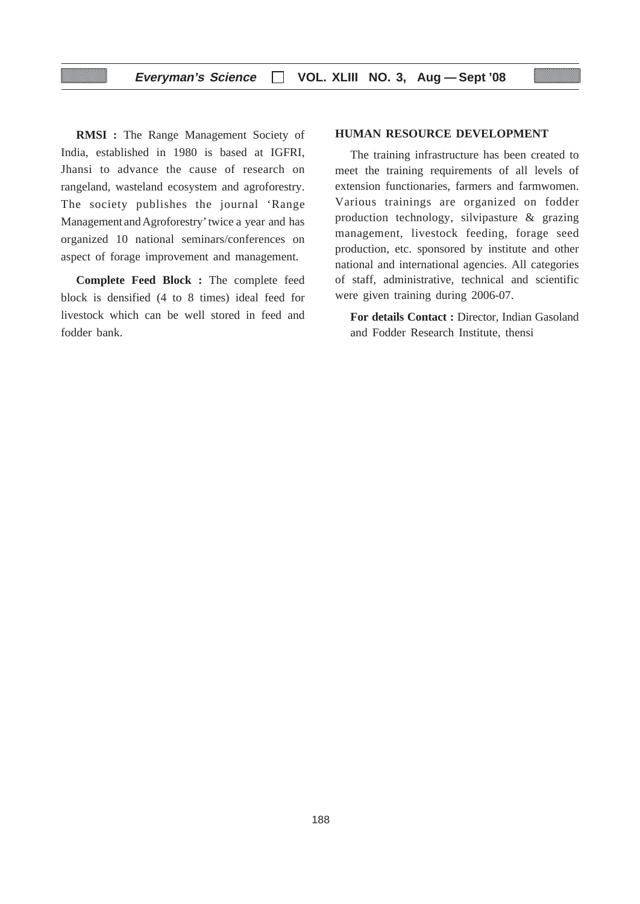**RMSI :** The Range Management Society of India, established in 1980 is based at IGFRI, Jhansi to advance the cause of research on rangeland, wasteland ecosystem and agroforestry. The society publishes the journal 'Range Management and Agroforestry' twice a year and has organized 10 national seminars/conferences on aspect of forage improvement and management.

**Complete Feed Block :** The complete feed block is densified (4 to 8 times) ideal feed for livestock which can be well stored in feed and fodder bank.

### HUMAN RESOURCE DEVELOPMENT

The training infrastructure has been created to meet the training requirements of all levels of extension functionaries, farmers and farmwomen. Various trainings are organized on fodder production technology, silvipasture & grazing management, livestock feeding, forage seed production, etc. sponsored by institute and other national and international agencies. All categories of staff, administrative, technical and scientific were given training during 2006-07.

**For details Contact :** Director, Indian Gasoland and Fodder Research Institute, thensi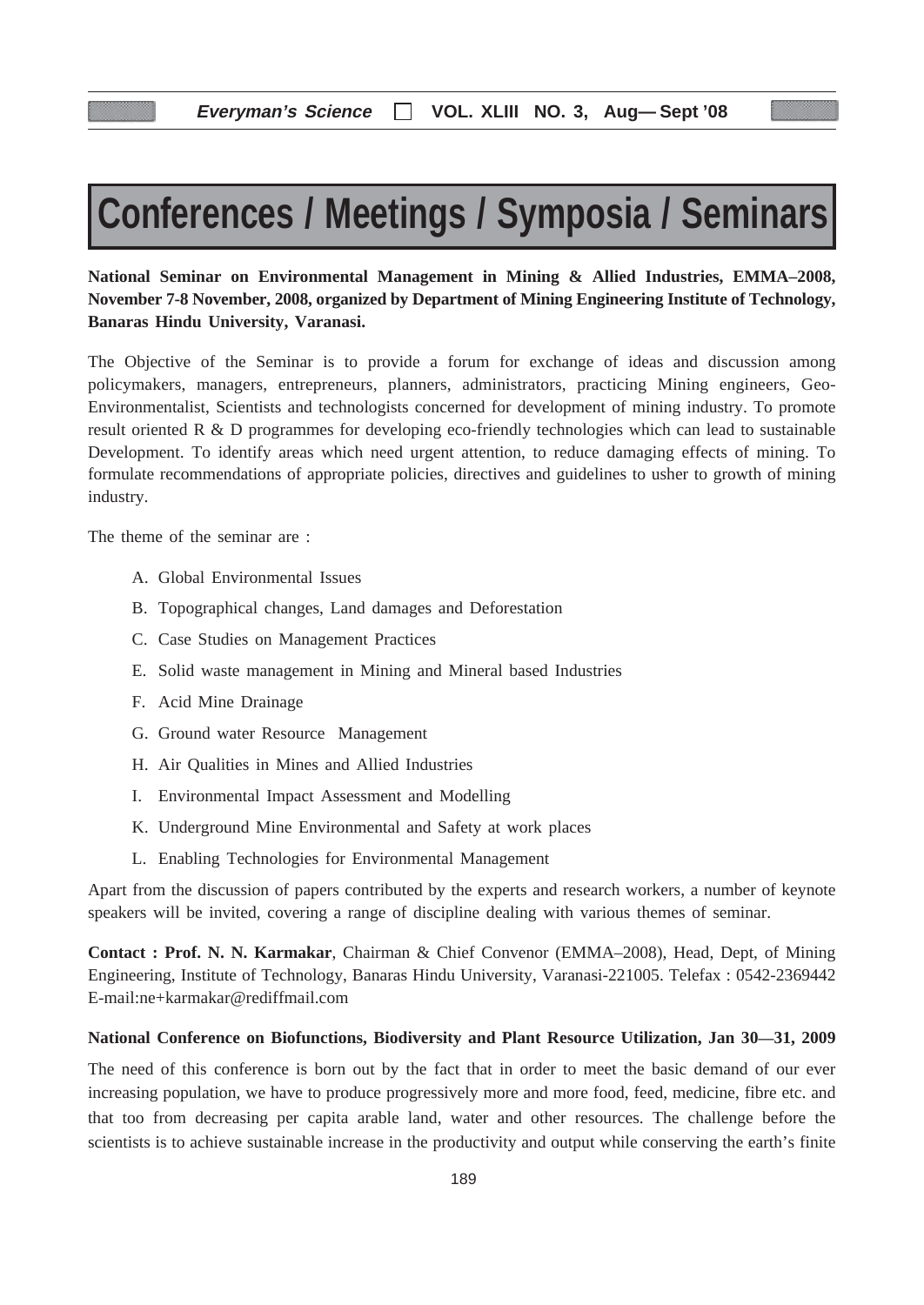# Conferences / Meetings / Symposia / Seminars

**National Seminar on Environmental Management in Mining & Allied Industries, EMMA–2008, November 7-8 November, 2008, organized by Department of Mining Engineering Institute of Technology, Banaras Hindu University, Varanasi.**

The Objective of the Seminar is to provide a forum for exchange of ideas and discussion among policymakers, managers, entrepreneurs, planners, administrators, practicing Mining engineers, Geo-Environmentalist, Scientists and technologists concerned for development of mining industry. To promote result oriented R & D programmes for developing eco-friendly technologies which can lead to sustainable Development. To identify areas which need urgent attention, to reduce damaging effects of mining. To formulate recommendations of appropriate policies, directives and guidelines to usher to growth of mining industry.

The theme of the seminar are :

A. Global Environmental Issues

B. Topographical changes, Land damages and Deforestation

C. Case Studies on Management Practices

E. Solid waste management in Mining and Mineral based Industries

F. Acid Mine Drainage

G. Ground water Resource Management

H. Air Qualities in Mines and Allied Industries

I. Environmental Impact Assessment and Modelling

K. Underground Mine Environmental and Safety at work places

L. Enabling Technologies for Environmental Management

Apart from the discussion of papers contributed by the experts and research workers, a number of keynote speakers will be invited, covering a range of discipline dealing with various themes of seminar.

**Contact : Prof. N. N. Karmakar**, Chairman & Chief Convenor (EMMA–2008), Head, Dept, of Mining Engineering, Institute of Technology, Banaras Hindu University, Varanasi-221005. Telefax : 0542-2369442 E-mail:ne+karmakar@rediffmail.com

**National Conference on Biofunctions, Biodiversity and Plant Resource Utilization, Jan 30—31, 2009**

The need of this conference is born out by the fact that in order to meet the basic demand of our ever increasing population, we have to produce progressively more and more food, feed, medicine, fibre etc. and that too from decreasing per capita arable land, water and other resources. The challenge before the scientists is to achieve sustainable increase in the productivity and output while conserving the earth's finite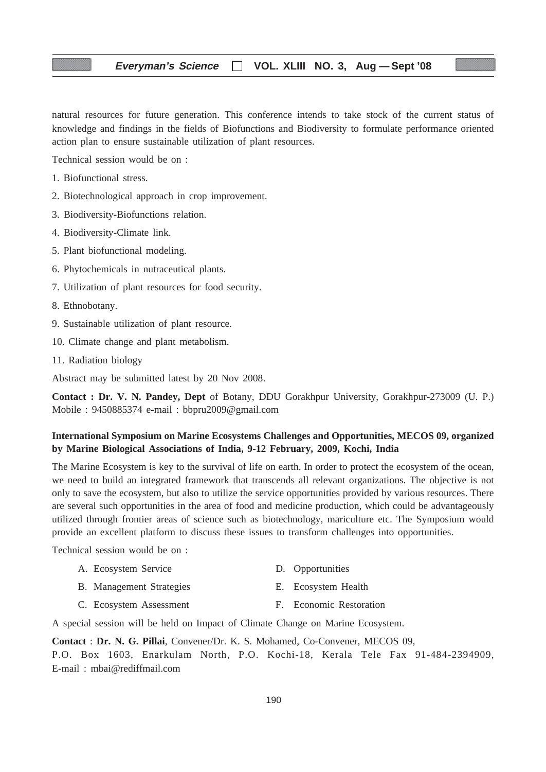natural resources for future generation. This conference intends to take stock of the current status of knowledge and findings in the fields of Biofunctions and Biodiversity to formulate performance oriented action plan to ensure sustainable utilization of plant resources.

Technical session would be on :

1. Biofunctional stress.
2. Biotechnological approach in crop improvement.
3. Biodiversity-Biofunctions relation.
4. Biodiversity-Climate link.
5. Plant biofunctional modeling.
6. Phytochemicals in nutraceutical plants.
7. Utilization of plant resources for food security.
8. Ethnobotany.
9. Sustainable utilization of plant resource.
10. Climate change and plant metabolism.
11. Radiation biology

Abstract may be submitted latest by 20 Nov 2008.

**Contact : Dr. V. N. Pandey, Dept** of Botany, DDU Gorakhpur University, Gorakhpur-273009 (U. P.) Mobile : 9450885374 e-mail : bbpru2009@gmail.com

**International Symposium on Marine Ecosystems Challenges and Opportunities, MECOS 09, organized by Marine Biological Associations of India, 9-12 February, 2009, Kochi, India**

The Marine Ecosystem is key to the survival of life on earth. In order to protect the ecosystem of the ocean, we need to build an integrated framework that transcends all relevant organizations. The objective is not only to save the ecosystem, but also to utilize the service opportunities provided by various resources. There are several such opportunities in the area of food and medicine production, which could be advantageously utilized through frontier areas of science such as biotechnology, mariculture etc. The Symposium would provide an excellent platform to discuss these issues to transform challenges into opportunities.

Technical session would be on :

A. Ecosystem Service
B. Management Strategies
C. Ecosystem Assessment
D. Opportunities
E. Ecosystem Health
F. Economic Restoration

A special session will be held on Impact of Climate Change on Marine Ecosystem.

**Contact** : **Dr. N. G. Pillai**, Convener/Dr. K. S. Mohamed, Co-Convener, MECOS 09,
P.O. Box 1603, Enarkulam North, P.O. Kochi-18, Kerala Tele Fax 91-484-2394909,
E-mail : mbai@rediffmail.com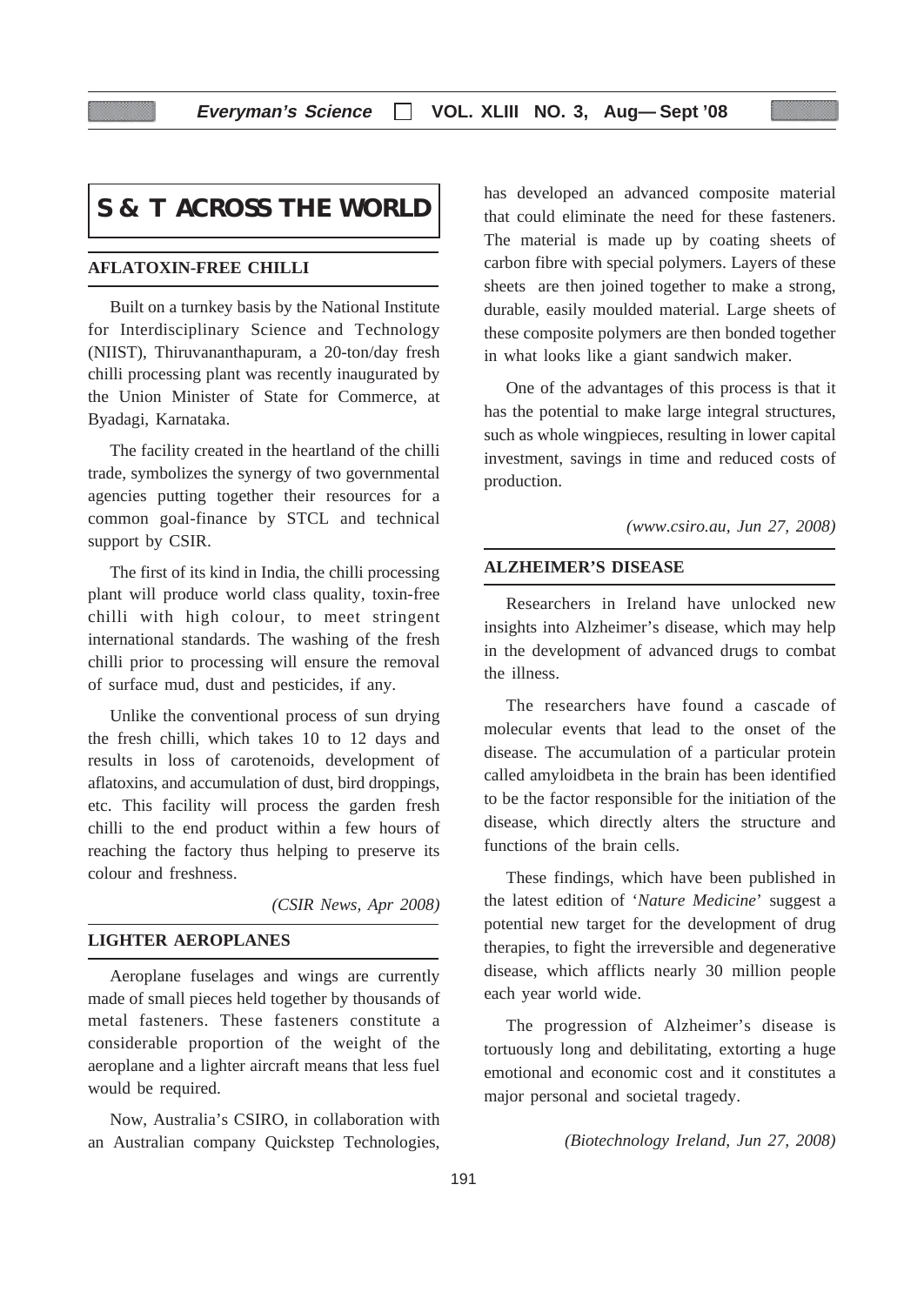# S & T ACROSS THE WORLD

## AFLATOXIN-FREE CHILLI

Built on a turnkey basis by the National Institute for Interdisciplinary Science and Technology (NIIST), Thiruvananthapuram, a 20-ton/day fresh chilli processing plant was recently inaugurated by the Union Minister of State for Commerce, at Byadagi, Karnataka.

The facility created in the heartland of the chilli trade, symbolizes the synergy of two governmental agencies putting together their resources for a common goal-finance by STCL and technical support by CSIR.

The first of its kind in India, the chilli processing plant will produce world class quality, toxin-free chilli with high colour, to meet stringent international standards. The washing of the fresh chilli prior to processing will ensure the removal of surface mud, dust and pesticides, if any.

Unlike the conventional process of sun drying the fresh chilli, which takes 10 to 12 days and results in loss of carotenoids, development of aflatoxins, and accumulation of dust, bird droppings, etc. This facility will process the garden fresh chilli to the end product within a few hours of reaching the factory thus helping to preserve its colour and freshness.

*(CSIR News, Apr 2008)*

## LIGHTER AEROPLANES

Aeroplane fuselages and wings are currently made of small pieces held together by thousands of metal fasteners. These fasteners constitute a considerable proportion of the weight of the aeroplane and a lighter aircraft means that less fuel would be required.

Now, Australia's CSIRO, in collaboration with an Australian company Quickstep Technologies, has developed an advanced composite material that could eliminate the need for these fasteners. The material is made up by coating sheets of carbon fibre with special polymers. Layers of these sheets are then joined together to make a strong, durable, easily moulded material. Large sheets of these composite polymers are then bonded together in what looks like a giant sandwich maker.

One of the advantages of this process is that it has the potential to make large integral structures, such as whole wingpieces, resulting in lower capital investment, savings in time and reduced costs of production.

*(www.csiro.au, Jun 27, 2008)*

## ALZHEIMER'S DISEASE

Researchers in Ireland have unlocked new insights into Alzheimer's disease, which may help in the development of advanced drugs to combat the illness.

The researchers have found a cascade of molecular events that lead to the onset of the disease. The accumulation of a particular protein called amyloidbeta in the brain has been identified to be the factor responsible for the initiation of the disease, which directly alters the structure and functions of the brain cells.

These findings, which have been published in the latest edition of '*Nature Medicine*' suggest a potential new target for the development of drug therapies, to fight the irreversible and degenerative disease, which afflicts nearly 30 million people each year world wide.

The progression of Alzheimer's disease is tortuously long and debilitating, extorting a huge emotional and economic cost and it constitutes a major personal and societal tragedy.

*(Biotechnology Ireland, Jun 27, 2008)*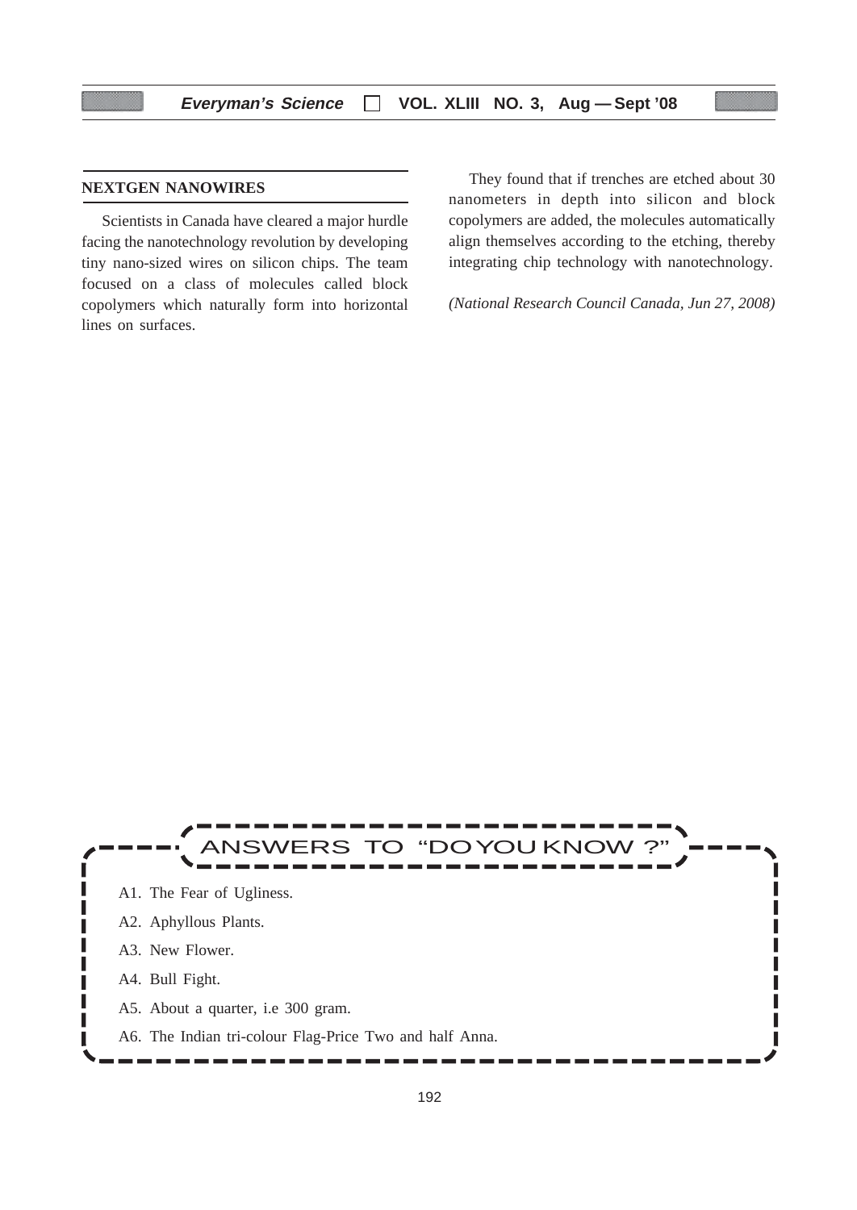## NEXTGEN NANOWIRES

Scientists in Canada have cleared a major hurdle facing the nanotechnology revolution by developing tiny nano-sized wires on silicon chips. The team focused on a class of molecules called block copolymers which naturally form into horizontal lines on surfaces.

They found that if trenches are etched about 30 nanometers in depth into silicon and block copolymers are added, the molecules automatically align themselves according to the etching, thereby integrating chip technology with nanotechnology.

*(National Research Council Canada, Jun 27, 2008)*

## ANSWERS TO "DO YOU KNOW ?"

A1. The Fear of Ugliness.

A2. Aphyllous Plants.

A3. New Flower.

A4. Bull Fight.

A5. About a quarter, i.e 300 gram.

A6. The Indian tri-colour Flag-Price Two and half Anna.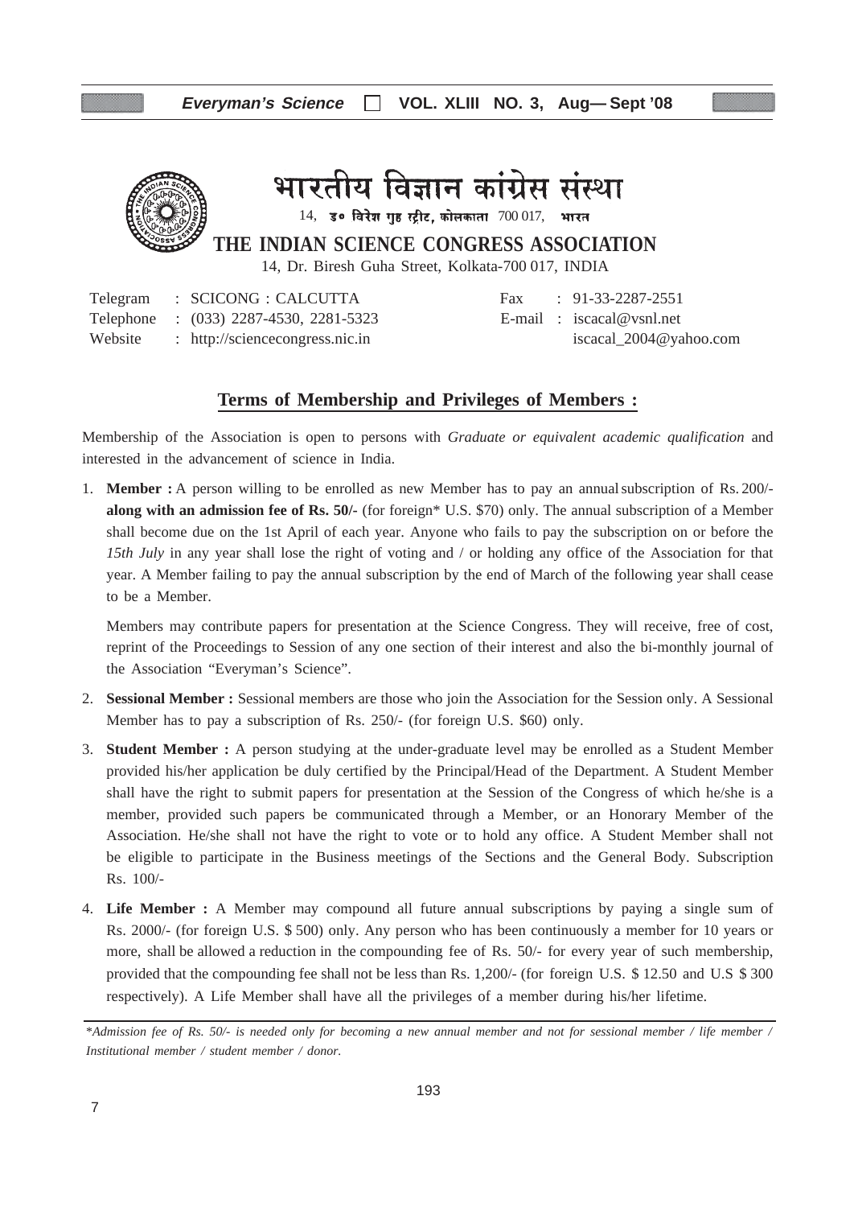# भारतीय विज्ञान कांग्रेस संस्था

14, डॉ० विरेश गुह स्ट्रीट, कोलकाता 700 017, भारत

## THE INDIAN SCIENCE CONGRESS ASSOCIATION

14, Dr. Biresh Guha Street, Kolkata-700 017, INDIA

Telegram : SCICONG : CALCUTTA
Telephone : (033) 2287-4530, 2281-5323
Website : http://sciencecongress.nic.in

Fax : 91-33-2287-2551
E-mail : iscacal@vsnl.net
iscacal_2004@yahoo.com

## Terms of Membership and Privileges of Members :

Membership of the Association is open to persons with *Graduate or equivalent academic qualification* and interested in the advancement of science in India.

1. **Member :** A person willing to be enrolled as new Member has to pay an annual subscription of Rs. 200/- **along with an admission fee of Rs. 50/-** (for foreign* U.S. $70) only. The annual subscription of a Member shall become due on the 1st April of each year. Anyone who fails to pay the subscription on or before the *15th July* in any year shall lose the right of voting and / or holding any office of the Association for that year. A Member failing to pay the annual subscription by the end of March of the following year shall cease to be a Member.

   Members may contribute papers for presentation at the Science Congress. They will receive, free of cost, reprint of the Proceedings to Session of any one section of their interest and also the bi-monthly journal of the Association "Everyman's Science".

2. **Sessional Member :** Sessional members are those who join the Association for the Session only. A Sessional Member has to pay a subscription of Rs. 250/- (for foreign U.S. $60) only.

3. **Student Member :** A person studying at the under-graduate level may be enrolled as a Student Member provided his/her application be duly certified by the Principal/Head of the Department. A Student Member shall have the right to submit papers for presentation at the Session of the Congress of which he/she is a member, provided such papers be communicated through a Member, or an Honorary Member of the Association. He/she shall not have the right to vote or to hold any office. A Student Member shall not be eligible to participate in the Business meetings of the Sections and the General Body. Subscription Rs. 100/-

4. **Life Member :** A Member may compound all future annual subscriptions by paying a single sum of Rs. 2000/- (for foreign U.S. $ 500) only. Any person who has been continuously a member for 10 years or more, shall be allowed a reduction in the compounding fee of Rs. 50/- for every year of such membership, provided that the compounding fee shall not be less than Rs. 1,200/- (for foreign U.S. $ 12.50 and U.S $ 300 respectively). A Life Member shall have all the privileges of a member during his/her lifetime.

*\*Admission fee of Rs. 50/- is needed only for becoming a new annual member and not for sessional member / life member / Institutional member / student member / donor.*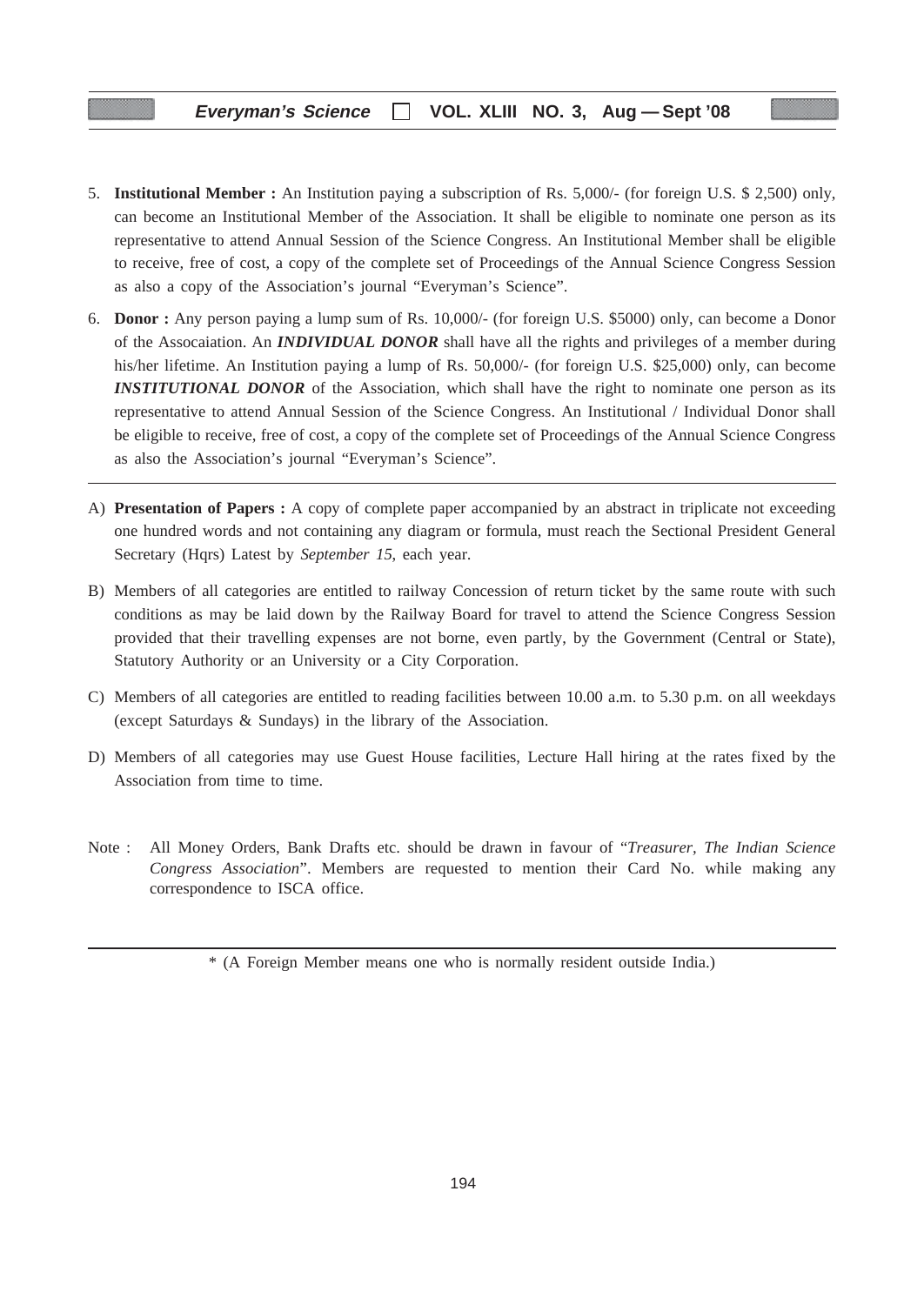5. **Institutional Member :** An Institution paying a subscription of Rs. 5,000/- (for foreign U.S. $ 2,500) only, can become an Institutional Member of the Association. It shall be eligible to nominate one person as its representative to attend Annual Session of the Science Congress. An Institutional Member shall be eligible to receive, free of cost, a copy of the complete set of Proceedings of the Annual Science Congress Session as also a copy of the Association's journal "Everyman's Science".

6. **Donor :** Any person paying a lump sum of Rs. 10,000/- (for foreign U.S. $5000) only, can become a Donor of the Assocaiation. An ***INDIVIDUAL DONOR*** shall have all the rights and privileges of a member during his/her lifetime. An Institution paying a lump of Rs. 50,000/- (for foreign U.S. $25,000) only, can become ***INSTITUTIONAL DONOR*** of the Association, which shall have the right to nominate one person as its representative to attend Annual Session of the Science Congress. An Institutional / Individual Donor shall be eligible to receive, free of cost, a copy of the complete set of Proceedings of the Annual Science Congress as also the Association's journal "Everyman's Science".

---

A) **Presentation of Papers :** A copy of complete paper accompanied by an abstract in triplicate not exceeding one hundred words and not containing any diagram or formula, must reach the Sectional President General Secretary (Hqrs) Latest by *September 15*, each year.

B) Members of all categories are entitled to railway Concession of return ticket by the same route with such conditions as may be laid down by the Railway Board for travel to attend the Science Congress Session provided that their travelling expenses are not borne, even partly, by the Government (Central or State), Statutory Authority or an University or a City Corporation.

C) Members of all categories are entitled to reading facilities between 10.00 a.m. to 5.30 p.m. on all weekdays (except Saturdays & Sundays) in the library of the Association.

D) Members of all categories may use Guest House facilities, Lecture Hall hiring at the rates fixed by the Association from time to time.

Note : All Money Orders, Bank Drafts etc. should be drawn in favour of "*Treasurer, The Indian Science Congress Association*". Members are requested to mention their Card No. while making any correspondence to ISCA office.

---

* (A Foreign Member means one who is normally resident outside India.)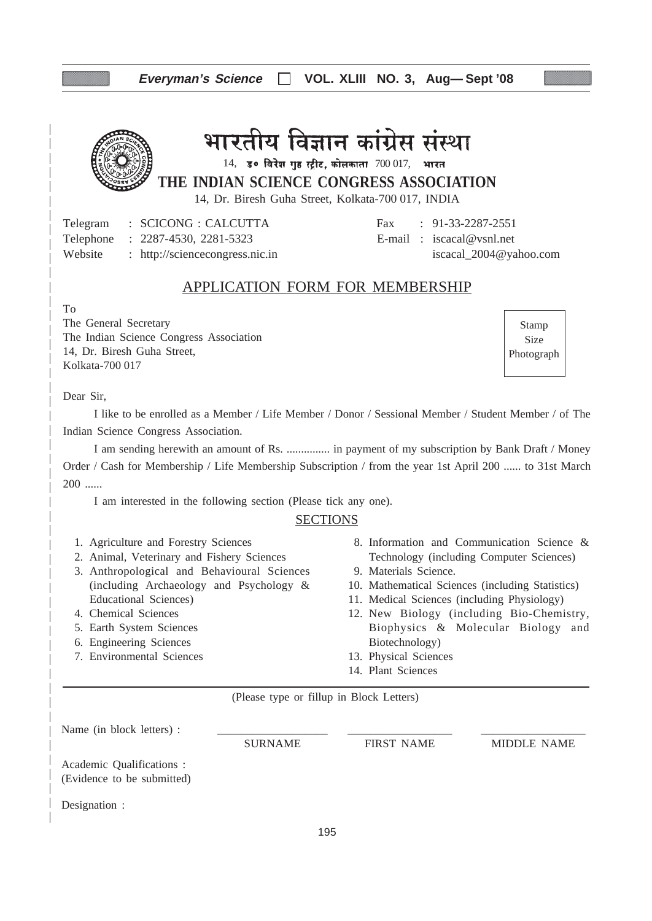# भारतीय विज्ञान कांग्रेस संस्था

14, डॉ० विरेश गुह स्ट्रीट, कोलकाता 700 017, भारत

## THE INDIAN SCIENCE CONGRESS ASSOCIATION

14, Dr. Biresh Guha Street, Kolkata-700 017, INDIA

Telegram : SCICONG : CALCUTTA
Telephone : 2287-4530, 2281-5323
Website : http://sciencecongress.nic.in

Fax : 91-33-2287-2551
E-mail : iscacal@vsnl.net
iscacal_2004@yahoo.com

## APPLICATION FORM FOR MEMBERSHIP

To
The General Secretary
The Indian Science Congress Association
14, Dr. Biresh Guha Street,
Kolkata-700 017

Stamp Size Photograph

Dear Sir,

I like to be enrolled as a Member / Life Member / Donor / Sessional Member / Student Member / of The Indian Science Congress Association.

I am sending herewith an amount of Rs. ............... in payment of my subscription by Bank Draft / Money Order / Cash for Membership / Life Membership Subscription / from the year 1st April 200 ...... to 31st March 200 ......

I am interested in the following section (Please tick any one).

### SECTIONS

1. Agriculture and Forestry Sciences
2. Animal, Veterinary and Fishery Sciences
3. Anthropological and Behavioural Sciences (including Archaeology and Psychology & Educational Sciences)
4. Chemical Sciences
5. Earth System Sciences
6. Engineering Sciences
7. Environmental Sciences
8. Information and Communication Science & Technology (including Computer Sciences)
9. Materials Science.
10. Mathematical Sciences (including Statistics)
11. Medical Sciences (including Physiology)
12. New Biology (including Bio-Chemistry, Biophysics & Molecular Biology and Biotechnology)
13. Physical Sciences
14. Plant Sciences

(Please type or fillup in Block Letters)

Name (in block letters) : ____________ ____________ ____________
SURNAME FIRST NAME MIDDLE NAME

Academic Qualifications :
(Evidence to be submitted)

Designation :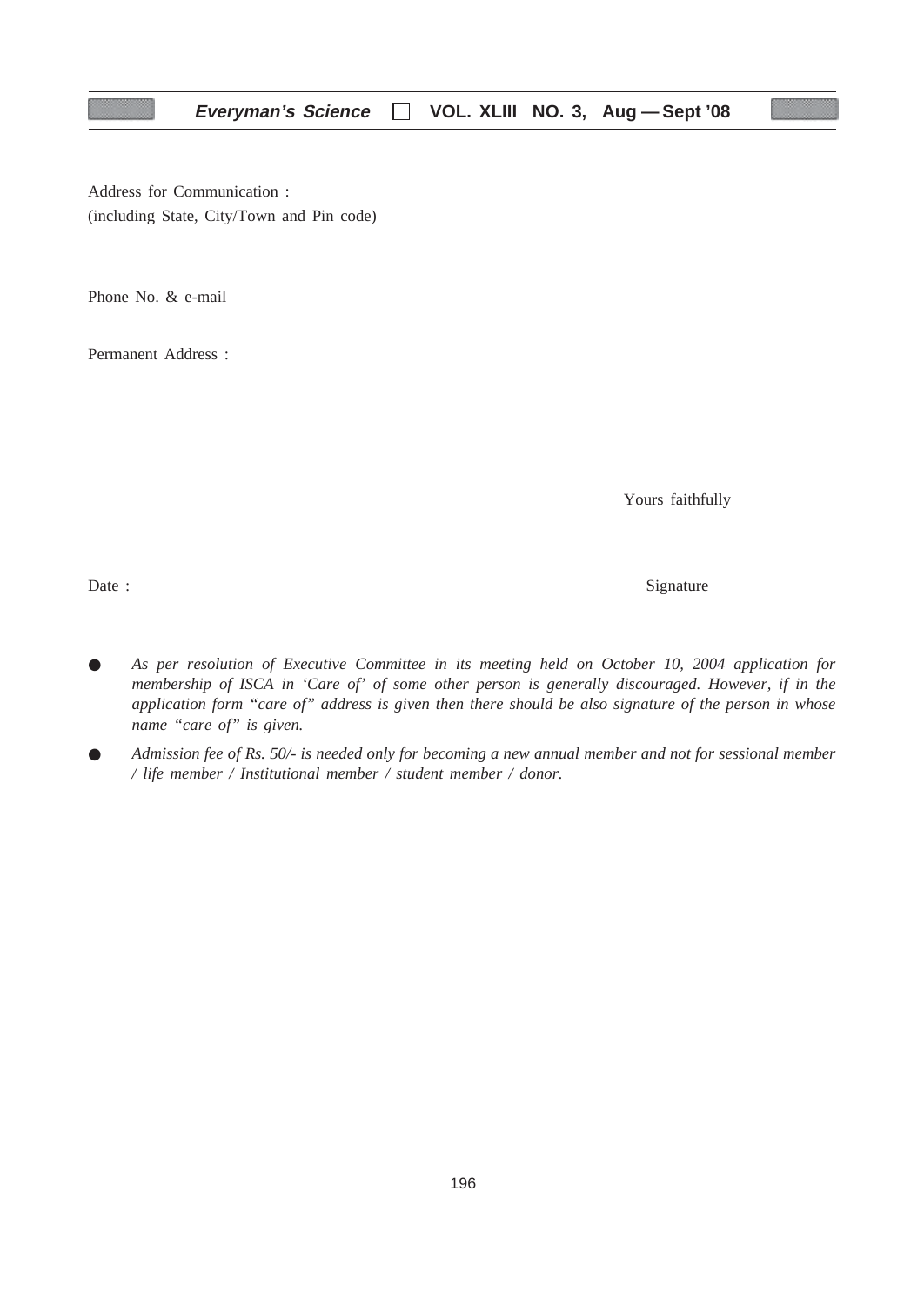Address for Communication :
(including State, City/Town and Pin code)

Phone No. & e-mail

Permanent Address :

Yours faithfully

Date : Signature

- *As per resolution of Executive Committee in its meeting held on October 10, 2004 application for membership of ISCA in 'Care of' of some other person is generally discouraged. However, if in the application form "care of" address is given then there should be also signature of the person in whose name "care of" is given.*
- *Admission fee of Rs. 50/- is needed only for becoming a new annual member and not for sessional member / life member / Institutional member / student member / donor.*